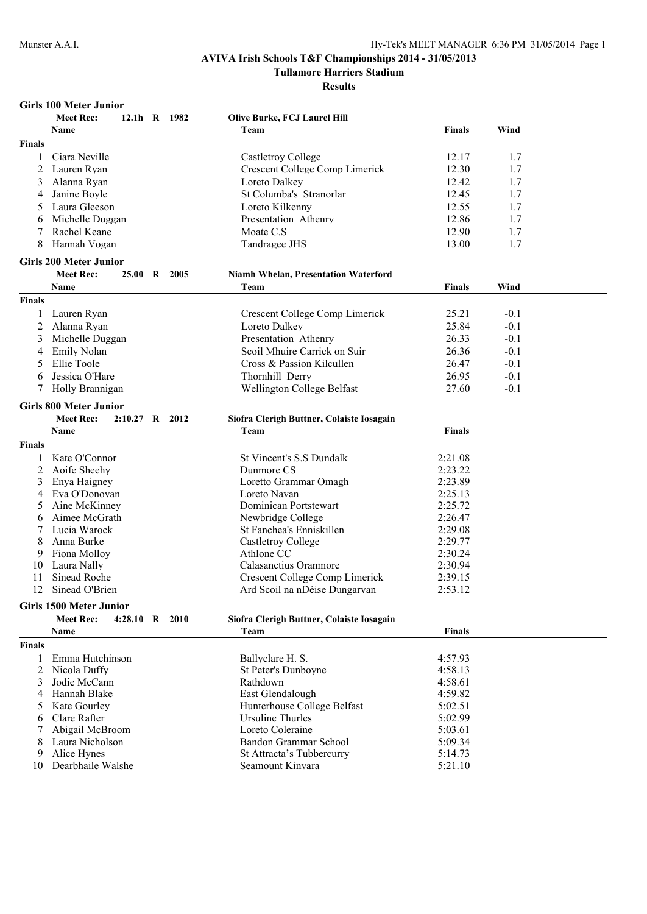# AVIVA Irish Schools T&F Championships 2014 - 31/05/2013

## Tullamore Harriers Stadium

### Results

**Girls 100 Meter Junior**

Meet Rec: 12.1h R 1982 — Olive Burke, FCJ Laurel Hill

| | Name | Team | Finals | Wind |
|---|---|---|---|---|
| **Finals** | | | | |
| 1 | Ciara Neville | Castletroy College | 12.17 | 1.7 |
| 2 | Lauren Ryan | Crescent College Comp Limerick | 12.30 | 1.7 |
| 3 | Alanna Ryan | Loreto Dalkey | 12.42 | 1.7 |
| 4 | Janine Boyle | St Columba's Stranorlar | 12.45 | 1.7 |
| 5 | Laura Gleeson | Loreto Kilkenny | 12.55 | 1.7 |
| 6 | Michelle Duggan | Presentation Athenry | 12.86 | 1.7 |
| 7 | Rachel Keane | Moate C.S | 12.90 | 1.7 |
| 8 | Hannah Vogan | Tandragee JHS | 13.00 | 1.7 |

**Girls 200 Meter Junior**

Meet Rec: 25.00 R 2005 — Niamh Whelan, Presentation Waterford

| | Name | Team | Finals | Wind |
|---|---|---|---|---|
| **Finals** | | | | |
| 1 | Lauren Ryan | Crescent College Comp Limerick | 25.21 | -0.1 |
| 2 | Alanna Ryan | Loreto Dalkey | 25.84 | -0.1 |
| 3 | Michelle Duggan | Presentation Athenry | 26.33 | -0.1 |
| 4 | Emily Nolan | Scoil Mhuire Carrick on Suir | 26.36 | -0.1 |
| 5 | Ellie Toole | Cross & Passion Kilcullen | 26.47 | -0.1 |
| 6 | Jessica O'Hare | Thornhill Derry | 26.95 | -0.1 |
| 7 | Holly Brannigan | Wellington College Belfast | 27.60 | -0.1 |

**Girls 800 Meter Junior**

Meet Rec: 2:10.27 R 2012 — Siofra Clerigh Buttner, Colaiste Iosagain

| | Name | Team | Finals |
|---|---|---|---|
| **Finals** | | | |
| 1 | Kate O'Connor | St Vincent's S.S Dundalk | 2:21.08 |
| 2 | Aoife Sheehy | Dunmore CS | 2:23.22 |
| 3 | Enya Haigney | Loretto Grammar Omagh | 2:23.89 |
| 4 | Eva O'Donovan | Loreto Navan | 2:25.13 |
| 5 | Aine McKinney | Dominican Portstewart | 2:25.72 |
| 6 | Aimee McGrath | Newbridge College | 2:26.47 |
| 7 | Lucia Warock | St Fanchea's Enniskillen | 2:29.08 |
| 8 | Anna Burke | Castletroy College | 2:29.77 |
| 9 | Fiona Molloy | Athlone CC | 2:30.24 |
| 10 | Laura Nally | Calasanctius Oranmore | 2:30.94 |
| 11 | Sinead Roche | Crescent College Comp Limerick | 2:39.15 |
| 12 | Sinead O'Brien | Ard Scoil na nDéise Dungarvan | 2:53.12 |

**Girls 1500 Meter Junior**

Meet Rec: 4:28.10 R 2010 — Siofra Clerigh Buttner, Colaiste Iosagain

| | Name | Team | Finals |
|---|---|---|---|
| **Finals** | | | |
| 1 | Emma Hutchinson | Ballyclare H. S. | 4:57.93 |
| 2 | Nicola Duffy | St Peter's Dunboyne | 4:58.13 |
| 3 | Jodie McCann | Rathdown | 4:58.61 |
| 4 | Hannah Blake | East Glendalough | 4:59.82 |
| 5 | Kate Gourley | Hunterhouse College Belfast | 5:02.51 |
| 6 | Clare Rafter | Ursuline Thurles | 5:02.99 |
| 7 | Abigail McBroom | Loreto Coleraine | 5:03.61 |
| 8 | Laura Nicholson | Bandon Grammar School | 5:09.34 |
| 9 | Alice Hynes | St Attracta's Tubbercurry | 5:14.73 |
| 10 | Dearbhaile Walshe | Seamount Kinvara | 5:21.10 |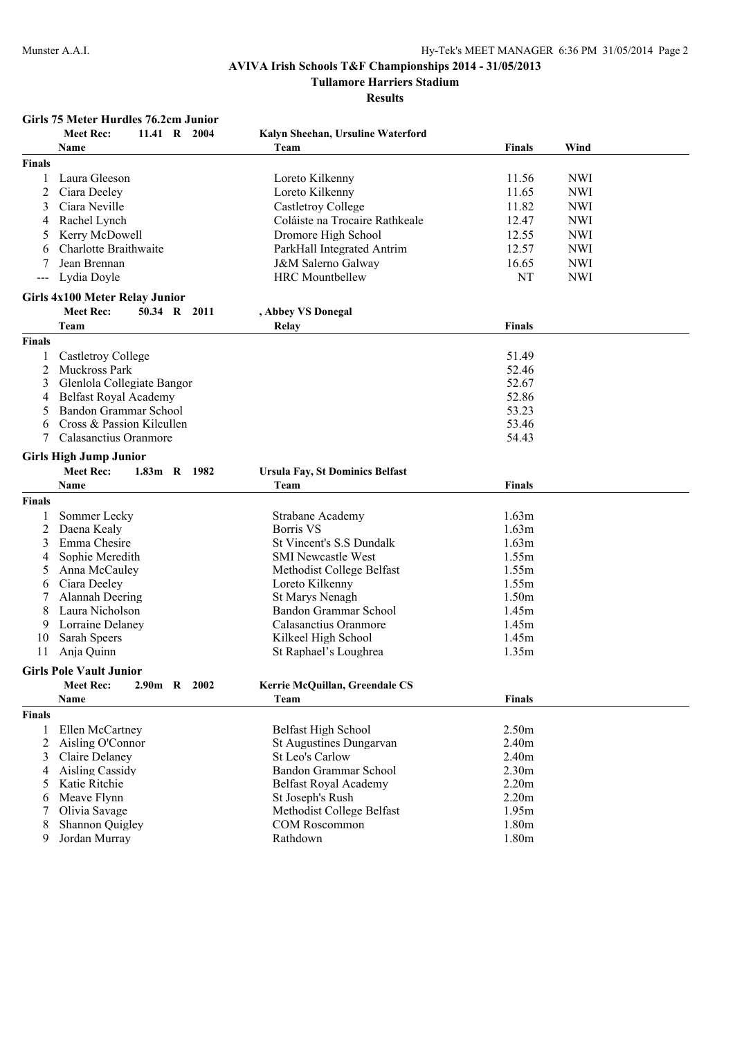**AVIVA Irish Schools T&F Championships 2014 - 31/05/2013**

**Tullamore Harriers Stadium**

**Results**

### Girls 75 Meter Hurdles 76.2cm Junior

**Meet Rec:** 11.41 R 2004 — Kalyn Sheehan, Ursuline Waterford

| | Name | Team | Finals | Wind |
|---|---|---|---|---|
| **Finals** | | | | |
| 1 | Laura Gleeson | Loreto Kilkenny | 11.56 | NWI |
| 2 | Ciara Deeley | Loreto Kilkenny | 11.65 | NWI |
| 3 | Ciara Neville | Castletroy College | 11.82 | NWI |
| 4 | Rachel Lynch | Coláiste na Trocaire Rathkeale | 12.47 | NWI |
| 5 | Kerry McDowell | Dromore High School | 12.55 | NWI |
| 6 | Charlotte Braithwaite | ParkHall Integrated Antrim | 12.57 | NWI |
| 7 | Jean Brennan | J&M Salerno Galway | 16.65 | NWI |
| --- | Lydia Doyle | HRC Mountbellew | NT | NWI |

### Girls 4x100 Meter Relay Junior

**Meet Rec:** 50.34 R 2011 — , Abbey VS Donegal

| | Team | Relay | Finals |
|---|---|---|---|
| **Finals** | | | |
| 1 | Castletroy College | | 51.49 |
| 2 | Muckross Park | | 52.46 |
| 3 | Glenlola Collegiate Bangor | | 52.67 |
| 4 | Belfast Royal Academy | | 52.86 |
| 5 | Bandon Grammar School | | 53.23 |
| 6 | Cross & Passion Kilcullen | | 53.46 |
| 7 | Calasanctius Oranmore | | 54.43 |

### Girls High Jump Junior

**Meet Rec:** 1.83m R 1982 — Ursula Fay, St Dominics Belfast

| | Name | Team | Finals |
|---|---|---|---|
| **Finals** | | | |
| 1 | Sommer Lecky | Strabane Academy | 1.63m |
| 2 | Daena Kealy | Borris VS | 1.63m |
| 3 | Emma Chesire | St Vincent's S.S Dundalk | 1.63m |
| 4 | Sophie Meredith | SMI Newcastle West | 1.55m |
| 5 | Anna McCauley | Methodist College Belfast | 1.55m |
| 6 | Ciara Deeley | Loreto Kilkenny | 1.55m |
| 7 | Alannah Deering | St Marys Nenagh | 1.50m |
| 8 | Laura Nicholson | Bandon Grammar School | 1.45m |
| 9 | Lorraine Delaney | Calasanctius Oranmore | 1.45m |
| 10 | Sarah Speers | Kilkeel High School | 1.45m |
| 11 | Anja Quinn | St Raphael's Loughrea | 1.35m |

### Girls Pole Vault Junior

**Meet Rec:** 2.90m R 2002 — Kerrie McQuillan, Greendale CS

| | Name | Team | Finals |
|---|---|---|---|
| **Finals** | | | |
| 1 | Ellen McCartney | Belfast High School | 2.50m |
| 2 | Aisling O'Connor | St Augustines Dungarvan | 2.40m |
| 3 | Claire Delaney | St Leo's Carlow | 2.40m |
| 4 | Aisling Cassidy | Bandon Grammar School | 2.30m |
| 5 | Katie Ritchie | Belfast Royal Academy | 2.20m |
| 6 | Meave Flynn | St Joseph's Rush | 2.20m |
| 7 | Olivia Savage | Methodist College Belfast | 1.95m |
| 8 | Shannon Quigley | COM Roscommon | 1.80m |
| 9 | Jordan Murray | Rathdown | 1.80m |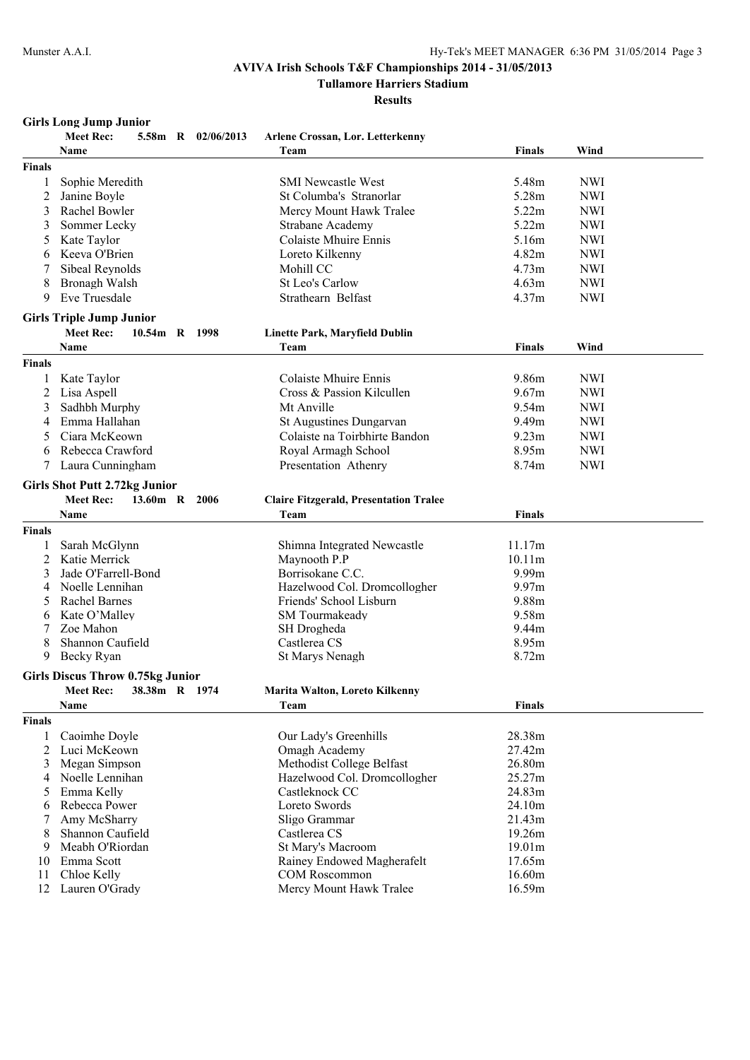## AVIVA Irish Schools T&F Championships 2014 - 31/05/2013

### Tullamore Harriers Stadium

### Results

#### Girls Long Jump Junior

**Meet Rec: 5.58m R 02/06/2013 Arlene Crossan, Lor. Letterkenny**

| | Name | Team | Finals | Wind |
|---|---|---|---|---|
| **Finals** | | | | |
| 1 | Sophie Meredith | SMI Newcastle West | 5.48m | NWI |
| 2 | Janine Boyle | St Columba's Stranorlar | 5.28m | NWI |
| 3 | Rachel Bowler | Mercy Mount Hawk Tralee | 5.22m | NWI |
| 3 | Sommer Lecky | Strabane Academy | 5.22m | NWI |
| 5 | Kate Taylor | Colaiste Mhuire Ennis | 5.16m | NWI |
| 6 | Keeva O'Brien | Loreto Kilkenny | 4.82m | NWI |
| 7 | Sibeal Reynolds | Mohill CC | 4.73m | NWI |
| 8 | Bronagh Walsh | St Leo's Carlow | 4.63m | NWI |
| 9 | Eve Truesdale | Strathearn Belfast | 4.37m | NWI |

#### Girls Triple Jump Junior

**Meet Rec: 10.54m R 1998 Linette Park, Maryfield Dublin**

| | Name | Team | Finals | Wind |
|---|---|---|---|---|
| **Finals** | | | | |
| 1 | Kate Taylor | Colaiste Mhuire Ennis | 9.86m | NWI |
| 2 | Lisa Aspell | Cross & Passion Kilcullen | 9.67m | NWI |
| 3 | Sadhbh Murphy | Mt Anville | 9.54m | NWI |
| 4 | Emma Hallahan | St Augustines Dungarvan | 9.49m | NWI |
| 5 | Ciara McKeown | Colaiste na Toirbhirte Bandon | 9.23m | NWI |
| 6 | Rebecca Crawford | Royal Armagh School | 8.95m | NWI |
| 7 | Laura Cunningham | Presentation Athenry | 8.74m | NWI |

#### Girls Shot Putt 2.72kg Junior

**Meet Rec: 13.60m R 2006 Claire Fitzgerald, Presentation Tralee**

| | Name | Team | Finals |
|---|---|---|---|
| **Finals** | | | |
| 1 | Sarah McGlynn | Shimna Integrated Newcastle | 11.17m |
| 2 | Katie Merrick | Maynooth P.P | 10.11m |
| 3 | Jade O'Farrell-Bond | Borrisokane C.C. | 9.99m |
| 4 | Noelle Lennihan | Hazelwood Col. Dromcollogher | 9.97m |
| 5 | Rachel Barnes | Friends' School Lisburn | 9.88m |
| 6 | Kate O'Malley | SM Tourmakeady | 9.58m |
| 7 | Zoe Mahon | SH Drogheda | 9.44m |
| 8 | Shannon Caufield | Castlerea CS | 8.95m |
| 9 | Becky Ryan | St Marys Nenagh | 8.72m |

#### Girls Discus Throw 0.75kg Junior

**Meet Rec: 38.38m R 1974 Marita Walton, Loreto Kilkenny**

| | Name | Team | Finals |
|---|---|---|---|
| **Finals** | | | |
| 1 | Caoimhe Doyle | Our Lady's Greenhills | 28.38m |
| 2 | Luci McKeown | Omagh Academy | 27.42m |
| 3 | Megan Simpson | Methodist College Belfast | 26.80m |
| 4 | Noelle Lennihan | Hazelwood Col. Dromcollogher | 25.27m |
| 5 | Emma Kelly | Castleknock CC | 24.83m |
| 6 | Rebecca Power | Loreto Swords | 24.10m |
| 7 | Amy McSharry | Sligo Grammar | 21.43m |
| 8 | Shannon Caufield | Castlerea CS | 19.26m |
| 9 | Meabh O'Riordan | St Mary's Macroom | 19.01m |
| 10 | Emma Scott | Rainey Endowed Magherafelt | 17.65m |
| 11 | Chloe Kelly | COM Roscommon | 16.60m |
| 12 | Lauren O'Grady | Mercy Mount Hawk Tralee | 16.59m |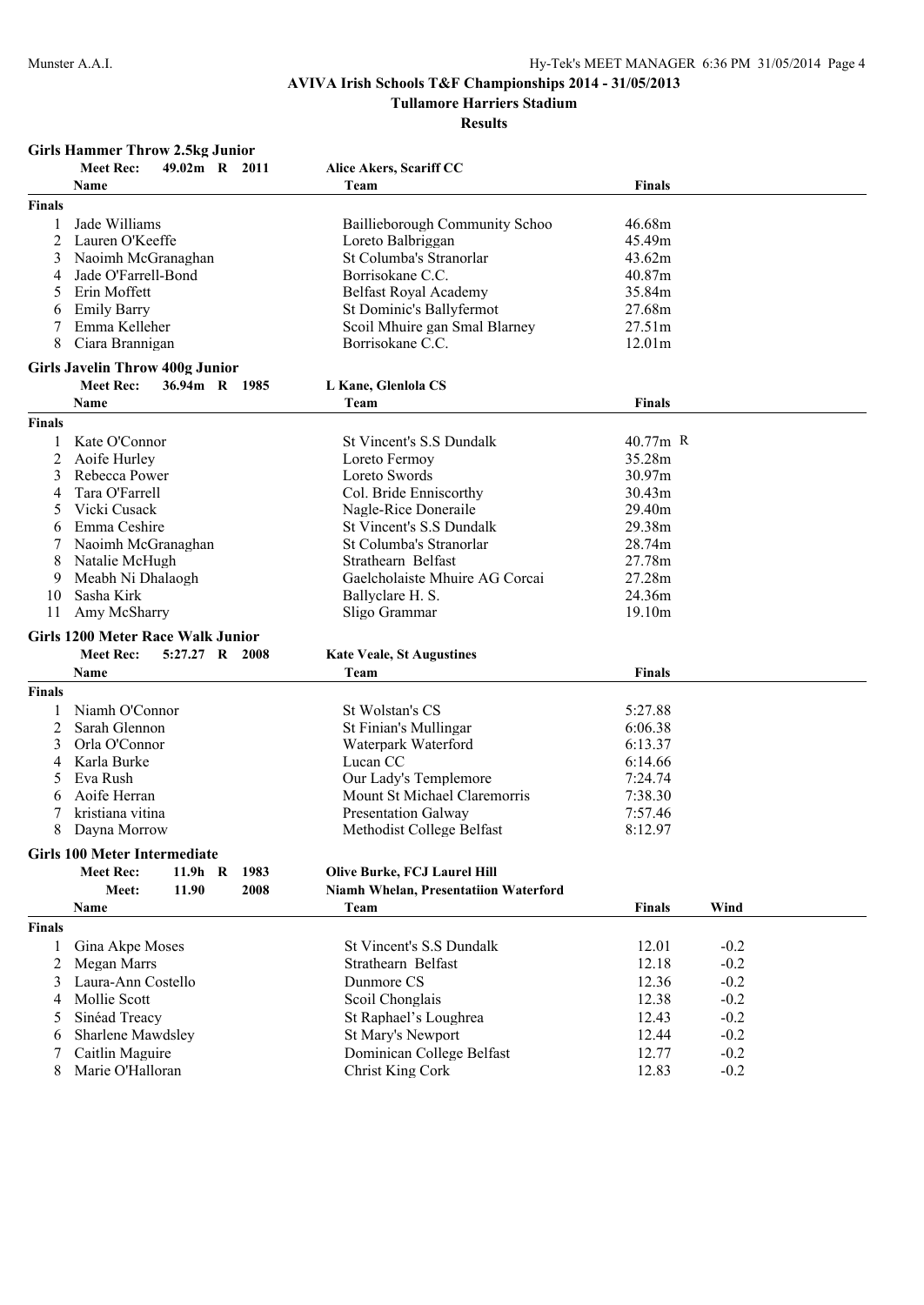# AVIVA Irish Schools T&F Championships 2014 - 31/05/2013

## Tullamore Harriers Stadium

### Results

**Girls Hammer Throw 2.5kg Junior**

Meet Rec: 49.02m R 2011 — Alice Akers, Scariff CC

| | Name | Team | Finals |
|---|---|---|---|
| **Finals** | | | |
| 1 | Jade Williams | Baillieborough Community Schoo | 46.68m |
| 2 | Lauren O'Keeffe | Loreto Balbriggan | 45.49m |
| 3 | Naoimh McGranaghan | St Columba's Stranorlar | 43.62m |
| 4 | Jade O'Farrell-Bond | Borrisokane C.C. | 40.87m |
| 5 | Erin Moffett | Belfast Royal Academy | 35.84m |
| 6 | Emily Barry | St Dominic's Ballyfermot | 27.68m |
| 7 | Emma Kelleher | Scoil Mhuire gan Smal Blarney | 27.51m |
| 8 | Ciara Brannigan | Borrisokane C.C. | 12.01m |

**Girls Javelin Throw 400g Junior**

Meet Rec: 36.94m R 1985 — L Kane, Glenlola CS

| | Name | Team | Finals |
|---|---|---|---|
| **Finals** | | | |
| 1 | Kate O'Connor | St Vincent's S.S Dundalk | 40.77m R |
| 2 | Aoife Hurley | Loreto Fermoy | 35.28m |
| 3 | Rebecca Power | Loreto Swords | 30.97m |
| 4 | Tara O'Farrell | Col. Bride Enniscorthy | 30.43m |
| 5 | Vicki Cusack | Nagle-Rice Doneraile | 29.40m |
| 6 | Emma Ceshire | St Vincent's S.S Dundalk | 29.38m |
| 7 | Naoimh McGranaghan | St Columba's Stranorlar | 28.74m |
| 8 | Natalie McHugh | Strathearn Belfast | 27.78m |
| 9 | Meabh Ni Dhalaogh | Gaelcholaiste Mhuire AG Corcai | 27.28m |
| 10 | Sasha Kirk | Ballyclare H. S. | 24.36m |
| 11 | Amy McSharry | Sligo Grammar | 19.10m |

**Girls 1200 Meter Race Walk Junior**

Meet Rec: 5:27.27 R 2008 — Kate Veale, St Augustines

| | Name | Team | Finals |
|---|---|---|---|
| **Finals** | | | |
| 1 | Niamh O'Connor | St Wolstan's CS | 5:27.88 |
| 2 | Sarah Glennon | St Finian's Mullingar | 6:06.38 |
| 3 | Orla O'Connor | Waterpark Waterford | 6:13.37 |
| 4 | Karla Burke | Lucan CC | 6:14.66 |
| 5 | Eva Rush | Our Lady's Templemore | 7:24.74 |
| 6 | Aoife Herran | Mount St Michael Claremorris | 7:38.30 |
| 7 | kristiana vitina | Presentation Galway | 7:57.46 |
| 8 | Dayna Morrow | Methodist College Belfast | 8:12.97 |

**Girls 100 Meter Intermediate**

Meet Rec: 11.9h R 1983 — Olive Burke, FCJ Laurel Hill

Meet: 11.90 2008 — Niamh Whelan, Presentatiion Waterford

| | Name | Team | Finals | Wind |
|---|---|---|---|---|
| **Finals** | | | | |
| 1 | Gina Akpe Moses | St Vincent's S.S Dundalk | 12.01 | -0.2 |
| 2 | Megan Marrs | Strathearn Belfast | 12.18 | -0.2 |
| 3 | Laura-Ann Costello | Dunmore CS | 12.36 | -0.2 |
| 4 | Mollie Scott | Scoil Chonglais | 12.38 | -0.2 |
| 5 | Sinéad Treacy | St Raphael's Loughrea | 12.43 | -0.2 |
| 6 | Sharlene Mawdsley | St Mary's Newport | 12.44 | -0.2 |
| 7 | Caitlin Maguire | Dominican College Belfast | 12.77 | -0.2 |
| 8 | Marie O'Halloran | Christ King Cork | 12.83 | -0.2 |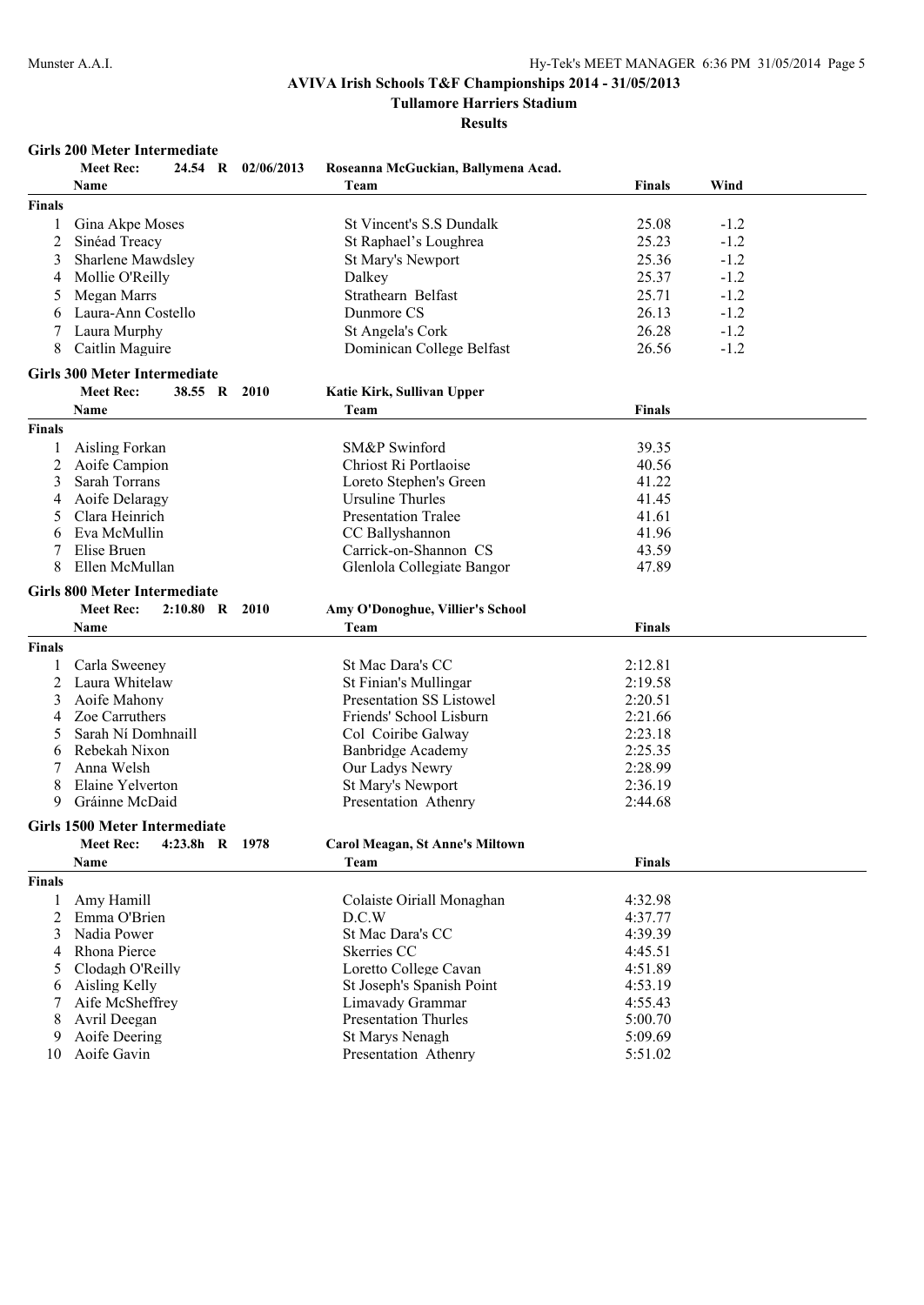# AVIVA Irish Schools T&F Championships 2014 - 31/05/2013

## Tullamore Harriers Stadium

### Results

**Girls 200 Meter Intermediate**

**Meet Rec:** 24.54 R 02/06/2013 Roseanna McGuckian, Ballymena Acad.

| | Name | Team | Finals | Wind |
|---|---|---|---|---|
| **Finals** | | | | |
| 1 | Gina Akpe Moses | St Vincent's S.S Dundalk | 25.08 | -1.2 |
| 2 | Sinéad Treacy | St Raphael's Loughrea | 25.23 | -1.2 |
| 3 | Sharlene Mawdsley | St Mary's Newport | 25.36 | -1.2 |
| 4 | Mollie O'Reilly | Dalkey | 25.37 | -1.2 |
| 5 | Megan Marrs | Strathearn Belfast | 25.71 | -1.2 |
| 6 | Laura-Ann Costello | Dunmore CS | 26.13 | -1.2 |
| 7 | Laura Murphy | St Angela's Cork | 26.28 | -1.2 |
| 8 | Caitlin Maguire | Dominican College Belfast | 26.56 | -1.2 |

**Girls 300 Meter Intermediate**

**Meet Rec:** 38.55 R 2010 Katie Kirk, Sullivan Upper

| | Name | Team | Finals |
|---|---|---|---|
| **Finals** | | | |
| 1 | Aisling Forkan | SM&P Swinford | 39.35 |
| 2 | Aoife Campion | Chriost Ri Portlaoise | 40.56 |
| 3 | Sarah Torrans | Loreto Stephen's Green | 41.22 |
| 4 | Aoife Delaragy | Ursuline Thurles | 41.45 |
| 5 | Clara Heinrich | Presentation Tralee | 41.61 |
| 6 | Eva McMullin | CC Ballyshannon | 41.96 |
| 7 | Elise Bruen | Carrick-on-Shannon CS | 43.59 |
| 8 | Ellen McMullan | Glenlola Collegiate Bangor | 47.89 |

**Girls 800 Meter Intermediate**

**Meet Rec:** 2:10.80 R 2010 Amy O'Donoghue, Villier's School

| | Name | Team | Finals |
|---|---|---|---|
| **Finals** | | | |
| 1 | Carla Sweeney | St Mac Dara's CC | 2:12.81 |
| 2 | Laura Whitelaw | St Finian's Mullingar | 2:19.58 |
| 3 | Aoife Mahony | Presentation SS Listowel | 2:20.51 |
| 4 | Zoe Carruthers | Friends' School Lisburn | 2:21.66 |
| 5 | Sarah Ní Domhnaill | Col Coiribe Galway | 2:23.18 |
| 6 | Rebekah Nixon | Banbridge Academy | 2:25.35 |
| 7 | Anna Welsh | Our Ladys Newry | 2:28.99 |
| 8 | Elaine Yelverton | St Mary's Newport | 2:36.19 |
| 9 | Gráinne McDaid | Presentation Athenry | 2:44.68 |

**Girls 1500 Meter Intermediate**

**Meet Rec:** 4:23.8h R 1978 Carol Meagan, St Anne's Miltown

| | Name | Team | Finals |
|---|---|---|---|
| **Finals** | | | |
| 1 | Amy Hamill | Colaiste Oiriall Monaghan | 4:32.98 |
| 2 | Emma O'Brien | D.C.W | 4:37.77 |
| 3 | Nadia Power | St Mac Dara's CC | 4:39.39 |
| 4 | Rhona Pierce | Skerries CC | 4:45.51 |
| 5 | Clodagh O'Reilly | Loretto College Cavan | 4:51.89 |
| 6 | Aisling Kelly | St Joseph's Spanish Point | 4:53.19 |
| 7 | Aife McSheffrey | Limavady Grammar | 4:55.43 |
| 8 | Avril Deegan | Presentation Thurles | 5:00.70 |
| 9 | Aoife Deering | St Marys Nenagh | 5:09.69 |
| 10 | Aoife Gavin | Presentation Athenry | 5:51.02 |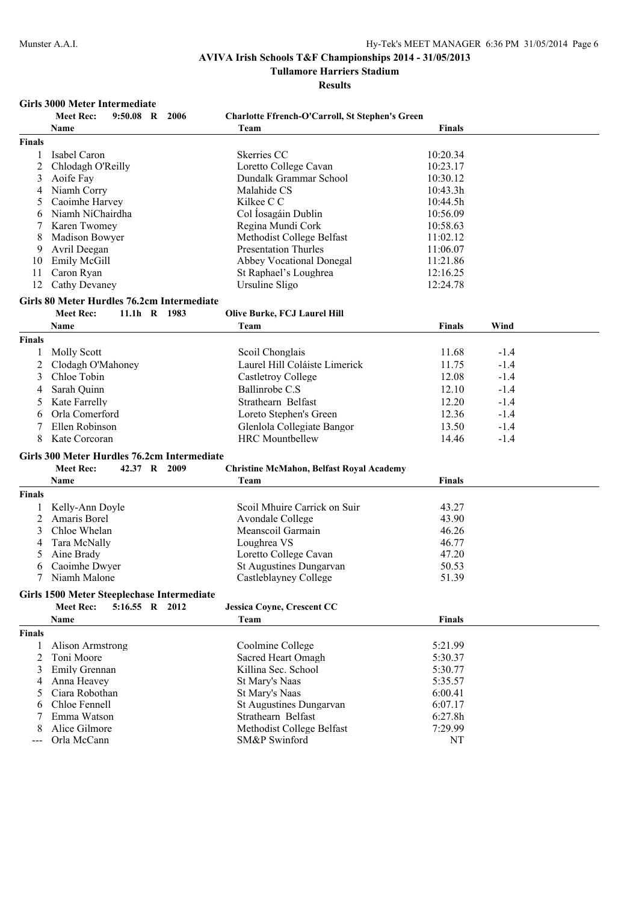## AVIVA Irish Schools T&F Championships 2014 - 31/05/2013

### Tullamore Harriers Stadium

### Results

#### Girls 3000 Meter Intermediate

Meet Rec: 9:50.08 R 2006 Charlotte Ffrench-O'Carroll, St Stephen's Green

| | Name | Team | Finals |
|---|---|---|---|
| **Finals** | | | |
| 1 | Isabel Caron | Skerries CC | 10:20.34 |
| 2 | Chlodagh O'Reilly | Loretto College Cavan | 10:23.17 |
| 3 | Aoife Fay | Dundalk Grammar School | 10:30.12 |
| 4 | Niamh Corry | Malahide CS | 10:43.3h |
| 5 | Caoimhe Harvey | Kilkee C C | 10:44.5h |
| 6 | Niamh NíChairdha | Col Íosagáin Dublin | 10:56.09 |
| 7 | Karen Twomey | Regina Mundi Cork | 10:58.63 |
| 8 | Madison Bowyer | Methodist College Belfast | 11:02.12 |
| 9 | Avril Deegan | Presentation Thurles | 11:06.07 |
| 10 | Emily McGill | Abbey Vocational Donegal | 11:21.86 |
| 11 | Caron Ryan | St Raphael's Loughrea | 12:16.25 |
| 12 | Cathy Devaney | Ursuline Sligo | 12:24.78 |

#### Girls 80 Meter Hurdles 76.2cm Intermediate

Meet Rec: 11.1h R 1983 Olive Burke, FCJ Laurel Hill

| | Name | Team | Finals | Wind |
|---|---|---|---|---|
| **Finals** | | | | |
| 1 | Molly Scott | Scoil Chonglais | 11.68 | -1.4 |
| 2 | Clodagh O'Mahoney | Laurel Hill Coláiste Limerick | 11.75 | -1.4 |
| 3 | Chloe Tobin | Castletroy College | 12.08 | -1.4 |
| 4 | Sarah Quinn | Ballinrobe C.S | 12.10 | -1.4 |
| 5 | Kate Farrelly | Strathearn Belfast | 12.20 | -1.4 |
| 6 | Orla Comerford | Loreto Stephen's Green | 12.36 | -1.4 |
| 7 | Ellen Robinson | Glenlola Collegiate Bangor | 13.50 | -1.4 |
| 8 | Kate Corcoran | HRC Mountbellew | 14.46 | -1.4 |

#### Girls 300 Meter Hurdles 76.2cm Intermediate

Meet Rec: 42.37 R 2009 Christine McMahon, Belfast Royal Academy

| | Name | Team | Finals |
|---|---|---|---|
| **Finals** | | | |
| 1 | Kelly-Ann Doyle | Scoil Mhuire Carrick on Suir | 43.27 |
| 2 | Amaris Borel | Avondale College | 43.90 |
| 3 | Chloe Whelan | Meanscoil Garmain | 46.26 |
| 4 | Tara McNally | Loughrea VS | 46.77 |
| 5 | Aine Brady | Loretto College Cavan | 47.20 |
| 6 | Caoimhe Dwyer | St Augustines Dungarvan | 50.53 |
| 7 | Niamh Malone | Castleblayney College | 51.39 |

#### Girls 1500 Meter Steeplechase Intermediate

Meet Rec: 5:16.55 R 2012 Jessica Coyne, Crescent CC

| | Name | Team | Finals |
|---|---|---|---|
| **Finals** | | | |
| 1 | Alison Armstrong | Coolmine College | 5:21.99 |
| 2 | Toni Moore | Sacred Heart Omagh | 5:30.37 |
| 3 | Emily Grennan | Killina Sec. School | 5:30.77 |
| 4 | Anna Heavey | St Mary's Naas | 5:35.57 |
| 5 | Ciara Robothan | St Mary's Naas | 6:00.41 |
| 6 | Chloe Fennell | St Augustines Dungarvan | 6:07.17 |
| 7 | Emma Watson | Strathearn Belfast | 6:27.8h |
| 8 | Alice Gilmore | Methodist College Belfast | 7:29.99 |
| --- | Orla McCann | SM&P Swinford | NT |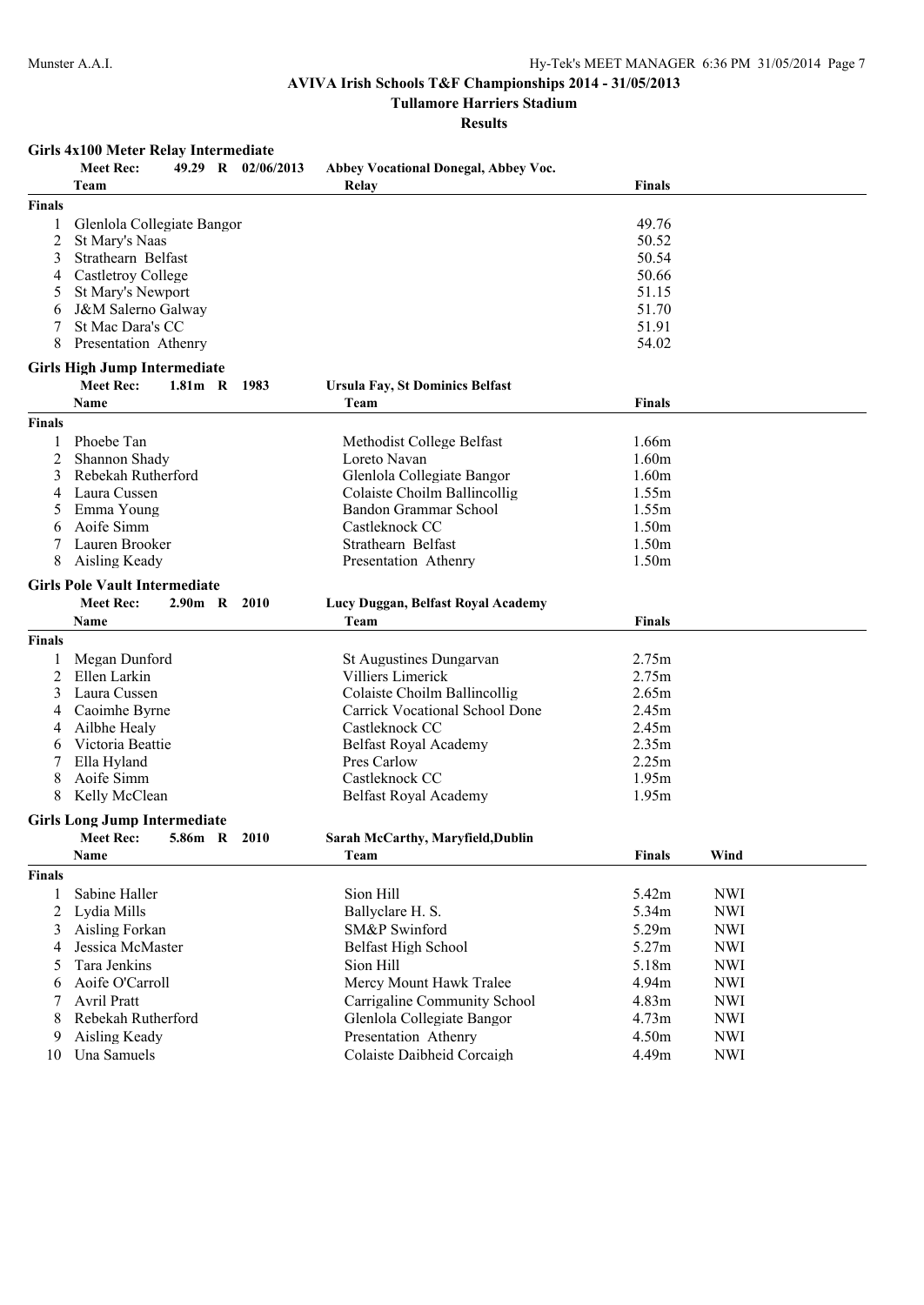## AVIVA Irish Schools T&F Championships 2014 - 31/05/2013

### Tullamore Harriers Stadium

### Results

#### Girls 4x100 Meter Relay Intermediate

**Meet Rec:** 49.29 R 02/06/2013 **Abbey Vocational Donegal, Abbey Voc.**

| | Team | Relay | Finals |
|---|---|---|---|
| **Finals** | | | |
| 1 | Glenlola Collegiate Bangor | | 49.76 |
| 2 | St Mary's Naas | | 50.52 |
| 3 | Strathearn Belfast | | 50.54 |
| 4 | Castletroy College | | 50.66 |
| 5 | St Mary's Newport | | 51.15 |
| 6 | J&M Salerno Galway | | 51.70 |
| 7 | St Mac Dara's CC | | 51.91 |
| 8 | Presentation Athenry | | 54.02 |

#### Girls High Jump Intermediate

**Meet Rec:** 1.81m R 1983 **Ursula Fay, St Dominics Belfast**

| | Name | Team | Finals |
|---|---|---|---|
| **Finals** | | | |
| 1 | Phoebe Tan | Methodist College Belfast | 1.66m |
| 2 | Shannon Shady | Loreto Navan | 1.60m |
| 3 | Rebekah Rutherford | Glenlola Collegiate Bangor | 1.60m |
| 4 | Laura Cussen | Colaiste Choilm Ballincollig | 1.55m |
| 5 | Emma Young | Bandon Grammar School | 1.55m |
| 6 | Aoife Simm | Castleknock CC | 1.50m |
| 7 | Lauren Brooker | Strathearn Belfast | 1.50m |
| 8 | Aisling Keady | Presentation Athenry | 1.50m |

#### Girls Pole Vault Intermediate

**Meet Rec:** 2.90m R 2010 **Lucy Duggan, Belfast Royal Academy**

| | Name | Team | Finals |
|---|---|---|---|
| **Finals** | | | |
| 1 | Megan Dunford | St Augustines Dungarvan | 2.75m |
| 2 | Ellen Larkin | Villiers Limerick | 2.75m |
| 3 | Laura Cussen | Colaiste Choilm Ballincollig | 2.65m |
| 4 | Caoimhe Byrne | Carrick Vocational School Done | 2.45m |
| 4 | Ailbhe Healy | Castleknock CC | 2.45m |
| 6 | Victoria Beattie | Belfast Royal Academy | 2.35m |
| 7 | Ella Hyland | Pres Carlow | 2.25m |
| 8 | Aoife Simm | Castleknock CC | 1.95m |
| 8 | Kelly McClean | Belfast Royal Academy | 1.95m |

#### Girls Long Jump Intermediate

**Meet Rec:** 5.86m R 2010 **Sarah McCarthy, Maryfield,Dublin**

| | Name | Team | Finals | Wind |
|---|---|---|---|---|
| **Finals** | | | | |
| 1 | Sabine Haller | Sion Hill | 5.42m | NWI |
| 2 | Lydia Mills | Ballyclare H. S. | 5.34m | NWI |
| 3 | Aisling Forkan | SM&P Swinford | 5.29m | NWI |
| 4 | Jessica McMaster | Belfast High School | 5.27m | NWI |
| 5 | Tara Jenkins | Sion Hill | 5.18m | NWI |
| 6 | Aoife O'Carroll | Mercy Mount Hawk Tralee | 4.94m | NWI |
| 7 | Avril Pratt | Carrigaline Community School | 4.83m | NWI |
| 8 | Rebekah Rutherford | Glenlola Collegiate Bangor | 4.73m | NWI |
| 9 | Aisling Keady | Presentation Athenry | 4.50m | NWI |
| 10 | Una Samuels | Colaiste Daibheid Corcaigh | 4.49m | NWI |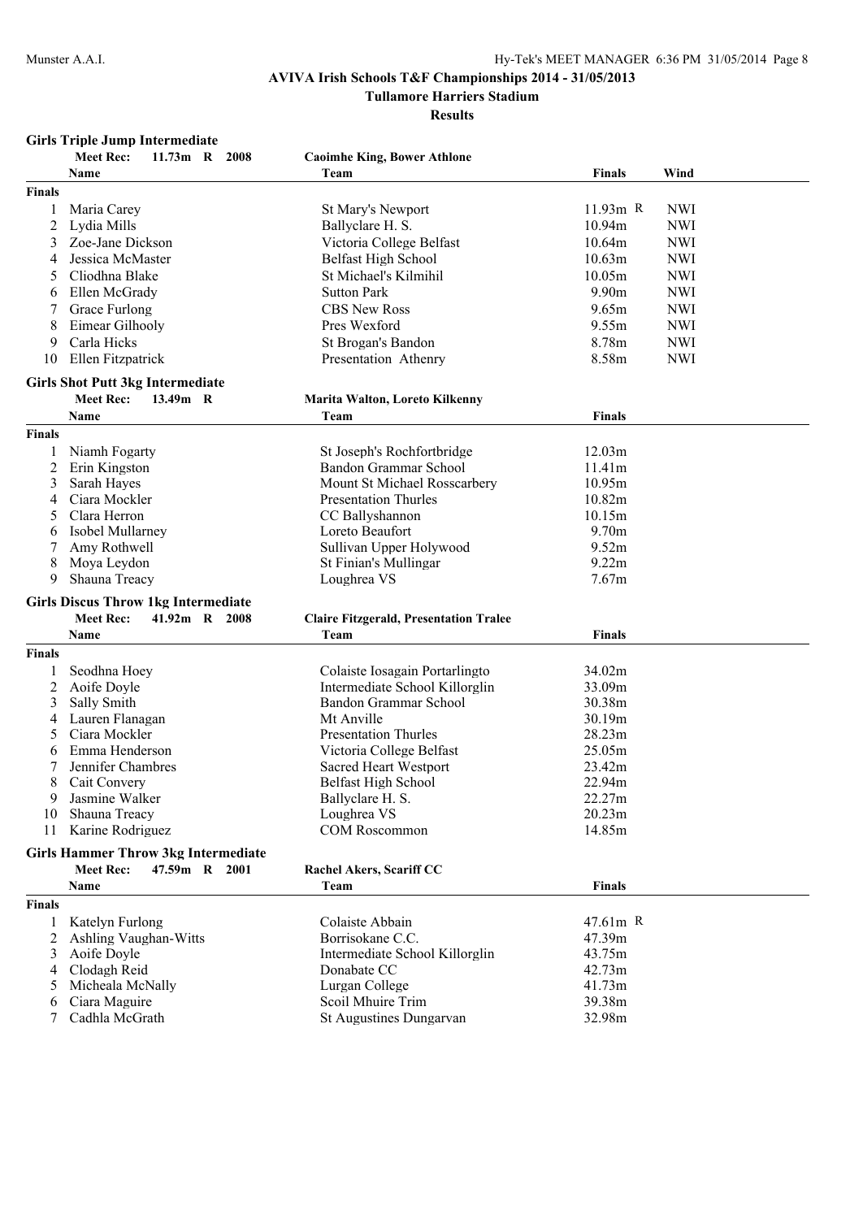**AVIVA Irish Schools T&F Championships 2014 - 31/05/2013**

**Tullamore Harriers Stadium**

**Results**

### Girls Triple Jump Intermediate

**Meet Rec: 11.73m R 2008 — Caoimhe King, Bower Athlone**

| | Name | Team | Finals | Wind |
|---|---|---|---|---|
| **Finals** | | | | |
| 1 | Maria Carey | St Mary's Newport | 11.93m R | NWI |
| 2 | Lydia Mills | Ballyclare H. S. | 10.94m | NWI |
| 3 | Zoe-Jane Dickson | Victoria College Belfast | 10.64m | NWI |
| 4 | Jessica McMaster | Belfast High School | 10.63m | NWI |
| 5 | Cliodhna Blake | St Michael's Kilmihil | 10.05m | NWI |
| 6 | Ellen McGrady | Sutton Park | 9.90m | NWI |
| 7 | Grace Furlong | CBS New Ross | 9.65m | NWI |
| 8 | Eimear Gilhooly | Pres Wexford | 9.55m | NWI |
| 9 | Carla Hicks | St Brogan's Bandon | 8.78m | NWI |
| 10 | Ellen Fitzpatrick | Presentation Athenry | 8.58m | NWI |

### Girls Shot Putt 3kg Intermediate

**Meet Rec: 13.49m R — Marita Walton, Loreto Kilkenny**

| | Name | Team | Finals |
|---|---|---|---|
| **Finals** | | | |
| 1 | Niamh Fogarty | St Joseph's Rochfortbridge | 12.03m |
| 2 | Erin Kingston | Bandon Grammar School | 11.41m |
| 3 | Sarah Hayes | Mount St Michael Rosscarbery | 10.95m |
| 4 | Ciara Mockler | Presentation Thurles | 10.82m |
| 5 | Clara Herron | CC Ballyshannon | 10.15m |
| 6 | Isobel Mullarney | Loreto Beaufort | 9.70m |
| 7 | Amy Rothwell | Sullivan Upper Holywood | 9.52m |
| 8 | Moya Leydon | St Finian's Mullingar | 9.22m |
| 9 | Shauna Treacy | Loughrea VS | 7.67m |

### Girls Discus Throw 1kg Intermediate

**Meet Rec: 41.92m R 2008 — Claire Fitzgerald, Presentation Tralee**

| | Name | Team | Finals |
|---|---|---|---|
| **Finals** | | | |
| 1 | Seodhna Hoey | Colaiste Iosagain Portarlingto | 34.02m |
| 2 | Aoife Doyle | Intermediate School Killorglin | 33.09m |
| 3 | Sally Smith | Bandon Grammar School | 30.38m |
| 4 | Lauren Flanagan | Mt Anville | 30.19m |
| 5 | Ciara Mockler | Presentation Thurles | 28.23m |
| 6 | Emma Henderson | Victoria College Belfast | 25.05m |
| 7 | Jennifer Chambres | Sacred Heart Westport | 23.42m |
| 8 | Cait Convery | Belfast High School | 22.94m |
| 9 | Jasmine Walker | Ballyclare H. S. | 22.27m |
| 10 | Shauna Treacy | Loughrea VS | 20.23m |
| 11 | Karine Rodriguez | COM Roscommon | 14.85m |

### Girls Hammer Throw 3kg Intermediate

**Meet Rec: 47.59m R 2001 — Rachel Akers, Scariff CC**

| | Name | Team | Finals |
|---|---|---|---|
| **Finals** | | | |
| 1 | Katelyn Furlong | Colaiste Abbain | 47.61m R |
| 2 | Ashling Vaughan-Witts | Borrisokane C.C. | 47.39m |
| 3 | Aoife Doyle | Intermediate School Killorglin | 43.75m |
| 4 | Clodagh Reid | Donabate CC | 42.73m |
| 5 | Micheala McNally | Lurgan College | 41.73m |
| 6 | Ciara Maguire | Scoil Mhuire Trim | 39.38m |
| 7 | Cadhla McGrath | St Augustines Dungarvan | 32.98m |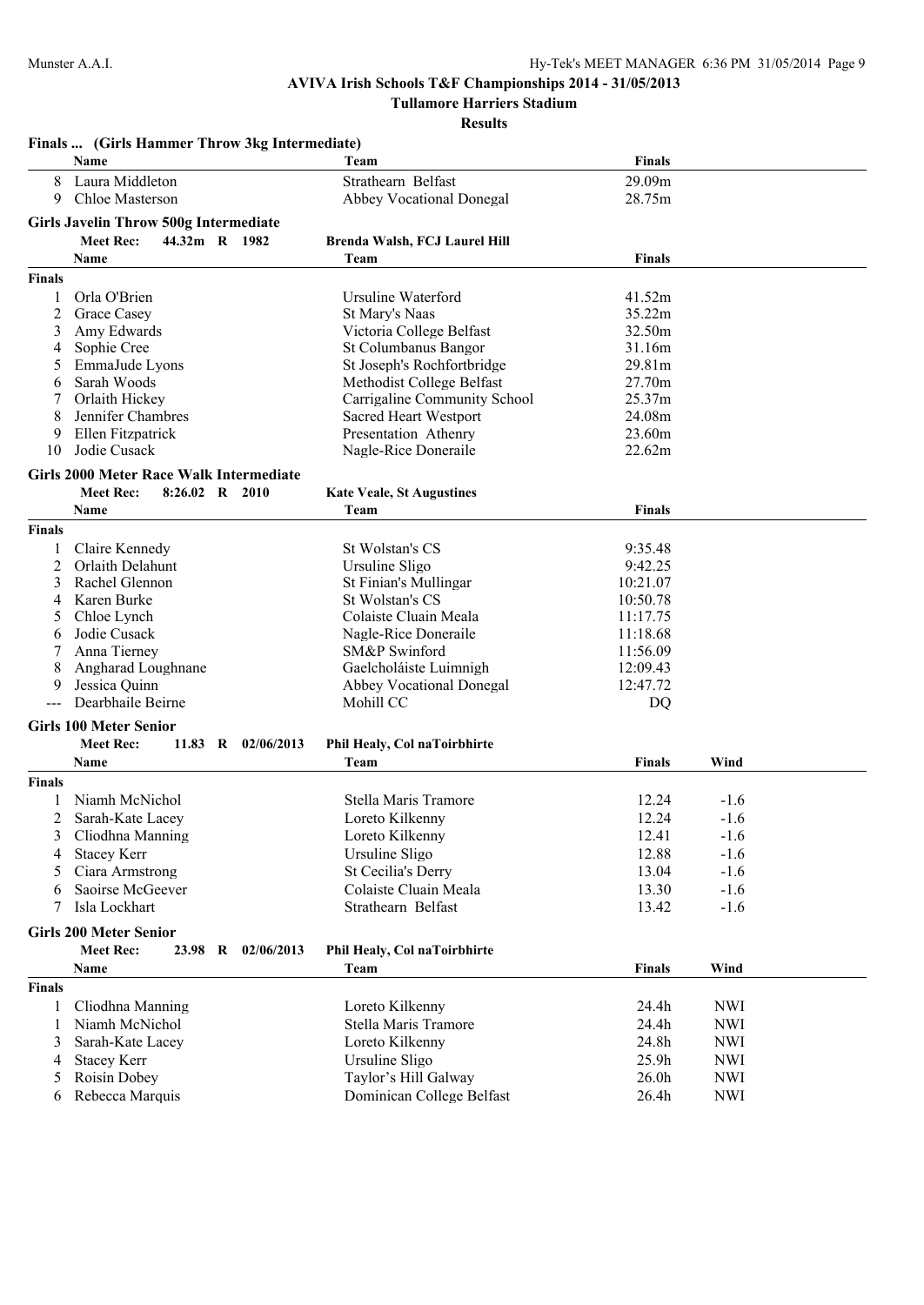## AVIVA Irish Schools T&F Championships 2014 - 31/05/2013

### Tullamore Harriers Stadium

### Results

**Finals ... (Girls Hammer Throw 3kg Intermediate)**

| | Name | Team | Finals |
|---|---|---|---|
| 8 | Laura Middleton | Strathearn Belfast | 29.09m |
| 9 | Chloe Masterson | Abbey Vocational Donegal | 28.75m |

**Girls Javelin Throw 500g Intermediate**

Meet Rec: 44.32m R 1982 — Brenda Walsh, FCJ Laurel Hill

| | Name | Team | Finals |
|---|---|---|---|
| **Finals** | | | |
| 1 | Orla O'Brien | Ursuline Waterford | 41.52m |
| 2 | Grace Casey | St Mary's Naas | 35.22m |
| 3 | Amy Edwards | Victoria College Belfast | 32.50m |
| 4 | Sophie Cree | St Columbanus Bangor | 31.16m |
| 5 | EmmaJude Lyons | St Joseph's Rochfortbridge | 29.81m |
| 6 | Sarah Woods | Methodist College Belfast | 27.70m |
| 7 | Orlaith Hickey | Carrigaline Community School | 25.37m |
| 8 | Jennifer Chambres | Sacred Heart Westport | 24.08m |
| 9 | Ellen Fitzpatrick | Presentation Athenry | 23.60m |
| 10 | Jodie Cusack | Nagle-Rice Doneraile | 22.62m |

**Girls 2000 Meter Race Walk Intermediate**

Meet Rec: 8:26.02 R 2010 — Kate Veale, St Augustines

| | Name | Team | Finals |
|---|---|---|---|
| **Finals** | | | |
| 1 | Claire Kennedy | St Wolstan's CS | 9:35.48 |
| 2 | Orlaith Delahunt | Ursuline Sligo | 9:42.25 |
| 3 | Rachel Glennon | St Finian's Mullingar | 10:21.07 |
| 4 | Karen Burke | St Wolstan's CS | 10:50.78 |
| 5 | Chloe Lynch | Colaiste Cluain Meala | 11:17.75 |
| 6 | Jodie Cusack | Nagle-Rice Doneraile | 11:18.68 |
| 7 | Anna Tierney | SM&P Swinford | 11:56.09 |
| 8 | Angharad Loughnane | Gaelcholáiste Luimnigh | 12:09.43 |
| 9 | Jessica Quinn | Abbey Vocational Donegal | 12:47.72 |
| --- | Dearbhaile Beirne | Mohill CC | DQ |

**Girls 100 Meter Senior**

Meet Rec: 11.83 R 02/06/2013 — Phil Healy, Col naToirbhirte

| | Name | Team | Finals | Wind |
|---|---|---|---|---|
| **Finals** | | | | |
| 1 | Niamh McNichol | Stella Maris Tramore | 12.24 | -1.6 |
| 2 | Sarah-Kate Lacey | Loreto Kilkenny | 12.24 | -1.6 |
| 3 | Cliodhna Manning | Loreto Kilkenny | 12.41 | -1.6 |
| 4 | Stacey Kerr | Ursuline Sligo | 12.88 | -1.6 |
| 5 | Ciara Armstrong | St Cecilia's Derry | 13.04 | -1.6 |
| 6 | Saoirse McGeever | Colaiste Cluain Meala | 13.30 | -1.6 |
| 7 | Isla Lockhart | Strathearn Belfast | 13.42 | -1.6 |

**Girls 200 Meter Senior**

Meet Rec: 23.98 R 02/06/2013 — Phil Healy, Col naToirbhirte

| | Name | Team | Finals | Wind |
|---|---|---|---|---|
| **Finals** | | | | |
| 1 | Cliodhna Manning | Loreto Kilkenny | 24.4h | NWI |
| 1 | Niamh McNichol | Stella Maris Tramore | 24.4h | NWI |
| 3 | Sarah-Kate Lacey | Loreto Kilkenny | 24.8h | NWI |
| 4 | Stacey Kerr | Ursuline Sligo | 25.9h | NWI |
| 5 | Roisín Dobey | Taylor's Hill Galway | 26.0h | NWI |
| 6 | Rebecca Marquis | Dominican College Belfast | 26.4h | NWI |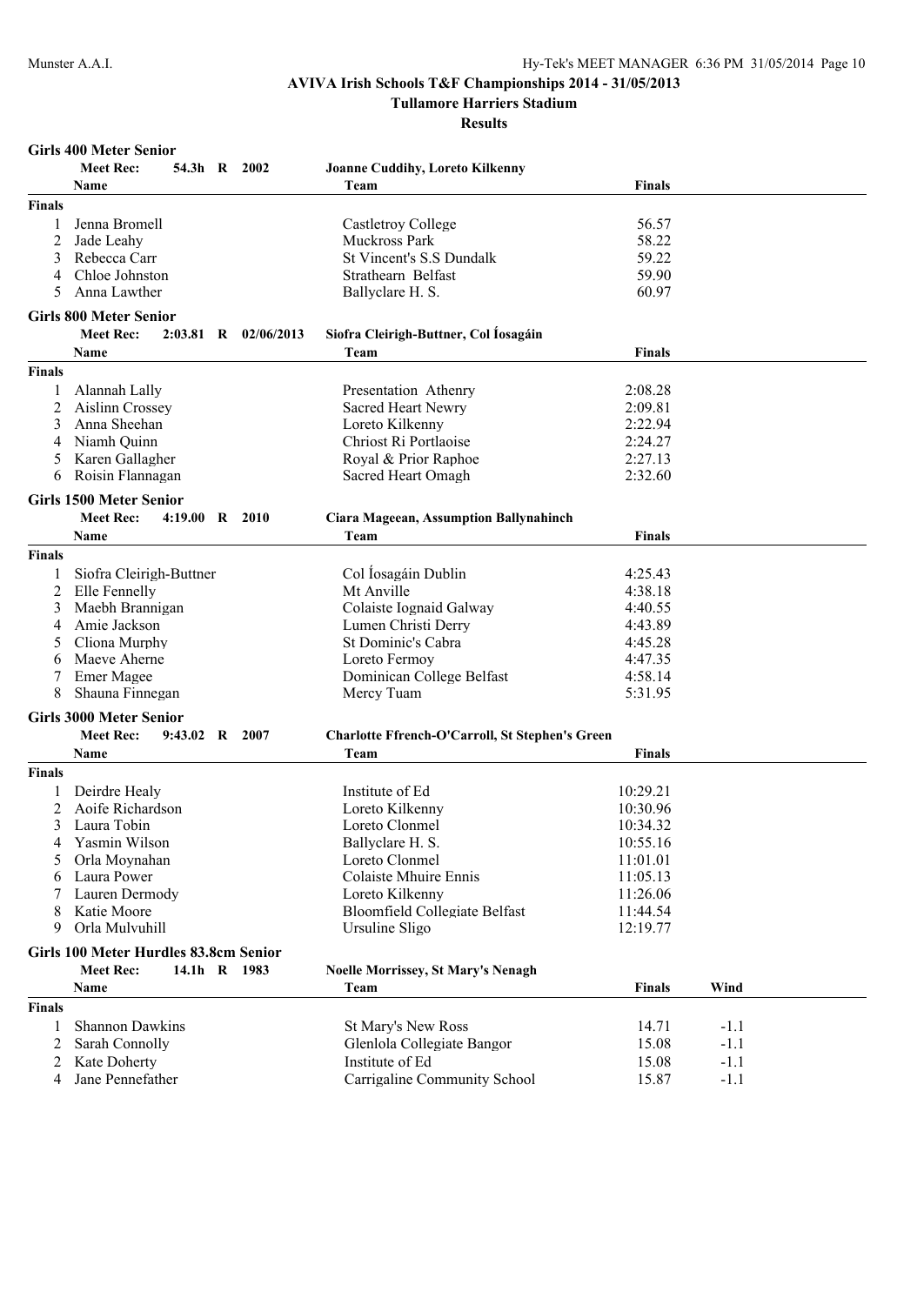# AVIVA Irish Schools T&F Championships 2014 - 31/05/2013

## Tullamore Harriers Stadium

### Results

**Girls 400 Meter Senior**

Meet Rec: 54.3h R 2002 Joanne Cuddihy, Loreto Kilkenny

| | Name | Team | Finals |
|---|---|---|---|
| **Finals** | | | |
| 1 | Jenna Bromell | Castletroy College | 56.57 |
| 2 | Jade Leahy | Muckross Park | 58.22 |
| 3 | Rebecca Carr | St Vincent's S.S Dundalk | 59.22 |
| 4 | Chloe Johnston | Strathearn Belfast | 59.90 |
| 5 | Anna Lawther | Ballyclare H. S. | 60.97 |

**Girls 800 Meter Senior**

Meet Rec: 2:03.81 R 02/06/2013 Siofra Cleirigh-Buttner, Col Íosagáin

| | Name | Team | Finals |
|---|---|---|---|
| **Finals** | | | |
| 1 | Alannah Lally | Presentation Athenry | 2:08.28 |
| 2 | Aislinn Crossey | Sacred Heart Newry | 2:09.81 |
| 3 | Anna Sheehan | Loreto Kilkenny | 2:22.94 |
| 4 | Niamh Quinn | Chriost Ri Portlaoise | 2:24.27 |
| 5 | Karen Gallagher | Royal & Prior Raphoe | 2:27.13 |
| 6 | Roisin Flannagan | Sacred Heart Omagh | 2:32.60 |

**Girls 1500 Meter Senior**

Meet Rec: 4:19.00 R 2010 Ciara Mageean, Assumption Ballynahinch

| | Name | Team | Finals |
|---|---|---|---|
| **Finals** | | | |
| 1 | Siofra Cleirigh-Buttner | Col Íosagáin Dublin | 4:25.43 |
| 2 | Elle Fennelly | Mt Anville | 4:38.18 |
| 3 | Maebh Brannigan | Colaiste Iognaid Galway | 4:40.55 |
| 4 | Amie Jackson | Lumen Christi Derry | 4:43.89 |
| 5 | Cliona Murphy | St Dominic's Cabra | 4:45.28 |
| 6 | Maeve Aherne | Loreto Fermoy | 4:47.35 |
| 7 | Emer Magee | Dominican College Belfast | 4:58.14 |
| 8 | Shauna Finnegan | Mercy Tuam | 5:31.95 |

**Girls 3000 Meter Senior**

Meet Rec: 9:43.02 R 2007 Charlotte Ffrench-O'Carroll, St Stephen's Green

| | Name | Team | Finals |
|---|---|---|---|
| **Finals** | | | |
| 1 | Deirdre Healy | Institute of Ed | 10:29.21 |
| 2 | Aoife Richardson | Loreto Kilkenny | 10:30.96 |
| 3 | Laura Tobin | Loreto Clonmel | 10:34.32 |
| 4 | Yasmin Wilson | Ballyclare H. S. | 10:55.16 |
| 5 | Orla Moynahan | Loreto Clonmel | 11:01.01 |
| 6 | Laura Power | Colaiste Mhuire Ennis | 11:05.13 |
| 7 | Lauren Dermody | Loreto Kilkenny | 11:26.06 |
| 8 | Katie Moore | Bloomfield Collegiate Belfast | 11:44.54 |
| 9 | Orla Mulvuhill | Ursuline Sligo | 12:19.77 |

**Girls 100 Meter Hurdles 83.8cm Senior**

Meet Rec: 14.1h R 1983 Noelle Morrissey, St Mary's Nenagh

| | Name | Team | Finals | Wind |
|---|---|---|---|---|
| **Finals** | | | | |
| 1 | Shannon Dawkins | St Mary's New Ross | 14.71 | -1.1 |
| 2 | Sarah Connolly | Glenlola Collegiate Bangor | 15.08 | -1.1 |
| 2 | Kate Doherty | Institute of Ed | 15.08 | -1.1 |
| 4 | Jane Pennefather | Carrigaline Community School | 15.87 | -1.1 |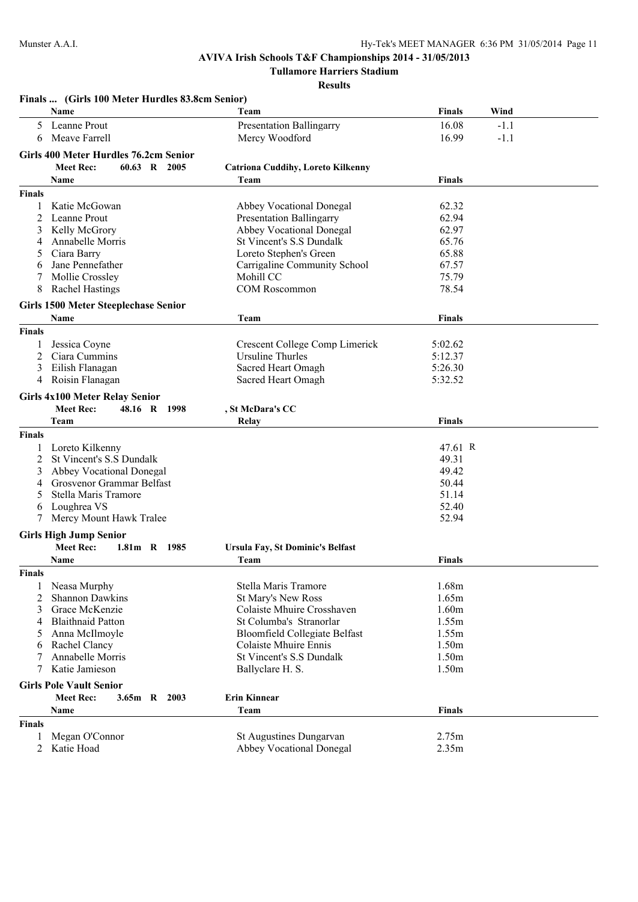## Finals ... (Girls 100 Meter Hurdles 83.8cm Senior)

| | Name | Team | Finals | Wind |
|---|---|---|---|---|
| 5 | Leanne Prout | Presentation Ballingarry | 16.08 | -1.1 |
| 6 | Meave Farrell | Mercy Woodford | 16.99 | -1.1 |

## Girls 400 Meter Hurdles 76.2cm Senior

**Meet Rec:** 60.63 R 2005 — **Catriona Cuddihy, Loreto Kilkenny**

**Finals**

| | Name | Team | Finals |
|---|---|---|---|
| 1 | Katie McGowan | Abbey Vocational Donegal | 62.32 |
| 2 | Leanne Prout | Presentation Ballingarry | 62.94 |
| 3 | Kelly McGrory | Abbey Vocational Donegal | 62.97 |
| 4 | Annabelle Morris | St Vincent's S.S Dundalk | 65.76 |
| 5 | Ciara Barry | Loreto Stephen's Green | 65.88 |
| 6 | Jane Pennefather | Carrigaline Community School | 67.57 |
| 7 | Mollie Crossley | Mohill CC | 75.79 |
| 8 | Rachel Hastings | COM Roscommon | 78.54 |

## Girls 1500 Meter Steeplechase Senior

**Finals**

| | Name | Team | Finals |
|---|---|---|---|
| 1 | Jessica Coyne | Crescent College Comp Limerick | 5:02.62 |
| 2 | Ciara Cummins | Ursuline Thurles | 5:12.37 |
| 3 | Eilish Flanagan | Sacred Heart Omagh | 5:26.30 |
| 4 | Roisin Flanagan | Sacred Heart Omagh | 5:32.52 |

## Girls 4x100 Meter Relay Senior

**Meet Rec:** 48.16 R 1998 — **, St McDara's CC**

**Finals**

| | Team | Relay | Finals |
|---|---|---|---|
| 1 | Loreto Kilkenny | | 47.61 R |
| 2 | St Vincent's S.S Dundalk | | 49.31 |
| 3 | Abbey Vocational Donegal | | 49.42 |
| 4 | Grosvenor Grammar Belfast | | 50.44 |
| 5 | Stella Maris Tramore | | 51.14 |
| 6 | Loughrea VS | | 52.40 |
| 7 | Mercy Mount Hawk Tralee | | 52.94 |

## Girls High Jump Senior

**Meet Rec:** 1.81m R 1985 — **Ursula Fay, St Dominic's Belfast**

**Finals**

| | Name | Team | Finals |
|---|---|---|---|
| 1 | Neasa Murphy | Stella Maris Tramore | 1.68m |
| 2 | Shannon Dawkins | St Mary's New Ross | 1.65m |
| 3 | Grace McKenzie | Colaiste Mhuire Crosshaven | 1.60m |
| 4 | Blaithnaid Patton | St Columba's Stranorlar | 1.55m |
| 5 | Anna McIlmoyle | Bloomfield Collegiate Belfast | 1.55m |
| 6 | Rachel Clancy | Colaiste Mhuire Ennis | 1.50m |
| 7 | Annabelle Morris | St Vincent's S.S Dundalk | 1.50m |
| 7 | Katie Jamieson | Ballyclare H. S. | 1.50m |

## Girls Pole Vault Senior

**Meet Rec:** 3.65m R 2003 — **Erin Kinnear**

**Finals**

| | Name | Team | Finals |
|---|---|---|---|
| 1 | Megan O'Connor | St Augustines Dungarvan | 2.75m |
| 2 | Katie Hoad | Abbey Vocational Donegal | 2.35m |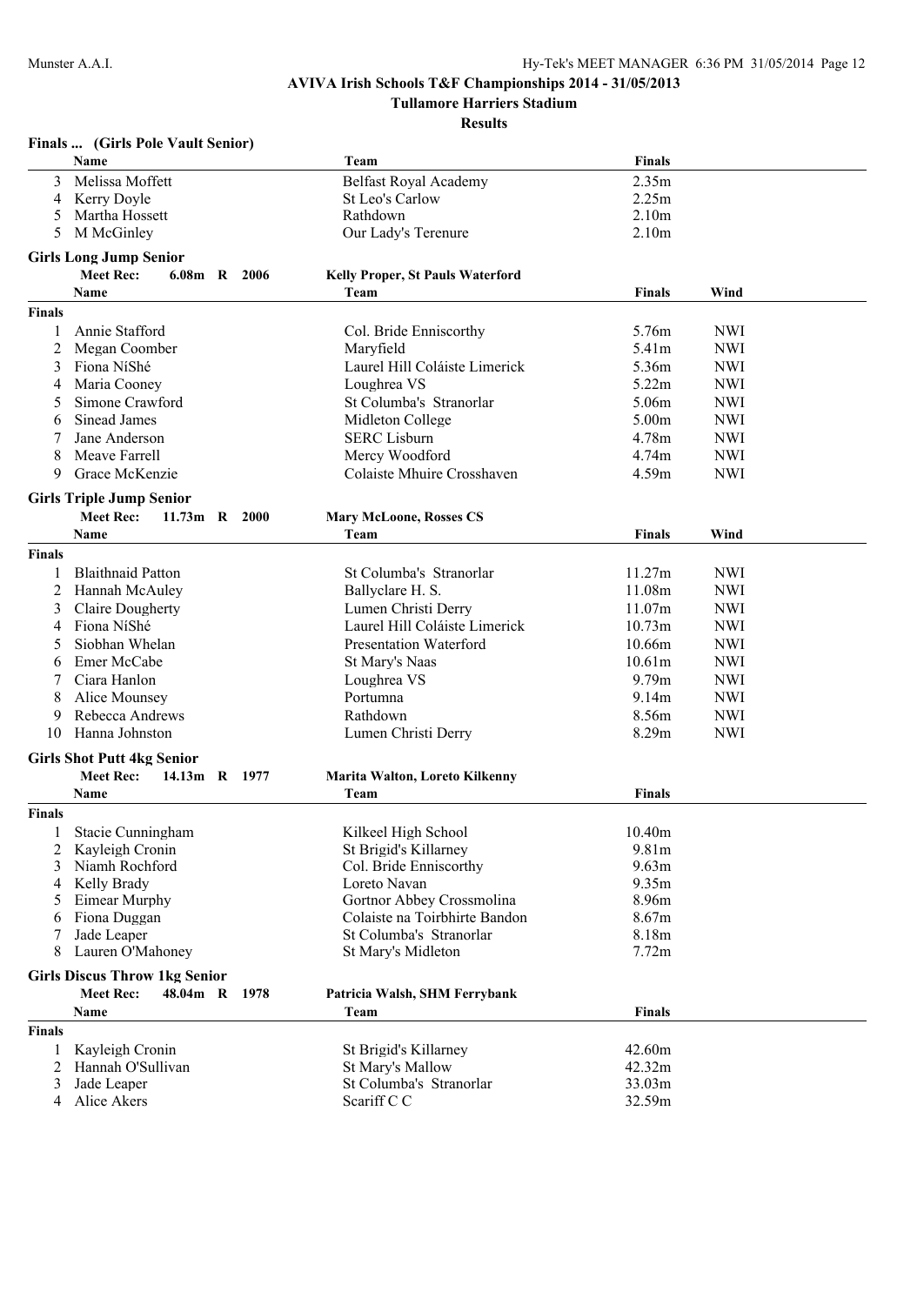## AVIVA Irish Schools T&F Championships 2014 - 31/05/2013

### Tullamore Harriers Stadium

### Results

#### Finals ... (Girls Pole Vault Senior)

| | Name | Team | Finals |
|---|---|---|---|
| 3 | Melissa Moffett | Belfast Royal Academy | 2.35m |
| 4 | Kerry Doyle | St Leo's Carlow | 2.25m |
| 5 | Martha Hossett | Rathdown | 2.10m |
| 5 | M McGinley | Our Lady's Terenure | 2.10m |

#### Girls Long Jump Senior

**Meet Rec: 6.08m R 2006 Kelly Proper, St Pauls Waterford**

**Finals**

| | Name | Team | Finals | Wind |
|---|---|---|---|---|
| 1 | Annie Stafford | Col. Bride Enniscorthy | 5.76m | NWI |
| 2 | Megan Coomber | Maryfield | 5.41m | NWI |
| 3 | Fiona NíShé | Laurel Hill Coláiste Limerick | 5.36m | NWI |
| 4 | Maria Cooney | Loughrea VS | 5.22m | NWI |
| 5 | Simone Crawford | St Columba's Stranorlar | 5.06m | NWI |
| 6 | Sinead James | Midleton College | 5.00m | NWI |
| 7 | Jane Anderson | SERC Lisburn | 4.78m | NWI |
| 8 | Meave Farrell | Mercy Woodford | 4.74m | NWI |
| 9 | Grace McKenzie | Colaiste Mhuire Crosshaven | 4.59m | NWI |

#### Girls Triple Jump Senior

**Meet Rec: 11.73m R 2000 Mary McLoone, Rosses CS**

**Finals**

| | Name | Team | Finals | Wind |
|---|---|---|---|---|
| 1 | Blaithnaid Patton | St Columba's Stranorlar | 11.27m | NWI |
| 2 | Hannah McAuley | Ballyclare H. S. | 11.08m | NWI |
| 3 | Claire Dougherty | Lumen Christi Derry | 11.07m | NWI |
| 4 | Fiona NíShé | Laurel Hill Coláiste Limerick | 10.73m | NWI |
| 5 | Siobhan Whelan | Presentation Waterford | 10.66m | NWI |
| 6 | Emer McCabe | St Mary's Naas | 10.61m | NWI |
| 7 | Ciara Hanlon | Loughrea VS | 9.79m | NWI |
| 8 | Alice Mounsey | Portumna | 9.14m | NWI |
| 9 | Rebecca Andrews | Rathdown | 8.56m | NWI |
| 10 | Hanna Johnston | Lumen Christi Derry | 8.29m | NWI |

#### Girls Shot Putt 4kg Senior

**Meet Rec: 14.13m R 1977 Marita Walton, Loreto Kilkenny**

**Finals**

| | Name | Team | Finals |
|---|---|---|---|
| 1 | Stacie Cunningham | Kilkeel High School | 10.40m |
| 2 | Kayleigh Cronin | St Brigid's Killarney | 9.81m |
| 3 | Niamh Rochford | Col. Bride Enniscorthy | 9.63m |
| 4 | Kelly Brady | Loreto Navan | 9.35m |
| 5 | Eimear Murphy | Gortnor Abbey Crossmolina | 8.96m |
| 6 | Fiona Duggan | Colaiste na Toirbhirte Bandon | 8.67m |
| 7 | Jade Leaper | St Columba's Stranorlar | 8.18m |
| 8 | Lauren O'Mahoney | St Mary's Midleton | 7.72m |

#### Girls Discus Throw 1kg Senior

**Meet Rec: 48.04m R 1978 Patricia Walsh, SHM Ferrybank**

**Finals**

| | Name | Team | Finals |
|---|---|---|---|
| 1 | Kayleigh Cronin | St Brigid's Killarney | 42.60m |
| 2 | Hannah O'Sullivan | St Mary's Mallow | 42.32m |
| 3 | Jade Leaper | St Columba's Stranorlar | 33.03m |
| 4 | Alice Akers | Scariff C C | 32.59m |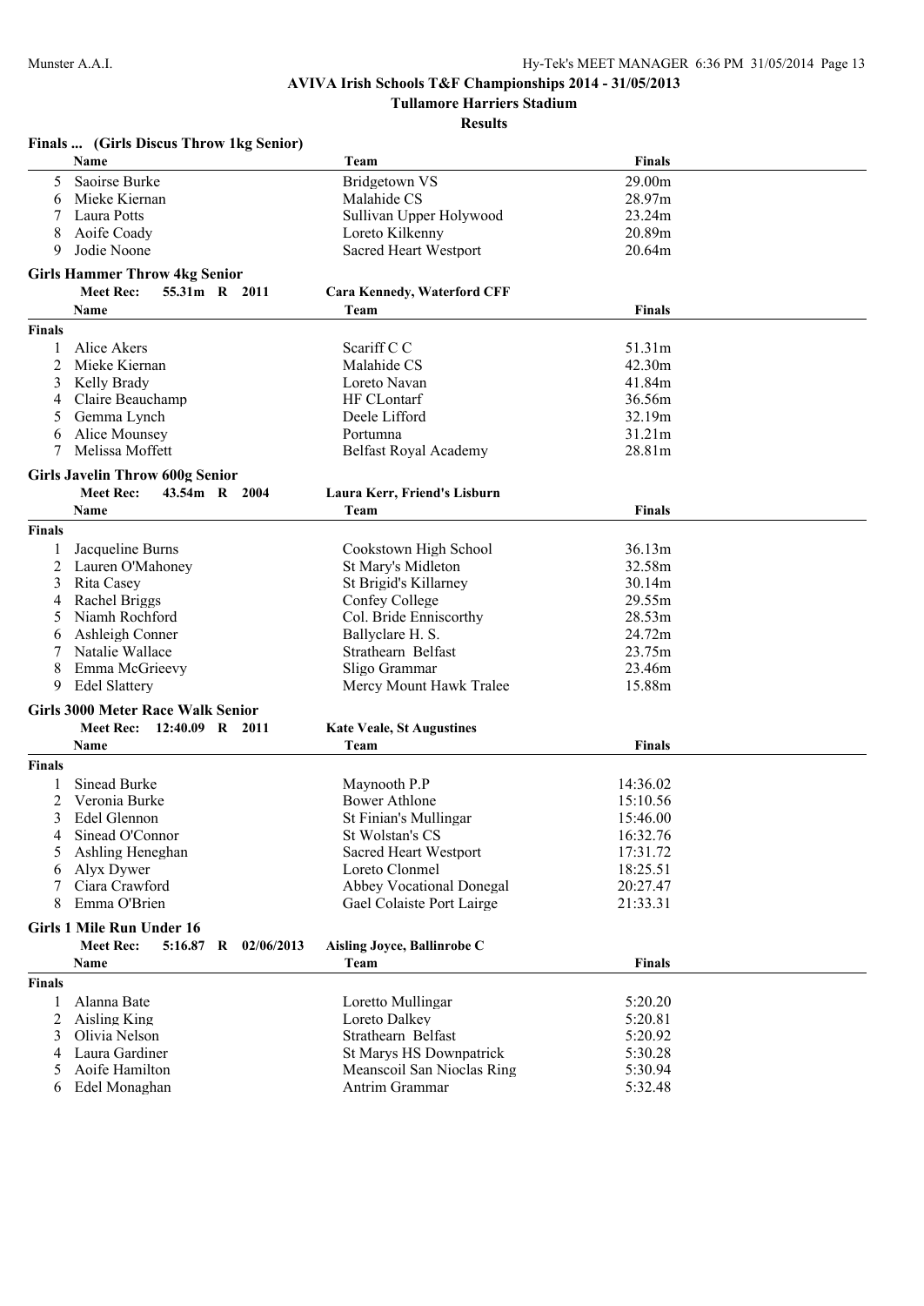# AVIVA Irish Schools T&F Championships 2014 - 31/05/2013

## Tullamore Harriers Stadium

### Results

**Finals ... (Girls Discus Throw 1kg Senior)**

| | Name | Team | Finals |
|---|---|---|---|
| 5 | Saoirse Burke | Bridgetown VS | 29.00m |
| 6 | Mieke Kiernan | Malahide CS | 28.97m |
| 7 | Laura Potts | Sullivan Upper Holywood | 23.24m |
| 8 | Aoife Coady | Loreto Kilkenny | 20.89m |
| 9 | Jodie Noone | Sacred Heart Westport | 20.64m |

**Girls Hammer Throw 4kg Senior**

**Meet Rec: 55.31m R 2011 Cara Kennedy, Waterford CFF**

| | Name | Team | Finals |
|---|---|---|---|
| **Finals** | | | |
| 1 | Alice Akers | Scariff C C | 51.31m |
| 2 | Mieke Kiernan | Malahide CS | 42.30m |
| 3 | Kelly Brady | Loreto Navan | 41.84m |
| 4 | Claire Beauchamp | HF CLontarf | 36.56m |
| 5 | Gemma Lynch | Deele Lifford | 32.19m |
| 6 | Alice Mounsey | Portumna | 31.21m |
| 7 | Melissa Moffett | Belfast Royal Academy | 28.81m |

**Girls Javelin Throw 600g Senior**

**Meet Rec: 43.54m R 2004 Laura Kerr, Friend's Lisburn**

| | Name | Team | Finals |
|---|---|---|---|
| **Finals** | | | |
| 1 | Jacqueline Burns | Cookstown High School | 36.13m |
| 2 | Lauren O'Mahoney | St Mary's Midleton | 32.58m |
| 3 | Rita Casey | St Brigid's Killarney | 30.14m |
| 4 | Rachel Briggs | Confey College | 29.55m |
| 5 | Niamh Rochford | Col. Bride Enniscorthy | 28.53m |
| 6 | Ashleigh Conner | Ballyclare H. S. | 24.72m |
| 7 | Natalie Wallace | Strathearn Belfast | 23.75m |
| 8 | Emma McGrieevy | Sligo Grammar | 23.46m |
| 9 | Edel Slattery | Mercy Mount Hawk Tralee | 15.88m |

**Girls 3000 Meter Race Walk Senior**

**Meet Rec: 12:40.09 R 2011 Kate Veale, St Augustines**

| | Name | Team | Finals |
|---|---|---|---|
| **Finals** | | | |
| 1 | Sinead Burke | Maynooth P.P | 14:36.02 |
| 2 | Veronia Burke | Bower Athlone | 15:10.56 |
| 3 | Edel Glennon | St Finian's Mullingar | 15:46.00 |
| 4 | Sinead O'Connor | St Wolstan's CS | 16:32.76 |
| 5 | Ashling Heneghan | Sacred Heart Westport | 17:31.72 |
| 6 | Alyx Dywer | Loreto Clonmel | 18:25.51 |
| 7 | Ciara Crawford | Abbey Vocational Donegal | 20:27.47 |
| 8 | Emma O'Brien | Gael Colaiste Port Lairge | 21:33.31 |

**Girls 1 Mile Run Under 16**

**Meet Rec: 5:16.87 R 02/06/2013 Aisling Joyce, Ballinrobe C**

| | Name | Team | Finals |
|---|---|---|---|
| **Finals** | | | |
| 1 | Alanna Bate | Loretto Mullingar | 5:20.20 |
| 2 | Aisling King | Loreto Dalkey | 5:20.81 |
| 3 | Olivia Nelson | Strathearn Belfast | 5:20.92 |
| 4 | Laura Gardiner | St Marys HS Downpatrick | 5:30.28 |
| 5 | Aoife Hamilton | Meanscoil San Nioclas Ring | 5:30.94 |
| 6 | Edel Monaghan | Antrim Grammar | 5:32.48 |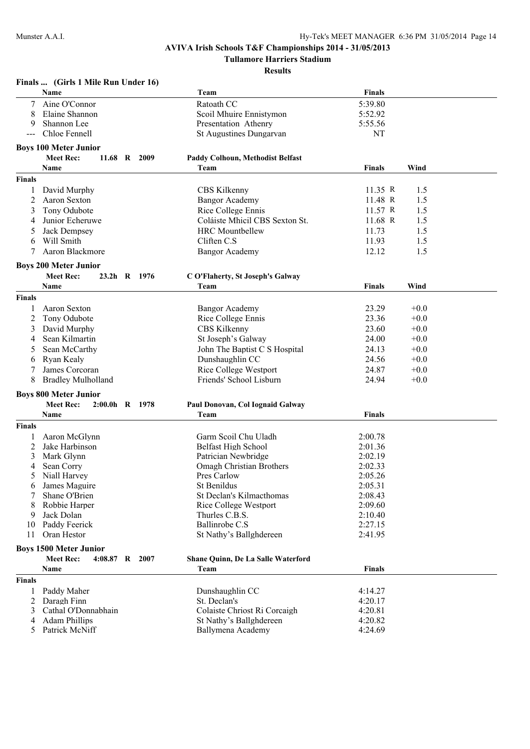**AVIVA Irish Schools T&F Championships 2014 - 31/05/2013**

**Tullamore Harriers Stadium**

**Results**

### Finals ... (Girls 1 Mile Run Under 16)

| | Name | Team | Finals |
|---|---|---|---|
| 7 | Aine O'Connor | Ratoath CC | 5:39.80 |
| 8 | Elaine Shannon | Scoil Mhuire Ennistymon | 5:52.92 |
| 9 | Shannon Lee | Presentation Athenry | 5:55.56 |
| --- | Chloe Fennell | St Augustines Dungarvan | NT |

### Boys 100 Meter Junior

**Meet Rec: 11.68 R 2009 — Paddy Colhoun, Methodist Belfast**

**Finals**

| | Name | Team | Finals | Wind |
|---|---|---|---|---|
| 1 | David Murphy | CBS Kilkenny | 11.35 R | 1.5 |
| 2 | Aaron Sexton | Bangor Academy | 11.48 R | 1.5 |
| 3 | Tony Odubote | Rice College Ennis | 11.57 R | 1.5 |
| 4 | Junior Echeruwe | Coláiste Mhicil CBS Sexton St. | 11.68 R | 1.5 |
| 5 | Jack Dempsey | HRC Mountbellew | 11.73 | 1.5 |
| 6 | Will Smith | Cliften C.S | 11.93 | 1.5 |
| 7 | Aaron Blackmore | Bangor Academy | 12.12 | 1.5 |

### Boys 200 Meter Junior

**Meet Rec: 23.2h R 1976 — C O'Flaherty, St Joseph's Galway**

**Finals**

| | Name | Team | Finals | Wind |
|---|---|---|---|---|
| 1 | Aaron Sexton | Bangor Academy | 23.29 | +0.0 |
| 2 | Tony Odubote | Rice College Ennis | 23.36 | +0.0 |
| 3 | David Murphy | CBS Kilkenny | 23.60 | +0.0 |
| 4 | Sean Kilmartin | St Joseph's Galway | 24.00 | +0.0 |
| 5 | Sean McCarthy | John The Baptist C S Hospital | 24.13 | +0.0 |
| 6 | Ryan Kealy | Dunshaughlin CC | 24.56 | +0.0 |
| 7 | James Corcoran | Rice College Westport | 24.87 | +0.0 |
| 8 | Bradley Mulholland | Friends' School Lisburn | 24.94 | +0.0 |

### Boys 800 Meter Junior

**Meet Rec: 2:00.0h R 1978 — Paul Donovan, Col Iognaid Galway**

**Finals**

| | Name | Team | Finals |
|---|---|---|---|
| 1 | Aaron McGlynn | Garm Scoil Chu Uladh | 2:00.78 |
| 2 | Jake Harbinson | Belfast High School | 2:01.36 |
| 3 | Mark Glynn | Patrician Newbridge | 2:02.19 |
| 4 | Sean Corry | Omagh Christian Brothers | 2:02.33 |
| 5 | Niall Harvey | Pres Carlow | 2:05.26 |
| 6 | James Maguire | St Benildus | 2:05.31 |
| 7 | Shane O'Brien | St Declan's Kilmacthomas | 2:08.43 |
| 8 | Robbie Harper | Rice College Westport | 2:09.60 |
| 9 | Jack Dolan | Thurles C.B.S. | 2:10.40 |
| 10 | Paddy Feerick | Ballinrobe C.S | 2:27.15 |
| 11 | Oran Hestor | St Nathy's Ballghdereen | 2:41.95 |

### Boys 1500 Meter Junior

**Meet Rec: 4:08.87 R 2007 — Shane Quinn, De La Salle Waterford**

**Finals**

| | Name | Team | Finals |
|---|---|---|---|
| 1 | Paddy Maher | Dunshaughlin CC | 4:14.27 |
| 2 | Daragh Finn | St. Declan's | 4:20.17 |
| 3 | Cathal O'Donnabhain | Colaiste Chriost Ri Corcaigh | 4:20.81 |
| 4 | Adam Phillips | St Nathy's Ballghdereen | 4:20.82 |
| 5 | Patrick McNiff | Ballymena Academy | 4:24.69 |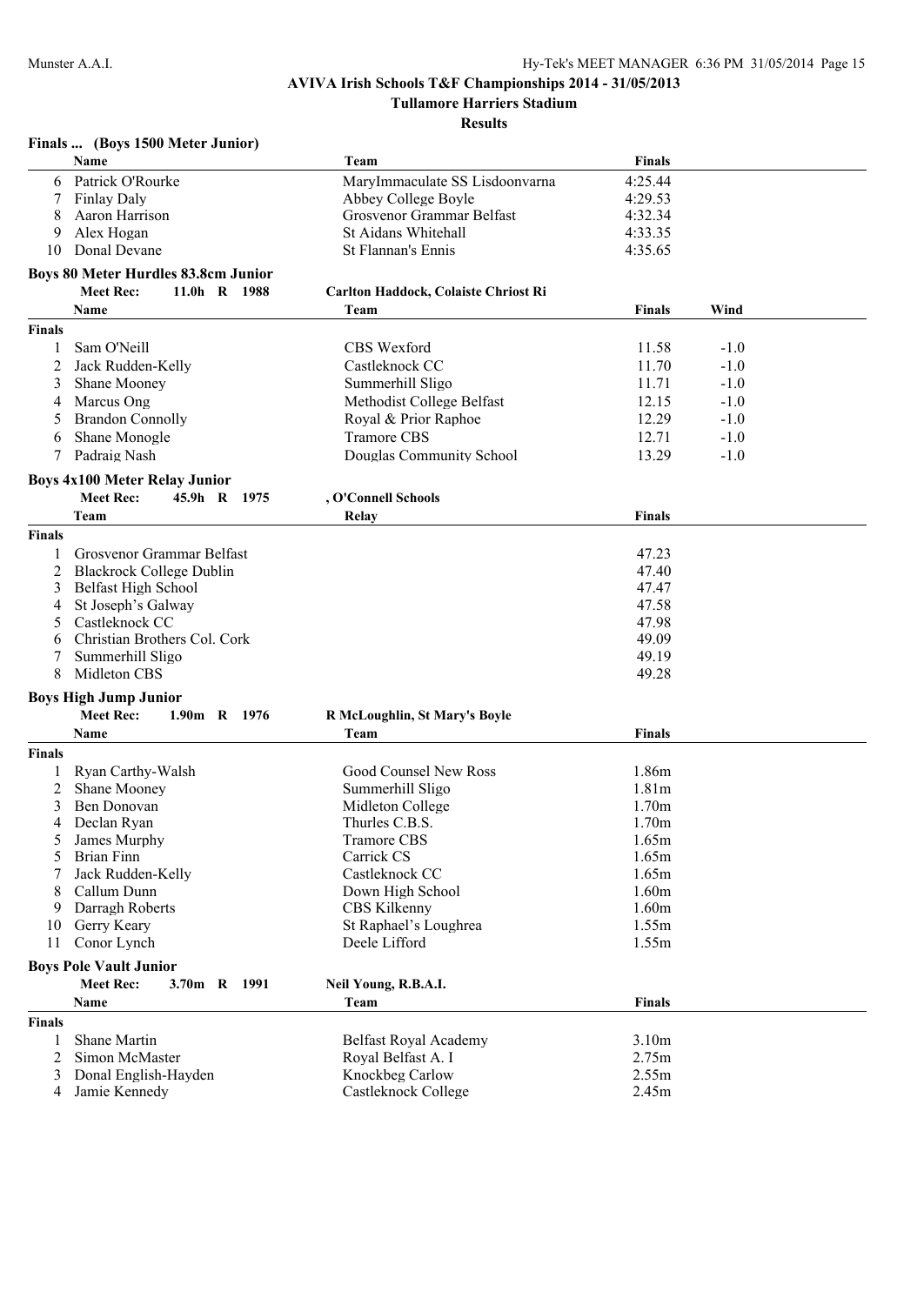## AVIVA Irish Schools T&F Championships 2014 - 31/05/2013

### Tullamore Harriers Stadium

### Results

#### Finals ... (Boys 1500 Meter Junior)

| | Name | Team | Finals |
|---|---|---|---|
| 6 | Patrick O'Rourke | MaryImmaculate SS Lisdoonvarna | 4:25.44 |
| 7 | Finlay Daly | Abbey College Boyle | 4:29.53 |
| 8 | Aaron Harrison | Grosvenor Grammar Belfast | 4:32.34 |
| 9 | Alex Hogan | St Aidans Whitehall | 4:33.35 |
| 10 | Donal Devane | St Flannan's Ennis | 4:35.65 |

#### Boys 80 Meter Hurdles 83.8cm Junior

**Meet Rec:** 11.0h R 1988 — **Carlton Haddock, Colaiste Chriost Ri**

| | Name | Team | Finals | Wind |
|---|---|---|---|---|
| **Finals** | | | | |
| 1 | Sam O'Neill | CBS Wexford | 11.58 | -1.0 |
| 2 | Jack Rudden-Kelly | Castleknock CC | 11.70 | -1.0 |
| 3 | Shane Mooney | Summerhill Sligo | 11.71 | -1.0 |
| 4 | Marcus Ong | Methodist College Belfast | 12.15 | -1.0 |
| 5 | Brandon Connolly | Royal & Prior Raphoe | 12.29 | -1.0 |
| 6 | Shane Monogle | Tramore CBS | 12.71 | -1.0 |
| 7 | Padraig Nash | Douglas Community School | 13.29 | -1.0 |

#### Boys 4x100 Meter Relay Junior

**Meet Rec:** 45.9h R 1975 — **, O'Connell Schools**

| | Team | Relay | Finals |
|---|---|---|---|
| **Finals** | | | |
| 1 | Grosvenor Grammar Belfast | | 47.23 |
| 2 | Blackrock College Dublin | | 47.40 |
| 3 | Belfast High School | | 47.47 |
| 4 | St Joseph's Galway | | 47.58 |
| 5 | Castleknock CC | | 47.98 |
| 6 | Christian Brothers Col. Cork | | 49.09 |
| 7 | Summerhill Sligo | | 49.19 |
| 8 | Midleton CBS | | 49.28 |

#### Boys High Jump Junior

**Meet Rec:** 1.90m R 1976 — **R McLoughlin, St Mary's Boyle**

| | Name | Team | Finals |
|---|---|---|---|
| **Finals** | | | |
| 1 | Ryan Carthy-Walsh | Good Counsel New Ross | 1.86m |
| 2 | Shane Mooney | Summerhill Sligo | 1.81m |
| 3 | Ben Donovan | Midleton College | 1.70m |
| 4 | Declan Ryan | Thurles C.B.S. | 1.70m |
| 5 | James Murphy | Tramore CBS | 1.65m |
| 5 | Brian Finn | Carrick CS | 1.65m |
| 7 | Jack Rudden-Kelly | Castleknock CC | 1.65m |
| 8 | Callum Dunn | Down High School | 1.60m |
| 9 | Darragh Roberts | CBS Kilkenny | 1.60m |
| 10 | Gerry Keary | St Raphael's Loughrea | 1.55m |
| 11 | Conor Lynch | Deele Lifford | 1.55m |

#### Boys Pole Vault Junior

**Meet Rec:** 3.70m R 1991 — **Neil Young, R.B.A.I.**

| | Name | Team | Finals |
|---|---|---|---|
| **Finals** | | | |
| 1 | Shane Martin | Belfast Royal Academy | 3.10m |
| 2 | Simon McMaster | Royal Belfast A. I | 2.75m |
| 3 | Donal English-Hayden | Knockbeg Carlow | 2.55m |
| 4 | Jamie Kennedy | Castleknock College | 2.45m |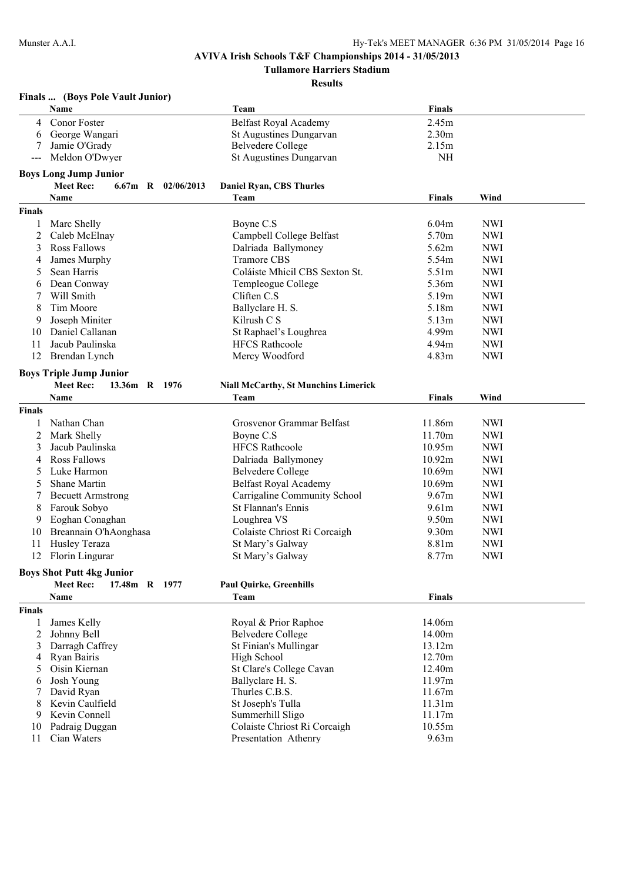# AVIVA Irish Schools T&F Championships 2014 - 31/05/2013

## Tullamore Harriers Stadium

### Results

**Finals ... (Boys Pole Vault Junior)**

| | Name | Team | Finals |
|---|---|---|---|
| 4 | Conor Foster | Belfast Royal Academy | 2.45m |
| 6 | George Wangari | St Augustines Dungarvan | 2.30m |
| 7 | Jamie O'Grady | Belvedere College | 2.15m |
| --- | Meldon O'Dwyer | St Augustines Dungarvan | NH |

**Boys Long Jump Junior**

**Meet Rec:** 6.67m R 02/06/2013 **Daniel Ryan, CBS Thurles**

| | Name | Team | Finals | Wind |
|---|---|---|---|---|
| **Finals** | | | | |
| 1 | Marc Shelly | Boyne C.S | 6.04m | NWI |
| 2 | Caleb McElnay | Campbell College Belfast | 5.70m | NWI |
| 3 | Ross Fallows | Dalriada Ballymoney | 5.62m | NWI |
| 4 | James Murphy | Tramore CBS | 5.54m | NWI |
| 5 | Sean Harris | Coláiste Mhicil CBS Sexton St. | 5.51m | NWI |
| 6 | Dean Conway | Templeogue College | 5.36m | NWI |
| 7 | Will Smith | Cliften C.S | 5.19m | NWI |
| 8 | Tim Moore | Ballyclare H. S. | 5.18m | NWI |
| 9 | Joseph Miniter | Kilrush C S | 5.13m | NWI |
| 10 | Daniel Callanan | St Raphael's Loughrea | 4.99m | NWI |
| 11 | Jacub Paulinska | HFCS Rathcoole | 4.94m | NWI |
| 12 | Brendan Lynch | Mercy Woodford | 4.83m | NWI |

**Boys Triple Jump Junior**

**Meet Rec:** 13.36m R 1976 **Niall McCarthy, St Munchins Limerick**

| | Name | Team | Finals | Wind |
|---|---|---|---|---|
| **Finals** | | | | |
| 1 | Nathan Chan | Grosvenor Grammar Belfast | 11.86m | NWI |
| 2 | Mark Shelly | Boyne C.S | 11.70m | NWI |
| 3 | Jacub Paulinska | HFCS Rathcoole | 10.95m | NWI |
| 4 | Ross Fallows | Dalriada Ballymoney | 10.92m | NWI |
| 5 | Luke Harmon | Belvedere College | 10.69m | NWI |
| 5 | Shane Martin | Belfast Royal Academy | 10.69m | NWI |
| 7 | Becuett Armstrong | Carrigaline Community School | 9.67m | NWI |
| 8 | Farouk Sobyo | St Flannan's Ennis | 9.61m | NWI |
| 9 | Eoghan Conaghan | Loughrea VS | 9.50m | NWI |
| 10 | Breannain O'hAonghasa | Colaiste Chriost Ri Corcaigh | 9.30m | NWI |
| 11 | Husley Teraza | St Mary's Galway | 8.81m | NWI |
| 12 | Florin Lingurar | St Mary's Galway | 8.77m | NWI |

**Boys Shot Putt 4kg Junior**

**Meet Rec:** 17.48m R 1977 **Paul Quirke, Greenhills**

| | Name | Team | Finals |
|---|---|---|---|
| **Finals** | | | |
| 1 | James Kelly | Royal & Prior Raphoe | 14.06m |
| 2 | Johnny Bell | Belvedere College | 14.00m |
| 3 | Darragh Caffrey | St Finian's Mullingar | 13.12m |
| 4 | Ryan Bairis | High School | 12.70m |
| 5 | Oisin Kiernan | St Clare's College Cavan | 12.40m |
| 6 | Josh Young | Ballyclare H. S. | 11.97m |
| 7 | David Ryan | Thurles C.B.S. | 11.67m |
| 8 | Kevin Caulfield | St Joseph's Tulla | 11.31m |
| 9 | Kevin Connell | Summerhill Sligo | 11.17m |
| 10 | Padraig Duggan | Colaiste Chriost Ri Corcaigh | 10.55m |
| 11 | Cian Waters | Presentation Athenry | 9.63m |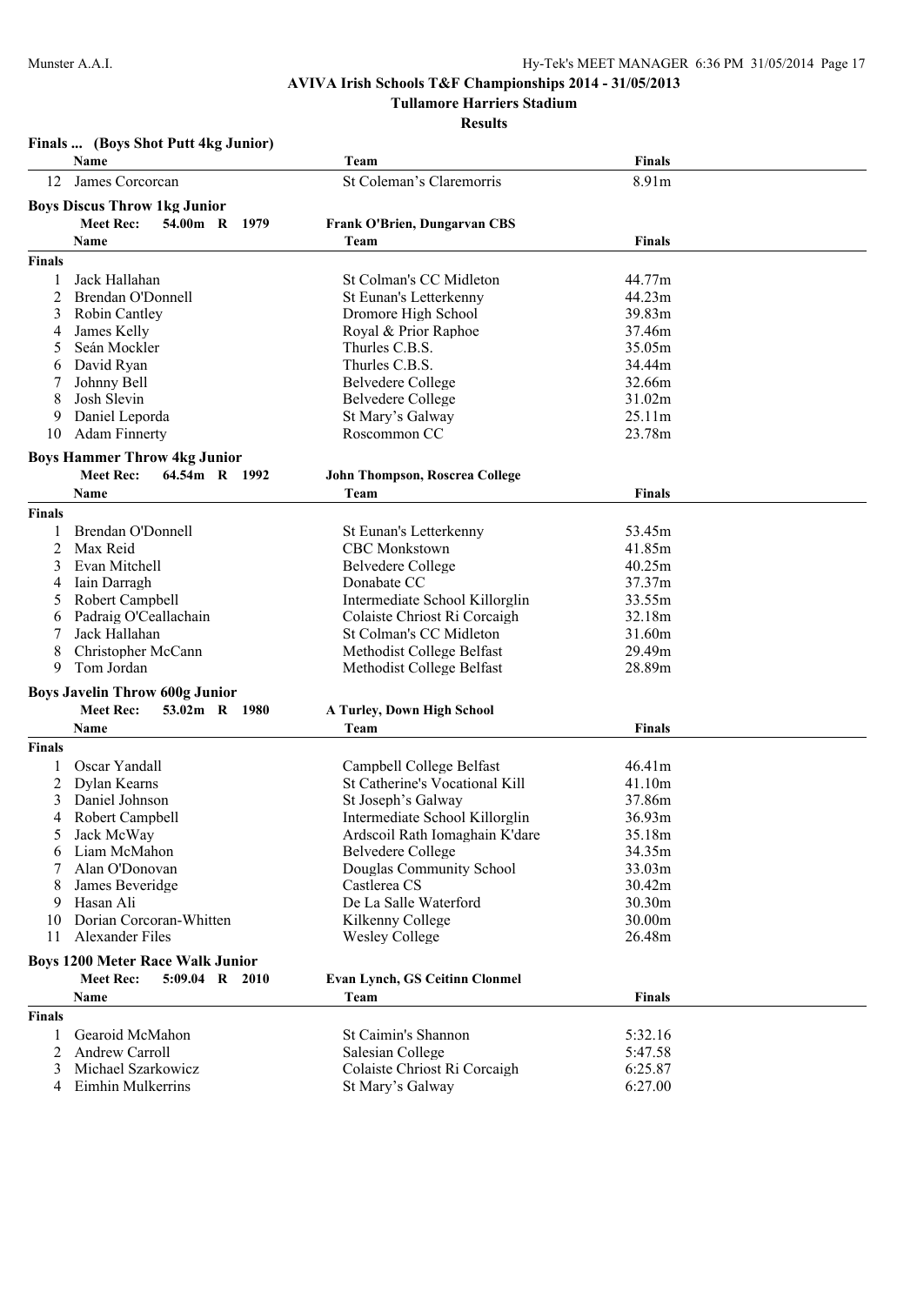## AVIVA Irish Schools T&F Championships 2014 - 31/05/2013

### Tullamore Harriers Stadium

### Results

**Finals ... (Boys Shot Putt 4kg Junior)**

| | Name | Team | Finals |
|---|---|---|---|
| 12 | James Corcorcan | St Coleman's Claremorris | 8.91m |

**Boys Discus Throw 1kg Junior**

**Meet Rec: 54.00m R 1979 Frank O'Brien, Dungarvan CBS**

| | Name | Team | Finals |
|---|---|---|---|
| **Finals** | | | |
| 1 | Jack Hallahan | St Colman's CC Midleton | 44.77m |
| 2 | Brendan O'Donnell | St Eunan's Letterkenny | 44.23m |
| 3 | Robin Cantley | Dromore High School | 39.83m |
| 4 | James Kelly | Royal & Prior Raphoe | 37.46m |
| 5 | Seán Mockler | Thurles C.B.S. | 35.05m |
| 6 | David Ryan | Thurles C.B.S. | 34.44m |
| 7 | Johnny Bell | Belvedere College | 32.66m |
| 8 | Josh Slevin | Belvedere College | 31.02m |
| 9 | Daniel Leporda | St Mary's Galway | 25.11m |
| 10 | Adam Finnerty | Roscommon CC | 23.78m |

**Boys Hammer Throw 4kg Junior**

**Meet Rec: 64.54m R 1992 John Thompson, Roscrea College**

| | Name | Team | Finals |
|---|---|---|---|
| **Finals** | | | |
| 1 | Brendan O'Donnell | St Eunan's Letterkenny | 53.45m |
| 2 | Max Reid | CBC Monkstown | 41.85m |
| 3 | Evan Mitchell | Belvedere College | 40.25m |
| 4 | Iain Darragh | Donabate CC | 37.37m |
| 5 | Robert Campbell | Intermediate School Killorglin | 33.55m |
| 6 | Padraig O'Ceallachain | Colaiste Chriost Ri Corcaigh | 32.18m |
| 7 | Jack Hallahan | St Colman's CC Midleton | 31.60m |
| 8 | Christopher McCann | Methodist College Belfast | 29.49m |
| 9 | Tom Jordan | Methodist College Belfast | 28.89m |

**Boys Javelin Throw 600g Junior**

**Meet Rec: 53.02m R 1980 A Turley, Down High School**

| | Name | Team | Finals |
|---|---|---|---|
| **Finals** | | | |
| 1 | Oscar Yandall | Campbell College Belfast | 46.41m |
| 2 | Dylan Kearns | St Catherine's Vocational Kill | 41.10m |
| 3 | Daniel Johnson | St Joseph's Galway | 37.86m |
| 4 | Robert Campbell | Intermediate School Killorglin | 36.93m |
| 5 | Jack McWay | Ardscoil Rath Iomaghain K'dare | 35.18m |
| 6 | Liam McMahon | Belvedere College | 34.35m |
| 7 | Alan O'Donovan | Douglas Community School | 33.03m |
| 8 | James Beveridge | Castlerea CS | 30.42m |
| 9 | Hasan Ali | De La Salle Waterford | 30.30m |
| 10 | Dorian Corcoran-Whitten | Kilkenny College | 30.00m |
| 11 | Alexander Files | Wesley College | 26.48m |

**Boys 1200 Meter Race Walk Junior**

**Meet Rec: 5:09.04 R 2010 Evan Lynch, GS Ceitinn Clonmel**

| | Name | Team | Finals |
|---|---|---|---|
| **Finals** | | | |
| 1 | Gearoid McMahon | St Caimin's Shannon | 5:32.16 |
| 2 | Andrew Carroll | Salesian College | 5:47.58 |
| 3 | Michael Szarkowicz | Colaiste Chriost Ri Corcaigh | 6:25.87 |
| 4 | Eimhin Mulkerrins | St Mary's Galway | 6:27.00 |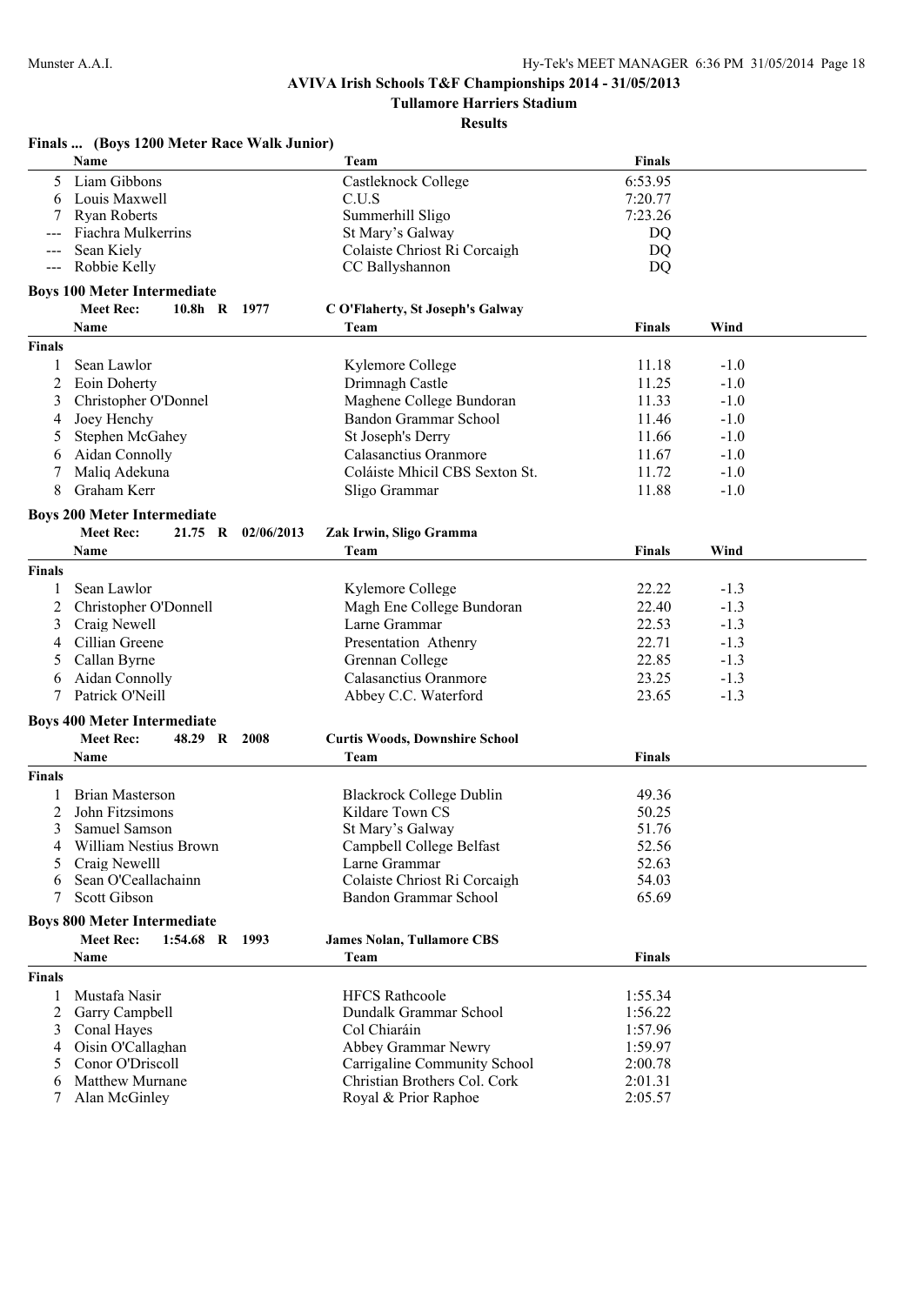**AVIVA Irish Schools T&F Championships 2014 - 31/05/2013**

**Tullamore Harriers Stadium**

**Results**

**Finals ... (Boys 1200 Meter Race Walk Junior)**

| | Name | Team | Finals |
|---|---|---|---|
| 5 | Liam Gibbons | Castleknock College | 6:53.95 |
| 6 | Louis Maxwell | C.U.S | 7:20.77 |
| 7 | Ryan Roberts | Summerhill Sligo | 7:23.26 |
| --- | Fiachra Mulkerrins | St Mary's Galway | DQ |
| --- | Sean Kiely | Colaiste Chriost Ri Corcaigh | DQ |
| --- | Robbie Kelly | CC Ballyshannon | DQ |

**Boys 100 Meter Intermediate**

Meet Rec: 10.8h R 1977 C O'Flaherty, St Joseph's Galway

| | Name | Team | Finals | Wind |
|---|---|---|---|---|
| **Finals** | | | | |
| 1 | Sean Lawlor | Kylemore College | 11.18 | -1.0 |
| 2 | Eoin Doherty | Drimnagh Castle | 11.25 | -1.0 |
| 3 | Christopher O'Donnel | Maghene College Bundoran | 11.33 | -1.0 |
| 4 | Joey Henchy | Bandon Grammar School | 11.46 | -1.0 |
| 5 | Stephen McGahey | St Joseph's Derry | 11.66 | -1.0 |
| 6 | Aidan Connolly | Calasanctius Oranmore | 11.67 | -1.0 |
| 7 | Maliq Adekuna | Coláiste Mhicil CBS Sexton St. | 11.72 | -1.0 |
| 8 | Graham Kerr | Sligo Grammar | 11.88 | -1.0 |

**Boys 200 Meter Intermediate**

Meet Rec: 21.75 R 02/06/2013 Zak Irwin, Sligo Gramma

| | Name | Team | Finals | Wind |
|---|---|---|---|---|
| **Finals** | | | | |
| 1 | Sean Lawlor | Kylemore College | 22.22 | -1.3 |
| 2 | Christopher O'Donnell | Magh Ene College Bundoran | 22.40 | -1.3 |
| 3 | Craig Newell | Larne Grammar | 22.53 | -1.3 |
| 4 | Cillian Greene | Presentation Athenry | 22.71 | -1.3 |
| 5 | Callan Byrne | Grennan College | 22.85 | -1.3 |
| 6 | Aidan Connolly | Calasanctius Oranmore | 23.25 | -1.3 |
| 7 | Patrick O'Neill | Abbey C.C. Waterford | 23.65 | -1.3 |

**Boys 400 Meter Intermediate**

Meet Rec: 48.29 R 2008 Curtis Woods, Downshire School

| | Name | Team | Finals |
|---|---|---|---|
| **Finals** | | | |
| 1 | Brian Masterson | Blackrock College Dublin | 49.36 |
| 2 | John Fitzsimons | Kildare Town CS | 50.25 |
| 3 | Samuel Samson | St Mary's Galway | 51.76 |
| 4 | William Nestius Brown | Campbell College Belfast | 52.56 |
| 5 | Craig Newelll | Larne Grammar | 52.63 |
| 6 | Sean O'Ceallachainn | Colaiste Chriost Ri Corcaigh | 54.03 |
| 7 | Scott Gibson | Bandon Grammar School | 65.69 |

**Boys 800 Meter Intermediate**

Meet Rec: 1:54.68 R 1993 James Nolan, Tullamore CBS

| | Name | Team | Finals |
|---|---|---|---|
| **Finals** | | | |
| 1 | Mustafa Nasir | HFCS Rathcoole | 1:55.34 |
| 2 | Garry Campbell | Dundalk Grammar School | 1:56.22 |
| 3 | Conal Hayes | Col Chiaráin | 1:57.96 |
| 4 | Oisin O'Callaghan | Abbey Grammar Newry | 1:59.97 |
| 5 | Conor O'Driscoll | Carrigaline Community School | 2:00.78 |
| 6 | Matthew Murnane | Christian Brothers Col. Cork | 2:01.31 |
| 7 | Alan McGinley | Royal & Prior Raphoe | 2:05.57 |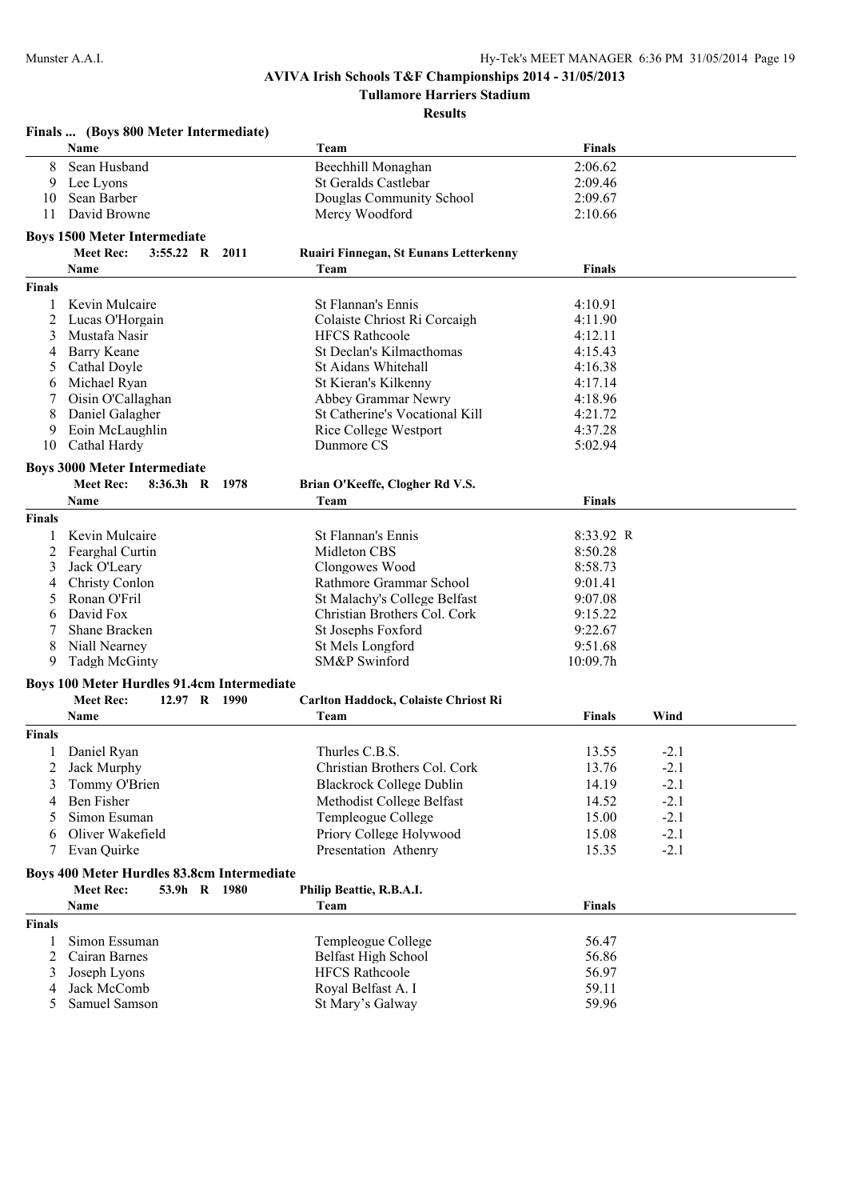## AVIVA Irish Schools T&F Championships 2014 - 31/05/2013

### Tullamore Harriers Stadium

#### Results

**Finals ... (Boys 800 Meter Intermediate)**

| | Name | Team | Finals |
|---|---|---|---|
| 8 | Sean Husband | Beechhill Monaghan | 2:06.62 |
| 9 | Lee Lyons | St Geralds Castlebar | 2:09.46 |
| 10 | Sean Barber | Douglas Community School | 2:09.67 |
| 11 | David Browne | Mercy Woodford | 2:10.66 |

**Boys 1500 Meter Intermediate**

Meet Rec: 3:55.22 R 2011 Ruairi Finnegan, St Eunans Letterkenny

| | Name | Team | Finals |
|---|---|---|---|
| **Finals** | | | |
| 1 | Kevin Mulcaire | St Flannan's Ennis | 4:10.91 |
| 2 | Lucas O'Horgain | Colaiste Chriost Ri Corcaigh | 4:11.90 |
| 3 | Mustafa Nasir | HFCS Rathcoole | 4:12.11 |
| 4 | Barry Keane | St Declan's Kilmacthomas | 4:15.43 |
| 5 | Cathal Doyle | St Aidans Whitehall | 4:16.38 |
| 6 | Michael Ryan | St Kieran's Kilkenny | 4:17.14 |
| 7 | Oisin O'Callaghan | Abbey Grammar Newry | 4:18.96 |
| 8 | Daniel Galagher | St Catherine's Vocational Kill | 4:21.72 |
| 9 | Eoin McLaughlin | Rice College Westport | 4:37.28 |
| 10 | Cathal Hardy | Dunmore CS | 5:02.94 |

**Boys 3000 Meter Intermediate**

Meet Rec: 8:36.3h R 1978 Brian O'Keeffe, Clogher Rd V.S.

| | Name | Team | Finals |
|---|---|---|---|
| **Finals** | | | |
| 1 | Kevin Mulcaire | St Flannan's Ennis | 8:33.92 R |
| 2 | Fearghal Curtin | Midleton CBS | 8:50.28 |
| 3 | Jack O'Leary | Clongowes Wood | 8:58.73 |
| 4 | Christy Conlon | Rathmore Grammar School | 9:01.41 |
| 5 | Ronan O'Fril | St Malachy's College Belfast | 9:07.08 |
| 6 | David Fox | Christian Brothers Col. Cork | 9:15.22 |
| 7 | Shane Bracken | St Josephs Foxford | 9:22.67 |
| 8 | Niall Nearney | St Mels Longford | 9:51.68 |
| 9 | Tadgh McGinty | SM&P Swinford | 10:09.7h |

**Boys 100 Meter Hurdles 91.4cm Intermediate**

Meet Rec: 12.97 R 1990 Carlton Haddock, Colaiste Chriost Ri

| | Name | Team | Finals | Wind |
|---|---|---|---|---|
| **Finals** | | | | |
| 1 | Daniel Ryan | Thurles C.B.S. | 13.55 | -2.1 |
| 2 | Jack Murphy | Christian Brothers Col. Cork | 13.76 | -2.1 |
| 3 | Tommy O'Brien | Blackrock College Dublin | 14.19 | -2.1 |
| 4 | Ben Fisher | Methodist College Belfast | 14.52 | -2.1 |
| 5 | Simon Esuman | Templeogue College | 15.00 | -2.1 |
| 6 | Oliver Wakefield | Priory College Holywood | 15.08 | -2.1 |
| 7 | Evan Quirke | Presentation Athenry | 15.35 | -2.1 |

**Boys 400 Meter Hurdles 83.8cm Intermediate**

Meet Rec: 53.9h R 1980 Philip Beattie, R.B.A.I.

| | Name | Team | Finals |
|---|---|---|---|
| **Finals** | | | |
| 1 | Simon Essuman | Templeogue College | 56.47 |
| 2 | Cairan Barnes | Belfast High School | 56.86 |
| 3 | Joseph Lyons | HFCS Rathcoole | 56.97 |
| 4 | Jack McComb | Royal Belfast A. I | 59.11 |
| 5 | Samuel Samson | St Mary's Galway | 59.96 |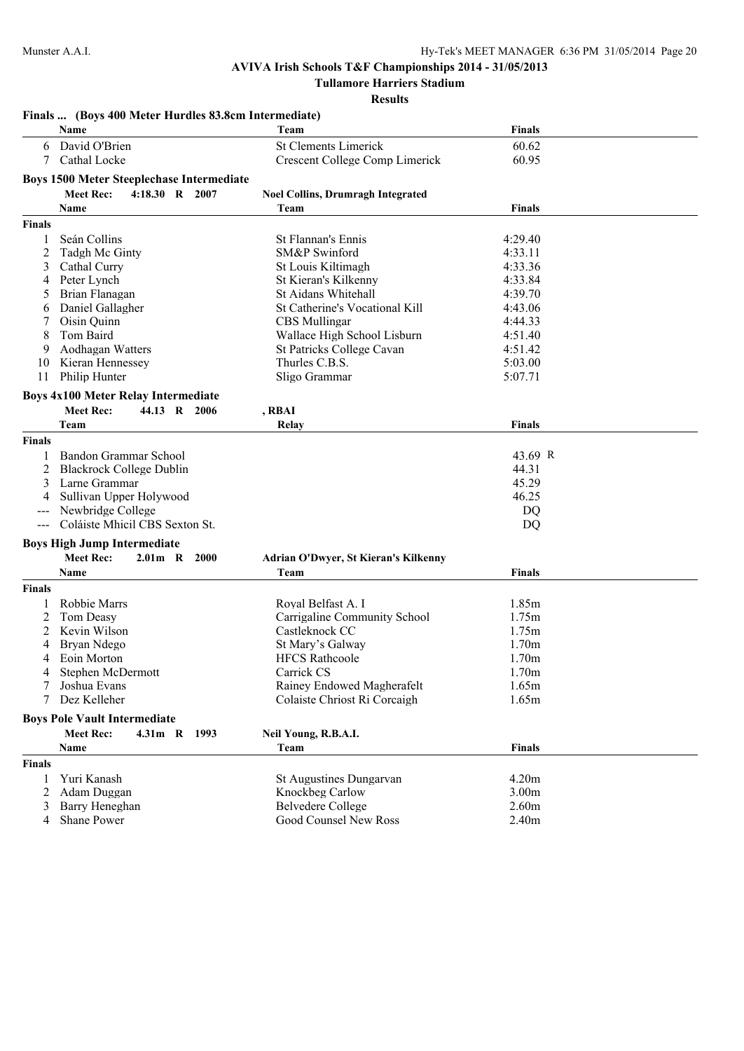**AVIVA Irish Schools T&F Championships 2014 - 31/05/2013**

**Tullamore Harriers Stadium**

**Results**

### Finals ... (Boys 400 Meter Hurdles 83.8cm Intermediate)

| | Name | Team | Finals |
|---|---|---|---|
| 6 | David O'Brien | St Clements Limerick | 60.62 |
| 7 | Cathal Locke | Crescent College Comp Limerick | 60.95 |

### Boys 1500 Meter Steeplechase Intermediate

**Meet Rec:** 4:18.30 R 2007 — **Noel Collins, Drumragh Integrated**

**Finals**

| | Name | Team | Finals |
|---|---|---|---|
| 1 | Seán Collins | St Flannan's Ennis | 4:29.40 |
| 2 | Tadgh Mc Ginty | SM&P Swinford | 4:33.11 |
| 3 | Cathal Curry | St Louis Kiltimagh | 4:33.36 |
| 4 | Peter Lynch | St Kieran's Kilkenny | 4:33.84 |
| 5 | Brian Flanagan | St Aidans Whitehall | 4:39.70 |
| 6 | Daniel Gallagher | St Catherine's Vocational Kill | 4:43.06 |
| 7 | Oisin Quinn | CBS Mullingar | 4:44.33 |
| 8 | Tom Baird | Wallace High School Lisburn | 4:51.40 |
| 9 | Aodhagan Watters | St Patricks College Cavan | 4:51.42 |
| 10 | Kieran Hennessey | Thurles C.B.S. | 5:03.00 |
| 11 | Philip Hunter | Sligo Grammar | 5:07.71 |

### Boys 4x100 Meter Relay Intermediate

**Meet Rec:** 44.13 R 2006 — **, RBAI**

**Finals**

| | Team | Relay | Finals |
|---|---|---|---|
| 1 | Bandon Grammar School | | 43.69 R |
| 2 | Blackrock College Dublin | | 44.31 |
| 3 | Larne Grammar | | 45.29 |
| 4 | Sullivan Upper Holywood | | 46.25 |
| --- | Newbridge College | | DQ |
| --- | Coláiste Mhicil CBS Sexton St. | | DQ |

### Boys High Jump Intermediate

**Meet Rec:** 2.01m R 2000 — **Adrian O'Dwyer, St Kieran's Kilkenny**

**Finals**

| | Name | Team | Finals |
|---|---|---|---|
| 1 | Robbie Marrs | Royal Belfast A. I | 1.85m |
| 2 | Tom Deasy | Carrigaline Community School | 1.75m |
| 2 | Kevin Wilson | Castleknock CC | 1.75m |
| 4 | Bryan Ndego | St Mary's Galway | 1.70m |
| 4 | Eoin Morton | HFCS Rathcoole | 1.70m |
| 4 | Stephen McDermott | Carrick CS | 1.70m |
| 7 | Joshua Evans | Rainey Endowed Magherafelt | 1.65m |
| 7 | Dez Kelleher | Colaiste Chriost Ri Corcaigh | 1.65m |

### Boys Pole Vault Intermediate

**Meet Rec:** 4.31m R 1993 — **Neil Young, R.B.A.I.**

**Finals**

| | Name | Team | Finals |
|---|---|---|---|
| 1 | Yuri Kanash | St Augustines Dungarvan | 4.20m |
| 2 | Adam Duggan | Knockbeg Carlow | 3.00m |
| 3 | Barry Heneghan | Belvedere College | 2.60m |
| 4 | Shane Power | Good Counsel New Ross | 2.40m |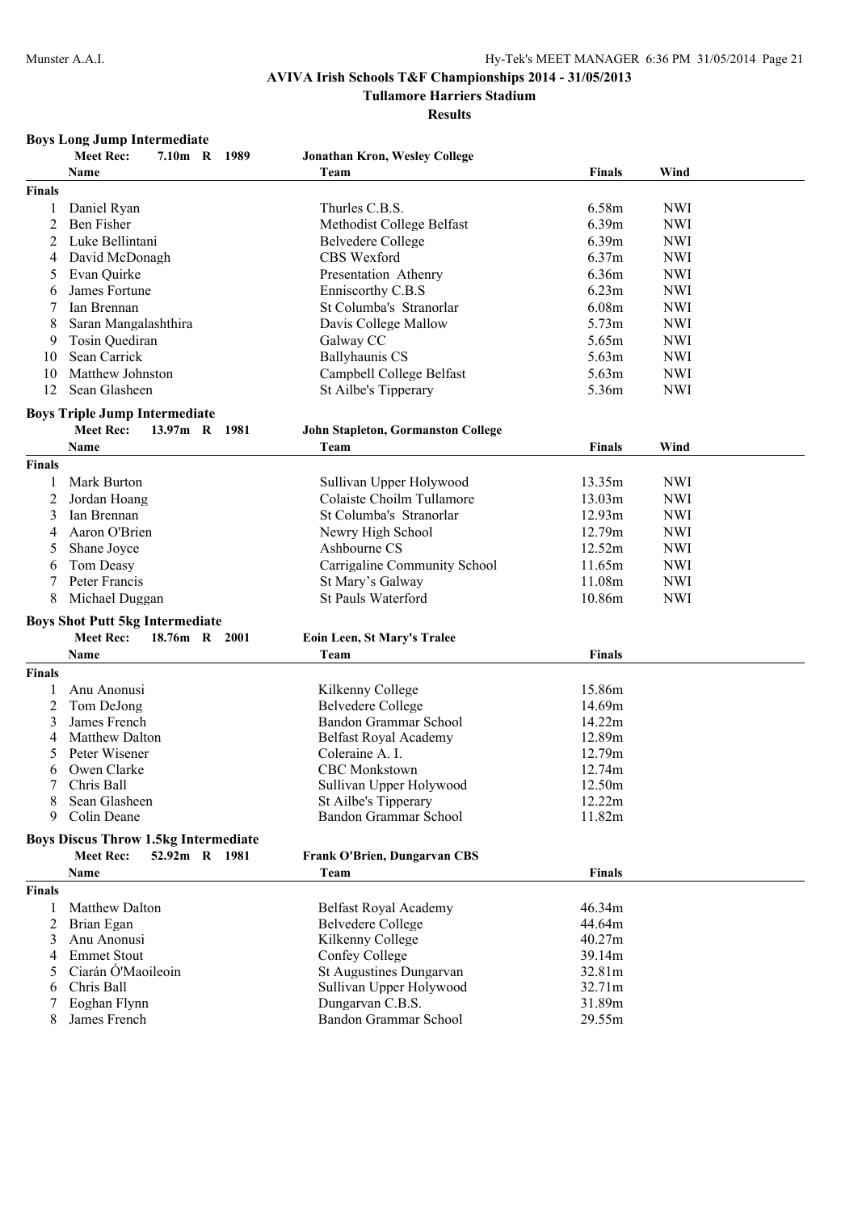# AVIVA Irish Schools T&F Championships 2014 - 31/05/2013

## Tullamore Harriers Stadium

### Results

**Boys Long Jump Intermediate**

Meet Rec: 7.10m R 1989 — Jonathan Kron, Wesley College

| | Name | Team | Finals | Wind |
|---|---|---|---|---|
| **Finals** | | | | |
| 1 | Daniel Ryan | Thurles C.B.S. | 6.58m | NWI |
| 2 | Ben Fisher | Methodist College Belfast | 6.39m | NWI |
| 2 | Luke Bellintani | Belvedere College | 6.39m | NWI |
| 4 | David McDonagh | CBS Wexford | 6.37m | NWI |
| 5 | Evan Quirke | Presentation Athenry | 6.36m | NWI |
| 6 | James Fortune | Enniscorthy C.B.S | 6.23m | NWI |
| 7 | Ian Brennan | St Columba's Stranorlar | 6.08m | NWI |
| 8 | Saran Mangalashthira | Davis College Mallow | 5.73m | NWI |
| 9 | Tosin Quediran | Galway CC | 5.65m | NWI |
| 10 | Sean Carrick | Ballyhaunis CS | 5.63m | NWI |
| 10 | Matthew Johnston | Campbell College Belfast | 5.63m | NWI |
| 12 | Sean Glasheen | St Ailbe's Tipperary | 5.36m | NWI |

**Boys Triple Jump Intermediate**

Meet Rec: 13.97m R 1981 — John Stapleton, Gormanston College

| | Name | Team | Finals | Wind |
|---|---|---|---|---|
| **Finals** | | | | |
| 1 | Mark Burton | Sullivan Upper Holywood | 13.35m | NWI |
| 2 | Jordan Hoang | Colaiste Choilm Tullamore | 13.03m | NWI |
| 3 | Ian Brennan | St Columba's Stranorlar | 12.93m | NWI |
| 4 | Aaron O'Brien | Newry High School | 12.79m | NWI |
| 5 | Shane Joyce | Ashbourne CS | 12.52m | NWI |
| 6 | Tom Deasy | Carrigaline Community School | 11.65m | NWI |
| 7 | Peter Francis | St Mary's Galway | 11.08m | NWI |
| 8 | Michael Duggan | St Pauls Waterford | 10.86m | NWI |

**Boys Shot Putt 5kg Intermediate**

Meet Rec: 18.76m R 2001 — Eoin Leen, St Mary's Tralee

| | Name | Team | Finals |
|---|---|---|---|
| **Finals** | | | |
| 1 | Anu Anonusi | Kilkenny College | 15.86m |
| 2 | Tom DeJong | Belvedere College | 14.69m |
| 3 | James French | Bandon Grammar School | 14.22m |
| 4 | Matthew Dalton | Belfast Royal Academy | 12.89m |
| 5 | Peter Wisener | Coleraine A. I. | 12.79m |
| 6 | Owen Clarke | CBC Monkstown | 12.74m |
| 7 | Chris Ball | Sullivan Upper Holywood | 12.50m |
| 8 | Sean Glasheen | St Ailbe's Tipperary | 12.22m |
| 9 | Colin Deane | Bandon Grammar School | 11.82m |

**Boys Discus Throw 1.5kg Intermediate**

Meet Rec: 52.92m R 1981 — Frank O'Brien, Dungarvan CBS

| | Name | Team | Finals |
|---|---|---|---|
| **Finals** | | | |
| 1 | Matthew Dalton | Belfast Royal Academy | 46.34m |
| 2 | Brian Egan | Belvedere College | 44.64m |
| 3 | Anu Anonusi | Kilkenny College | 40.27m |
| 4 | Emmet Stout | Confey College | 39.14m |
| 5 | Ciarán Ó'Maoileoin | St Augustines Dungarvan | 32.81m |
| 6 | Chris Ball | Sullivan Upper Holywood | 32.71m |
| 7 | Eoghan Flynn | Dungarvan C.B.S. | 31.89m |
| 8 | James French | Bandon Grammar School | 29.55m |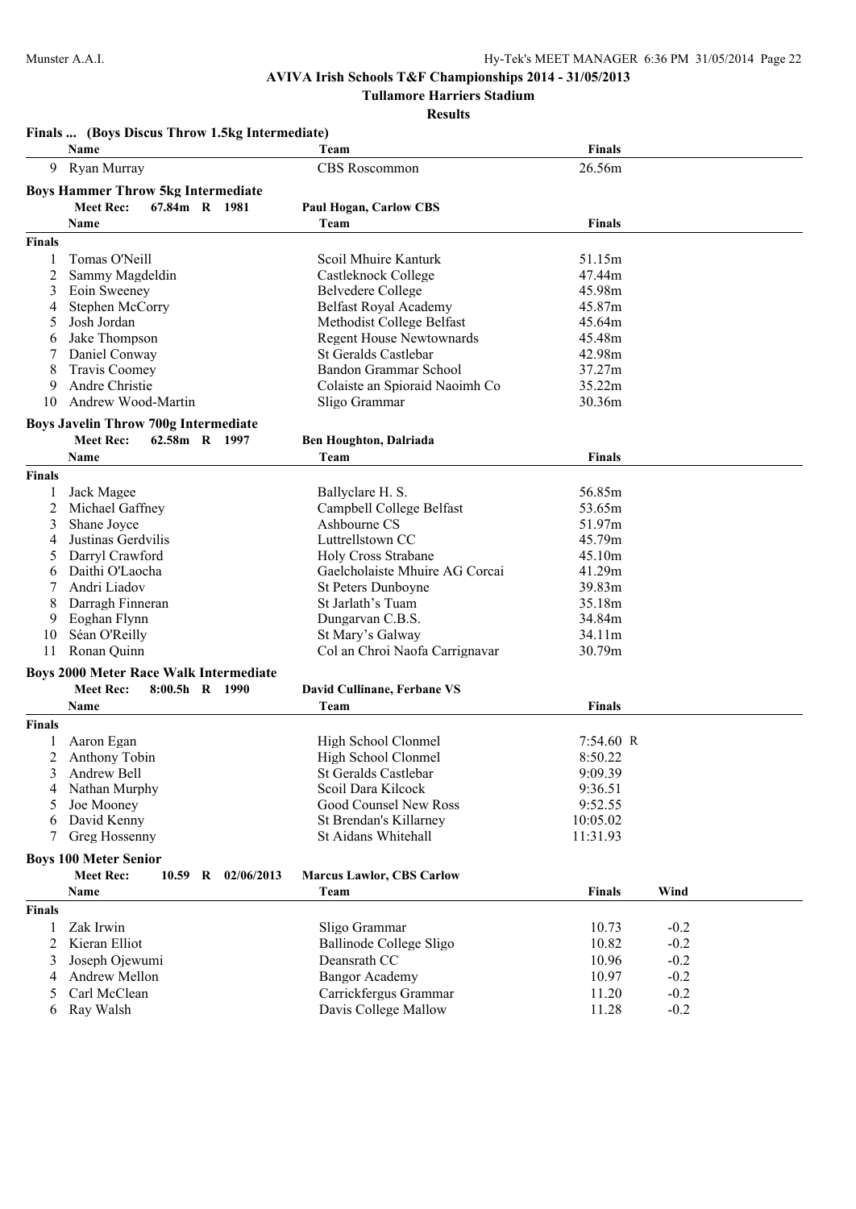**AVIVA Irish Schools T&F Championships 2014 - 31/05/2013**

**Tullamore Harriers Stadium**

**Results**

**Finals ... (Boys Discus Throw 1.5kg Intermediate)**

| | Name | Team | Finals |
|---|---|---|---|
| 9 | Ryan Murray | CBS Roscommon | 26.56m |

### Boys Hammer Throw 5kg Intermediate

**Meet Rec: 67.84m R 1981 Paul Hogan, Carlow CBS**

| | Name | Team | Finals |
|---|---|---|---|
| **Finals** | | | |
| 1 | Tomas O'Neill | Scoil Mhuire Kanturk | 51.15m |
| 2 | Sammy Magdeldin | Castleknock College | 47.44m |
| 3 | Eoin Sweeney | Belvedere College | 45.98m |
| 4 | Stephen McCorry | Belfast Royal Academy | 45.87m |
| 5 | Josh Jordan | Methodist College Belfast | 45.64m |
| 6 | Jake Thompson | Regent House Newtownards | 45.48m |
| 7 | Daniel Conway | St Geralds Castlebar | 42.98m |
| 8 | Travis Coomey | Bandon Grammar School | 37.27m |
| 9 | Andre Christie | Colaiste an Spioraid Naoimh Co | 35.22m |
| 10 | Andrew Wood-Martin | Sligo Grammar | 30.36m |

### Boys Javelin Throw 700g Intermediate

**Meet Rec: 62.58m R 1997 Ben Houghton, Dalriada**

| | Name | Team | Finals |
|---|---|---|---|
| **Finals** | | | |
| 1 | Jack Magee | Ballyclare H. S. | 56.85m |
| 2 | Michael Gaffney | Campbell College Belfast | 53.65m |
| 3 | Shane Joyce | Ashbourne CS | 51.97m |
| 4 | Justinas Gerdvilis | Luttrellstown CC | 45.79m |
| 5 | Darryl Crawford | Holy Cross Strabane | 45.10m |
| 6 | Daithi O'Laocha | Gaelcholaiste Mhuire AG Corcai | 41.29m |
| 7 | Andri Liadov | St Peters Dunboyne | 39.83m |
| 8 | Darragh Finneran | St Jarlath's Tuam | 35.18m |
| 9 | Eoghan Flynn | Dungarvan C.B.S. | 34.84m |
| 10 | Séan O'Reilly | St Mary's Galway | 34.11m |
| 11 | Ronan Quinn | Col an Chroi Naofa Carrignavar | 30.79m |

### Boys 2000 Meter Race Walk Intermediate

**Meet Rec: 8:00.5h R 1990 David Cullinane, Ferbane VS**

| | Name | Team | Finals |
|---|---|---|---|
| **Finals** | | | |
| 1 | Aaron Egan | High School Clonmel | 7:54.60 R |
| 2 | Anthony Tobin | High School Clonmel | 8:50.22 |
| 3 | Andrew Bell | St Geralds Castlebar | 9:09.39 |
| 4 | Nathan Murphy | Scoil Dara Kilcock | 9:36.51 |
| 5 | Joe Mooney | Good Counsel New Ross | 9:52.55 |
| 6 | David Kenny | St Brendan's Killarney | 10:05.02 |
| 7 | Greg Hossenny | St Aidans Whitehall | 11:31.93 |

### Boys 100 Meter Senior

**Meet Rec: 10.59 R 02/06/2013 Marcus Lawlor, CBS Carlow**

| | Name | Team | Finals | Wind |
|---|---|---|---|---|
| **Finals** | | | | |
| 1 | Zak Irwin | Sligo Grammar | 10.73 | -0.2 |
| 2 | Kieran Elliot | Ballinode College Sligo | 10.82 | -0.2 |
| 3 | Joseph Ojewumi | Deansrath CC | 10.96 | -0.2 |
| 4 | Andrew Mellon | Bangor Academy | 10.97 | -0.2 |
| 5 | Carl McClean | Carrickfergus Grammar | 11.20 | -0.2 |
| 6 | Ray Walsh | Davis College Mallow | 11.28 | -0.2 |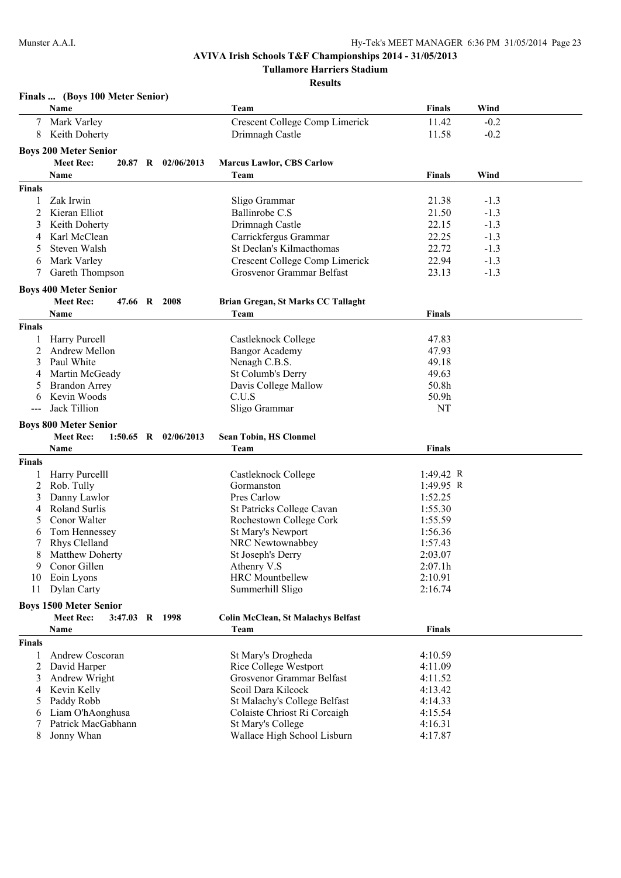## AVIVA Irish Schools T&F Championships 2014 - 31/05/2013

### Tullamore Harriers Stadium

### Results

**Finals ... (Boys 100 Meter Senior)**

| | Name | Team | Finals | Wind |
|---|---|---|---|---|
| 7 | Mark Varley | Crescent College Comp Limerick | 11.42 | -0.2 |
| 8 | Keith Doherty | Drimnagh Castle | 11.58 | -0.2 |

**Boys 200 Meter Senior**

**Meet Rec: 20.87 R 02/06/2013 Marcus Lawlor, CBS Carlow**

| | Name | Team | Finals | Wind |
|---|---|---|---|---|
| **Finals** | | | | |
| 1 | Zak Irwin | Sligo Grammar | 21.38 | -1.3 |
| 2 | Kieran Elliot | Ballinrobe C.S | 21.50 | -1.3 |
| 3 | Keith Doherty | Drimnagh Castle | 22.15 | -1.3 |
| 4 | Karl McClean | Carrickfergus Grammar | 22.25 | -1.3 |
| 5 | Steven Walsh | St Declan's Kilmacthomas | 22.72 | -1.3 |
| 6 | Mark Varley | Crescent College Comp Limerick | 22.94 | -1.3 |
| 7 | Gareth Thompson | Grosvenor Grammar Belfast | 23.13 | -1.3 |

**Boys 400 Meter Senior**

**Meet Rec: 47.66 R 2008 Brian Gregan, St Marks CC Tallaght**

| | Name | Team | Finals |
|---|---|---|---|
| **Finals** | | | |
| 1 | Harry Purcell | Castleknock College | 47.83 |
| 2 | Andrew Mellon | Bangor Academy | 47.93 |
| 3 | Paul White | Nenagh C.B.S. | 49.18 |
| 4 | Martin McGeady | St Columb's Derry | 49.63 |
| 5 | Brandon Arrey | Davis College Mallow | 50.8h |
| 6 | Kevin Woods | C.U.S | 50.9h |
| --- | Jack Tillion | Sligo Grammar | NT |

**Boys 800 Meter Senior**

**Meet Rec: 1:50.65 R 02/06/2013 Sean Tobin, HS Clonmel**

| | Name | Team | Finals |
|---|---|---|---|
| **Finals** | | | |
| 1 | Harry Purcelll | Castleknock College | 1:49.42 R |
| 2 | Rob. Tully | Gormanston | 1:49.95 R |
| 3 | Danny Lawlor | Pres Carlow | 1:52.25 |
| 4 | Roland Surlis | St Patricks College Cavan | 1:55.30 |
| 5 | Conor Walter | Rochestown College Cork | 1:55.59 |
| 6 | Tom Hennessey | St Mary's Newport | 1:56.36 |
| 7 | Rhys Clelland | NRC Newtownabbey | 1:57.43 |
| 8 | Matthew Doherty | St Joseph's Derry | 2:03.07 |
| 9 | Conor Gillen | Athenry V.S | 2:07.1h |
| 10 | Eoin Lyons | HRC Mountbellew | 2:10.91 |
| 11 | Dylan Carty | Summerhill Sligo | 2:16.74 |

**Boys 1500 Meter Senior**

**Meet Rec: 3:47.03 R 1998 Colin McClean, St Malachys Belfast**

| | Name | Team | Finals |
|---|---|---|---|
| **Finals** | | | |
| 1 | Andrew Coscoran | St Mary's Drogheda | 4:10.59 |
| 2 | David Harper | Rice College Westport | 4:11.09 |
| 3 | Andrew Wright | Grosvenor Grammar Belfast | 4:11.52 |
| 4 | Kevin Kelly | Scoil Dara Kilcock | 4:13.42 |
| 5 | Paddy Robb | St Malachy's College Belfast | 4:14.33 |
| 6 | Liam O'hAonghusa | Colaiste Chriost Ri Corcaigh | 4:15.54 |
| 7 | Patrick MacGabhann | St Mary's College | 4:16.31 |
| 8 | Jonny Whan | Wallace High School Lisburn | 4:17.87 |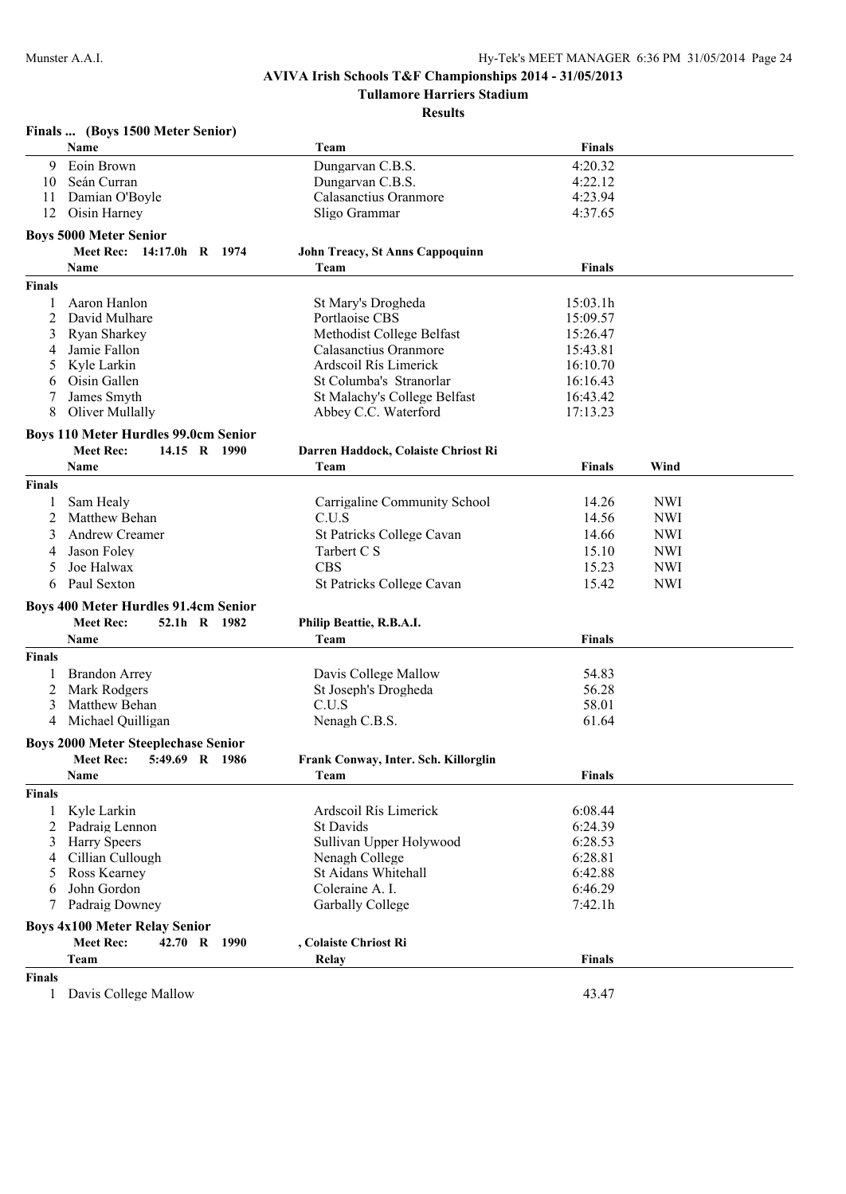**AVIVA Irish Schools T&F Championships 2014 - 31/05/2013**

**Tullamore Harriers Stadium**

**Results**

### Finals ... (Boys 1500 Meter Senior)

| | Name | Team | Finals |
|---|---|---|---|
| 9 | Eoin Brown | Dungarvan C.B.S. | 4:20.32 |
| 10 | Seán Curran | Dungarvan C.B.S. | 4:22.12 |
| 11 | Damian O'Boyle | Calasanctius Oranmore | 4:23.94 |
| 12 | Oisin Harney | Sligo Grammar | 4:37.65 |

### Boys 5000 Meter Senior

**Meet Rec: 14:17.0h R 1974 — John Treacy, St Anns Cappoquinn**

**Finals**

| | Name | Team | Finals |
|---|---|---|---|
| 1 | Aaron Hanlon | St Mary's Drogheda | 15:03.1h |
| 2 | David Mulhare | Portlaoise CBS | 15:09.57 |
| 3 | Ryan Sharkey | Methodist College Belfast | 15:26.47 |
| 4 | Jamie Fallon | Calasanctius Oranmore | 15:43.81 |
| 5 | Kyle Larkin | Ardscoil Rís Limerick | 16:10.70 |
| 6 | Oisin Gallen | St Columba's Stranorlar | 16:16.43 |
| 7 | James Smyth | St Malachy's College Belfast | 16:43.42 |
| 8 | Oliver Mullally | Abbey C.C. Waterford | 17:13.23 |

### Boys 110 Meter Hurdles 99.0cm Senior

**Meet Rec: 14.15 R 1990 — Darren Haddock, Colaiste Chriost Ri**

**Finals**

| | Name | Team | Finals | Wind |
|---|---|---|---|---|
| 1 | Sam Healy | Carrigaline Community School | 14.26 | NWI |
| 2 | Matthew Behan | C.U.S | 14.56 | NWI |
| 3 | Andrew Creamer | St Patricks College Cavan | 14.66 | NWI |
| 4 | Jason Foley | Tarbert C S | 15.10 | NWI |
| 5 | Joe Halwax | CBS | 15.23 | NWI |
| 6 | Paul Sexton | St Patricks College Cavan | 15.42 | NWI |

### Boys 400 Meter Hurdles 91.4cm Senior

**Meet Rec: 52.1h R 1982 — Philip Beattie, R.B.A.I.**

**Finals**

| | Name | Team | Finals |
|---|---|---|---|
| 1 | Brandon Arrey | Davis College Mallow | 54.83 |
| 2 | Mark Rodgers | St Joseph's Drogheda | 56.28 |
| 3 | Matthew Behan | C.U.S | 58.01 |
| 4 | Michael Quilligan | Nenagh C.B.S. | 61.64 |

### Boys 2000 Meter Steeplechase Senior

**Meet Rec: 5:49.69 R 1986 — Frank Conway, Inter. Sch. Killorglin**

**Finals**

| | Name | Team | Finals |
|---|---|---|---|
| 1 | Kyle Larkin | Ardscoil Rís Limerick | 6:08.44 |
| 2 | Padraig Lennon | St Davids | 6:24.39 |
| 3 | Harry Speers | Sullivan Upper Holywood | 6:28.53 |
| 4 | Cillian Cullough | Nenagh College | 6:28.81 |
| 5 | Ross Kearney | St Aidans Whitehall | 6:42.88 |
| 6 | John Gordon | Coleraine A. I. | 6:46.29 |
| 7 | Padraig Downey | Garbally College | 7:42.1h |

### Boys 4x100 Meter Relay Senior

**Meet Rec: 42.70 R 1990 — , Colaiste Chriost Ri**

**Finals**

| | Team | Relay | Finals |
|---|---|---|---|
| 1 | Davis College Mallow | | 43.47 |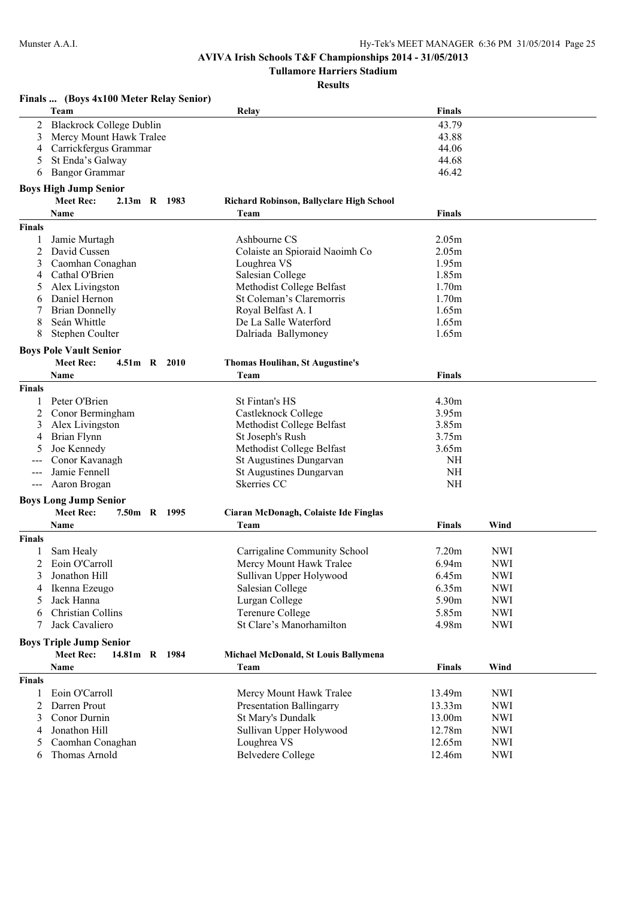**AVIVA Irish Schools T&F Championships 2014 - 31/05/2013**

**Tullamore Harriers Stadium**

**Results**

### Finals ... (Boys 4x100 Meter Relay Senior)

| | Team | Relay | Finals |
|---|---|---|---|
| 2 | Blackrock College Dublin | | 43.79 |
| 3 | Mercy Mount Hawk Tralee | | 43.88 |
| 4 | Carrickfergus Grammar | | 44.06 |
| 5 | St Enda's Galway | | 44.68 |
| 6 | Bangor Grammar | | 46.42 |

### Boys High Jump Senior

**Meet Rec: 2.13m R 1983 Richard Robinson, Ballyclare High School**

| | Name | Team | Finals |
|---|---|---|---|
| **Finals** | | | |
| 1 | Jamie Murtagh | Ashbourne CS | 2.05m |
| 2 | David Cussen | Colaiste an Spioraid Naoimh Co | 2.05m |
| 3 | Caomhan Conaghan | Loughrea VS | 1.95m |
| 4 | Cathal O'Brien | Salesian College | 1.85m |
| 5 | Alex Livingston | Methodist College Belfast | 1.70m |
| 6 | Daniel Hernon | St Coleman's Claremorris | 1.70m |
| 7 | Brian Donnelly | Royal Belfast A. I | 1.65m |
| 8 | Seán Whittle | De La Salle Waterford | 1.65m |
| 8 | Stephen Coulter | Dalriada Ballymoney | 1.65m |

### Boys Pole Vault Senior

**Meet Rec: 4.51m R 2010 Thomas Houlihan, St Augustine's**

| | Name | Team | Finals |
|---|---|---|---|
| **Finals** | | | |
| 1 | Peter O'Brien | St Fintan's HS | 4.30m |
| 2 | Conor Bermingham | Castleknock College | 3.95m |
| 3 | Alex Livingston | Methodist College Belfast | 3.85m |
| 4 | Brian Flynn | St Joseph's Rush | 3.75m |
| 5 | Joe Kennedy | Methodist College Belfast | 3.65m |
| --- | Conor Kavanagh | St Augustines Dungarvan | NH |
| --- | Jamie Fennell | St Augustines Dungarvan | NH |
| --- | Aaron Brogan | Skerries CC | NH |

### Boys Long Jump Senior

**Meet Rec: 7.50m R 1995 Ciaran McDonagh, Colaiste Ide Finglas**

| | Name | Team | Finals | Wind |
|---|---|---|---|---|
| **Finals** | | | | |
| 1 | Sam Healy | Carrigaline Community School | 7.20m | NWI |
| 2 | Eoin O'Carroll | Mercy Mount Hawk Tralee | 6.94m | NWI |
| 3 | Jonathon Hill | Sullivan Upper Holywood | 6.45m | NWI |
| 4 | Ikenna Ezeugo | Salesian College | 6.35m | NWI |
| 5 | Jack Hanna | Lurgan College | 5.90m | NWI |
| 6 | Christian Collins | Terenure College | 5.85m | NWI |
| 7 | Jack Cavaliero | St Clare's Manorhamilton | 4.98m | NWI |

### Boys Triple Jump Senior

**Meet Rec: 14.81m R 1984 Michael McDonald, St Louis Ballymena**

| | Name | Team | Finals | Wind |
|---|---|---|---|---|
| **Finals** | | | | |
| 1 | Eoin O'Carroll | Mercy Mount Hawk Tralee | 13.49m | NWI |
| 2 | Darren Prout | Presentation Ballingarry | 13.33m | NWI |
| 3 | Conor Durnin | St Mary's Dundalk | 13.00m | NWI |
| 4 | Jonathon Hill | Sullivan Upper Holywood | 12.78m | NWI |
| 5 | Caomhan Conaghan | Loughrea VS | 12.65m | NWI |
| 6 | Thomas Arnold | Belvedere College | 12.46m | NWI |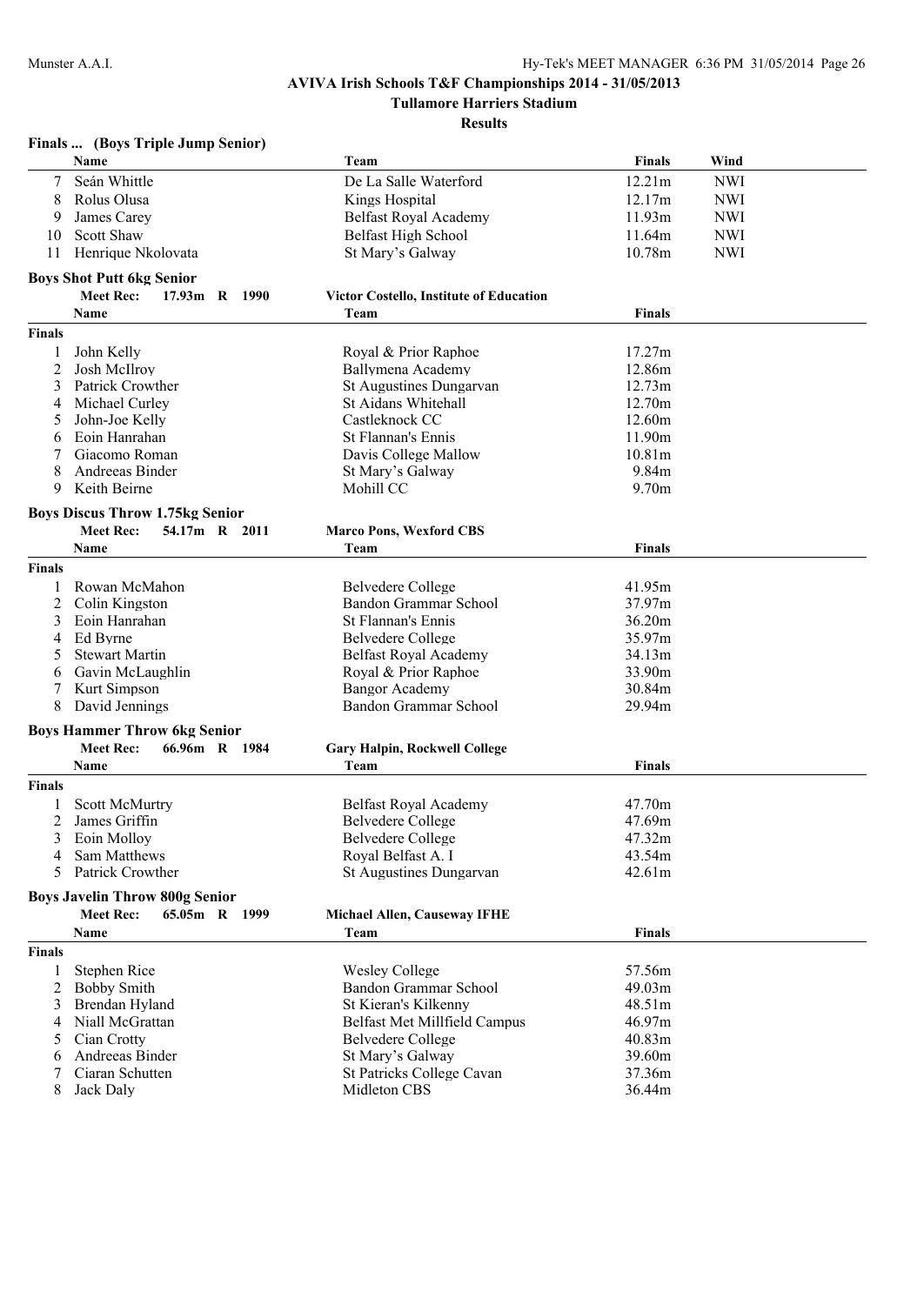**AVIVA Irish Schools T&F Championships 2014 - 31/05/2013**

**Tullamore Harriers Stadium**

**Results**

### Finals ... (Boys Triple Jump Senior)

| | Name | Team | Finals | Wind |
|---|---|---|---|---|
| 7 | Seán Whittle | De La Salle Waterford | 12.21m | NWI |
| 8 | Rolus Olusa | Kings Hospital | 12.17m | NWI |
| 9 | James Carey | Belfast Royal Academy | 11.93m | NWI |
| 10 | Scott Shaw | Belfast High School | 11.64m | NWI |
| 11 | Henrique Nkolovata | St Mary's Galway | 10.78m | NWI |

### Boys Shot Putt 6kg Senior

**Meet Rec: 17.93m R 1990 — Victor Costello, Institute of Education**

| | Name | Team | Finals |
|---|---|---|---|
| **Finals** | | | |
| 1 | John Kelly | Royal & Prior Raphoe | 17.27m |
| 2 | Josh McIlroy | Ballymena Academy | 12.86m |
| 3 | Patrick Crowther | St Augustines Dungarvan | 12.73m |
| 4 | Michael Curley | St Aidans Whitehall | 12.70m |
| 5 | John-Joe Kelly | Castleknock CC | 12.60m |
| 6 | Eoin Hanrahan | St Flannan's Ennis | 11.90m |
| 7 | Giacomo Roman | Davis College Mallow | 10.81m |
| 8 | Andreeas Binder | St Mary's Galway | 9.84m |
| 9 | Keith Beirne | Mohill CC | 9.70m |

### Boys Discus Throw 1.75kg Senior

**Meet Rec: 54.17m R 2011 — Marco Pons, Wexford CBS**

| | Name | Team | Finals |
|---|---|---|---|
| **Finals** | | | |
| 1 | Rowan McMahon | Belvedere College | 41.95m |
| 2 | Colin Kingston | Bandon Grammar School | 37.97m |
| 3 | Eoin Hanrahan | St Flannan's Ennis | 36.20m |
| 4 | Ed Byrne | Belvedere College | 35.97m |
| 5 | Stewart Martin | Belfast Royal Academy | 34.13m |
| 6 | Gavin McLaughlin | Royal & Prior Raphoe | 33.90m |
| 7 | Kurt Simpson | Bangor Academy | 30.84m |
| 8 | David Jennings | Bandon Grammar School | 29.94m |

### Boys Hammer Throw 6kg Senior

**Meet Rec: 66.96m R 1984 — Gary Halpin, Rockwell College**

| | Name | Team | Finals |
|---|---|---|---|
| **Finals** | | | |
| 1 | Scott McMurtry | Belfast Royal Academy | 47.70m |
| 2 | James Griffin | Belvedere College | 47.69m |
| 3 | Eoin Molloy | Belvedere College | 47.32m |
| 4 | Sam Matthews | Royal Belfast A. I | 43.54m |
| 5 | Patrick Crowther | St Augustines Dungarvan | 42.61m |

### Boys Javelin Throw 800g Senior

**Meet Rec: 65.05m R 1999 — Michael Allen, Causeway IFHE**

| | Name | Team | Finals |
|---|---|---|---|
| **Finals** | | | |
| 1 | Stephen Rice | Wesley College | 57.56m |
| 2 | Bobby Smith | Bandon Grammar School | 49.03m |
| 3 | Brendan Hyland | St Kieran's Kilkenny | 48.51m |
| 4 | Niall McGrattan | Belfast Met Millfield Campus | 46.97m |
| 5 | Cian Crotty | Belvedere College | 40.83m |
| 6 | Andreeas Binder | St Mary's Galway | 39.60m |
| 7 | Ciaran Schutten | St Patricks College Cavan | 37.36m |
| 8 | Jack Daly | Midleton CBS | 36.44m |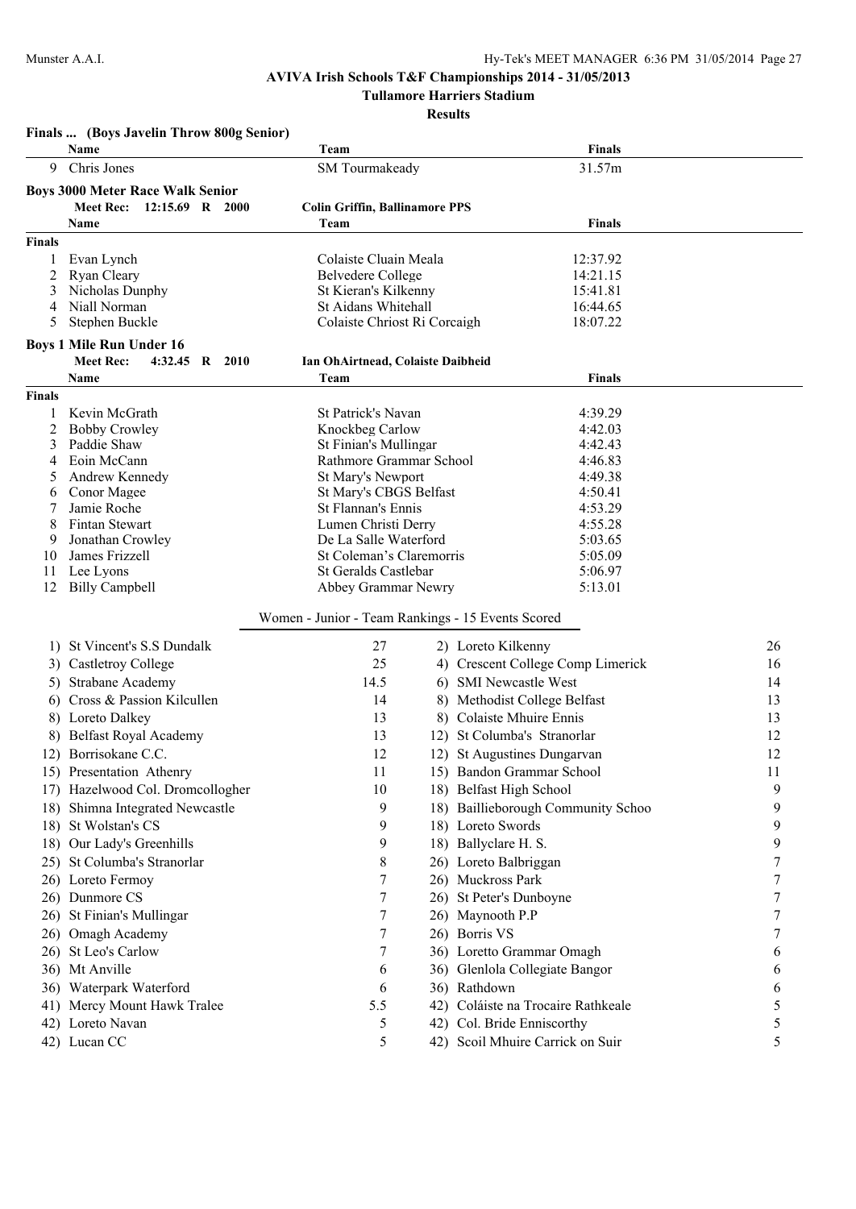**AVIVA Irish Schools T&F Championships 2014 - 31/05/2013**

**Tullamore Harriers Stadium**

**Results**

**Finals ... (Boys Javelin Throw 800g Senior)**

| | Name | Team | Finals |
|---|---|---|---|
| 9 | Chris Jones | SM Tourmakeady | 31.57m |

**Boys 3000 Meter Race Walk Senior**

Meet Rec: 12:15.69 R 2000 — Colin Griffin, Ballinamore PPS

| | Name | Team | Finals |
|---|---|---|---|
| **Finals** | | | |
| 1 | Evan Lynch | Colaiste Cluain Meala | 12:37.92 |
| 2 | Ryan Cleary | Belvedere College | 14:21.15 |
| 3 | Nicholas Dunphy | St Kieran's Kilkenny | 15:41.81 |
| 4 | Niall Norman | St Aidans Whitehall | 16:44.65 |
| 5 | Stephen Buckle | Colaiste Chriost Ri Corcaigh | 18:07.22 |

**Boys 1 Mile Run Under 16**

Meet Rec: 4:32.45 R 2010 — Ian OhAirtnead, Colaiste Daibheid

| | Name | Team | Finals |
|---|---|---|---|
| **Finals** | | | |
| 1 | Kevin McGrath | St Patrick's Navan | 4:39.29 |
| 2 | Bobby Crowley | Knockbeg Carlow | 4:42.03 |
| 3 | Paddie Shaw | St Finian's Mullingar | 4:42.43 |
| 4 | Eoin McCann | Rathmore Grammar School | 4:46.83 |
| 5 | Andrew Kennedy | St Mary's Newport | 4:49.38 |
| 6 | Conor Magee | St Mary's CBGS Belfast | 4:50.41 |
| 7 | Jamie Roche | St Flannan's Ennis | 4:53.29 |
| 8 | Fintan Stewart | Lumen Christi Derry | 4:55.28 |
| 9 | Jonathan Crowley | De La Salle Waterford | 5:03.65 |
| 10 | James Frizzell | St Coleman's Claremorris | 5:05.09 |
| 11 | Lee Lyons | St Geralds Castlebar | 5:06.97 |
| 12 | Billy Campbell | Abbey Grammar Newry | 5:13.01 |

**Women - Junior - Team Rankings - 15 Events Scored**

| Rank | Team | Points | Rank | Team | Points |
|---|---|---|---|---|---|
| 1) | St Vincent's S.S Dundalk | 27 | 2) | Loreto Kilkenny | 26 |
| 3) | Castletroy College | 25 | 4) | Crescent College Comp Limerick | 16 |
| 5) | Strabane Academy | 14.5 | 6) | SMI Newcastle West | 14 |
| 6) | Cross & Passion Kilcullen | 14 | 8) | Methodist College Belfast | 13 |
| 8) | Loreto Dalkey | 13 | 8) | Colaiste Mhuire Ennis | 13 |
| 8) | Belfast Royal Academy | 13 | 12) | St Columba's Stranorlar | 12 |
| 12) | Borrisokane C.C. | 12 | 12) | St Augustines Dungarvan | 12 |
| 15) | Presentation Athenry | 11 | 15) | Bandon Grammar School | 11 |
| 17) | Hazelwood Col. Dromcollogher | 10 | 18) | Belfast High School | 9 |
| 18) | Shimna Integrated Newcastle | 9 | 18) | Baillieborough Community Schoo | 9 |
| 18) | St Wolstan's CS | 9 | 18) | Loreto Swords | 9 |
| 18) | Our Lady's Greenhills | 9 | 18) | Ballyclare H. S. | 9 |
| 25) | St Columba's Stranorlar | 8 | 26) | Loreto Balbriggan | 7 |
| 26) | Loreto Fermoy | 7 | 26) | Muckross Park | 7 |
| 26) | Dunmore CS | 7 | 26) | St Peter's Dunboyne | 7 |
| 26) | St Finian's Mullingar | 7 | 26) | Maynooth P.P | 7 |
| 26) | Omagh Academy | 7 | 26) | Borris VS | 7 |
| 26) | St Leo's Carlow | 7 | 36) | Loretto Grammar Omagh | 6 |
| 36) | Mt Anville | 6 | 36) | Glenlola Collegiate Bangor | 6 |
| 36) | Waterpark Waterford | 6 | 36) | Rathdown | 6 |
| 41) | Mercy Mount Hawk Tralee | 5.5 | 42) | Coláiste na Trocaire Rathkeale | 5 |
| 42) | Loreto Navan | 5 | 42) | Col. Bride Enniscorthy | 5 |
| 42) | Lucan CC | 5 | 42) | Scoil Mhuire Carrick on Suir | 5 |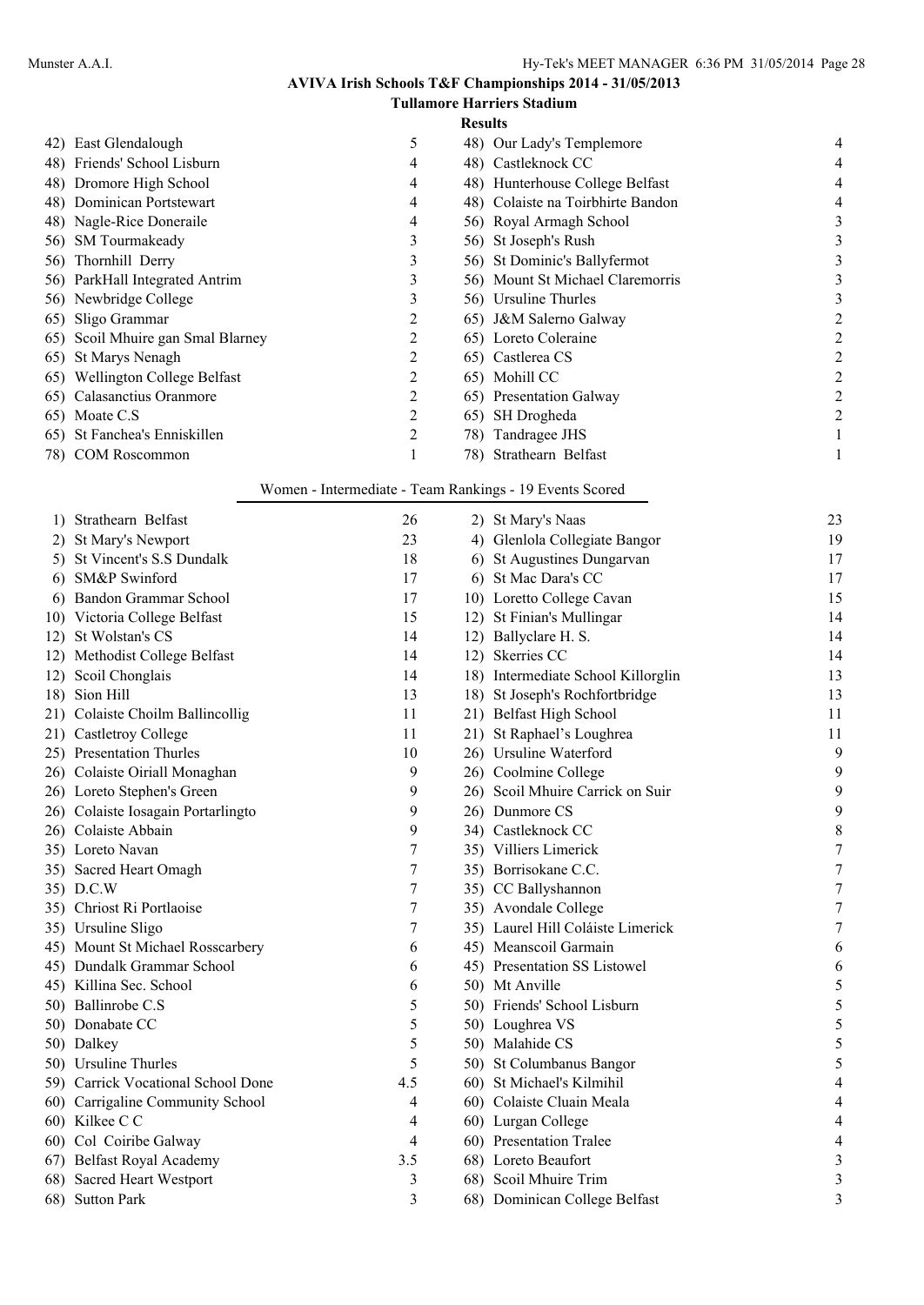## AVIVA Irish Schools T&F Championships 2014 - 31/05/2013

### Tullamore Harriers Stadium

#### Results

| Rank | School | Points | Rank | School | Points |
|---|---|---|---|---|---|
| 42) | East Glendalough | 5 | 48) | Our Lady's Templemore | 4 |
| 48) | Friends' School Lisburn | 4 | 48) | Castleknock CC | 4 |
| 48) | Dromore High School | 4 | 48) | Hunterhouse College Belfast | 4 |
| 48) | Dominican Portstewart | 4 | 48) | Colaiste na Toirbhirte Bandon | 4 |
| 48) | Nagle-Rice Doneraile | 4 | 56) | Royal Armagh School | 3 |
| 56) | SM Tourmakeady | 3 | 56) | St Joseph's Rush | 3 |
| 56) | Thornhill Derry | 3 | 56) | St Dominic's Ballyfermot | 3 |
| 56) | ParkHall Integrated Antrim | 3 | 56) | Mount St Michael Claremorris | 3 |
| 56) | Newbridge College | 3 | 56) | Ursuline Thurles | 3 |
| 65) | Sligo Grammar | 2 | 65) | J&M Salerno Galway | 2 |
| 65) | Scoil Mhuire gan Smal Blarney | 2 | 65) | Loreto Coleraine | 2 |
| 65) | St Marys Nenagh | 2 | 65) | Castlerea CS | 2 |
| 65) | Wellington College Belfast | 2 | 65) | Mohill CC | 2 |
| 65) | Calasanctius Oranmore | 2 | 65) | Presentation Galway | 2 |
| 65) | Moate C.S | 2 | 65) | SH Drogheda | 2 |
| 65) | St Fanchea's Enniskillen | 2 | 78) | Tandragee JHS | 1 |
| 78) | COM Roscommon | 1 | 78) | Strathearn Belfast | 1 |

#### Women - Intermediate - Team Rankings - 19 Events Scored

| Rank | School | Points | Rank | School | Points |
|---|---|---|---|---|---|
| 1) | Strathearn Belfast | 26 | 2) | St Mary's Naas | 23 |
| 2) | St Mary's Newport | 23 | 4) | Glenlola Collegiate Bangor | 19 |
| 5) | St Vincent's S.S Dundalk | 18 | 6) | St Augustines Dungarvan | 17 |
| 6) | SM&P Swinford | 17 | 6) | St Mac Dara's CC | 17 |
| 6) | Bandon Grammar School | 17 | 10) | Loretto College Cavan | 15 |
| 10) | Victoria College Belfast | 15 | 12) | St Finian's Mullingar | 14 |
| 12) | St Wolstan's CS | 14 | 12) | Ballyclare H. S. | 14 |
| 12) | Methodist College Belfast | 14 | 12) | Skerries CC | 14 |
| 12) | Scoil Chonglais | 14 | 18) | Intermediate School Killorglin | 13 |
| 18) | Sion Hill | 13 | 18) | St Joseph's Rochfortbridge | 13 |
| 21) | Colaiste Choilm Ballincollig | 11 | 21) | Belfast High School | 11 |
| 21) | Castletroy College | 11 | 21) | St Raphael's Loughrea | 11 |
| 25) | Presentation Thurles | 10 | 26) | Ursuline Waterford | 9 |
| 26) | Colaiste Oiriall Monaghan | 9 | 26) | Coolmine College | 9 |
| 26) | Loreto Stephen's Green | 9 | 26) | Scoil Mhuire Carrick on Suir | 9 |
| 26) | Colaiste Iosagain Portarlingto | 9 | 26) | Dunmore CS | 9 |
| 26) | Colaiste Abbain | 9 | 34) | Castleknock CC | 8 |
| 35) | Loreto Navan | 7 | 35) | Villiers Limerick | 7 |
| 35) | Sacred Heart Omagh | 7 | 35) | Borrisokane C.C. | 7 |
| 35) | D.C.W | 7 | 35) | CC Ballyshannon | 7 |
| 35) | Chriost Ri Portlaoise | 7 | 35) | Avondale College | 7 |
| 35) | Ursuline Sligo | 7 | 35) | Laurel Hill Coláiste Limerick | 7 |
| 45) | Mount St Michael Rosscarbery | 6 | 45) | Meanscoil Garmain | 6 |
| 45) | Dundalk Grammar School | 6 | 45) | Presentation SS Listowel | 6 |
| 45) | Killina Sec. School | 6 | 50) | Mt Anville | 5 |
| 50) | Ballinrobe C.S | 5 | 50) | Friends' School Lisburn | 5 |
| 50) | Donabate CC | 5 | 50) | Loughrea VS | 5 |
| 50) | Dalkey | 5 | 50) | Malahide CS | 5 |
| 50) | Ursuline Thurles | 5 | 50) | St Columbanus Bangor | 5 |
| 59) | Carrick Vocational School Done | 4.5 | 60) | St Michael's Kilmihil | 4 |
| 60) | Carrigaline Community School | 4 | 60) | Colaiste Cluain Meala | 4 |
| 60) | Kilkee C C | 4 | 60) | Lurgan College | 4 |
| 60) | Col Coiribe Galway | 4 | 60) | Presentation Tralee | 4 |
| 67) | Belfast Royal Academy | 3.5 | 68) | Loreto Beaufort | 3 |
| 68) | Sacred Heart Westport | 3 | 68) | Scoil Mhuire Trim | 3 |
| 68) | Sutton Park | 3 | 68) | Dominican College Belfast | 3 |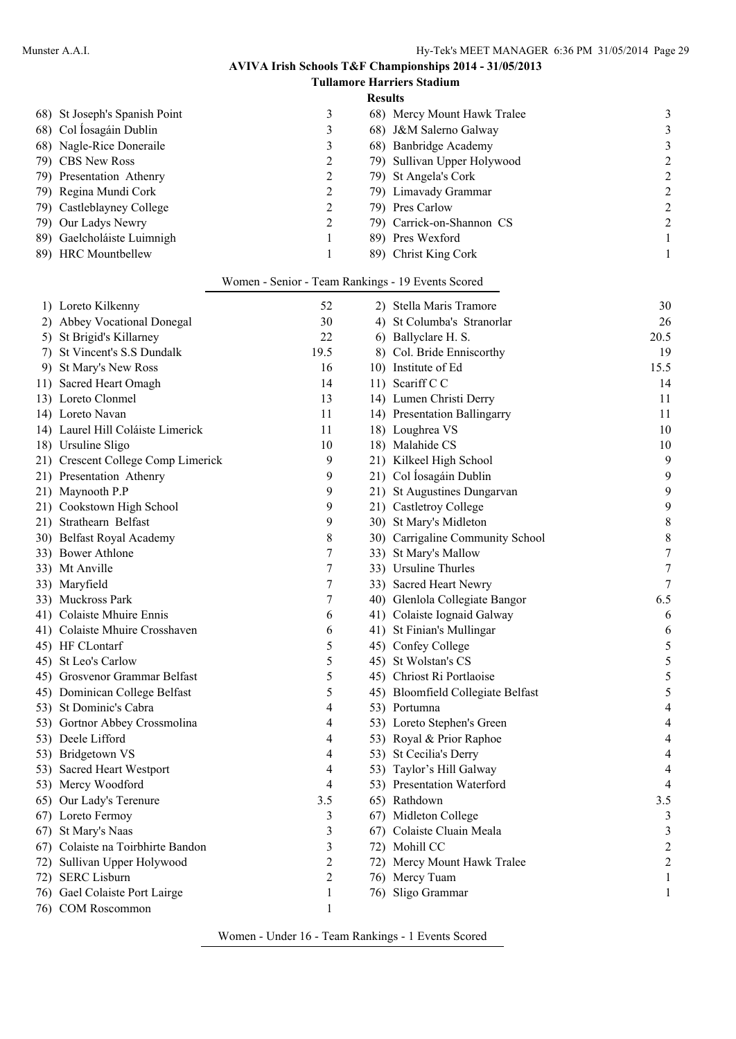# AVIVA Irish Schools T&F Championships 2014 - 31/05/2013

## Tullamore Harriers Stadium

### Results

| Rank | School | Points | Rank | School | Points |
|---|---|---|---|---|---|
| 68) | St Joseph's Spanish Point | 3 | 68) | Mercy Mount Hawk Tralee | 3 |
| 68) | Col Íosagáin Dublin | 3 | 68) | J&M Salerno Galway | 3 |
| 68) | Nagle-Rice Doneraile | 3 | 68) | Banbridge Academy | 3 |
| 79) | CBS New Ross | 2 | 79) | Sullivan Upper Holywood | 2 |
| 79) | Presentation Athenry | 2 | 79) | St Angela's Cork | 2 |
| 79) | Regina Mundi Cork | 2 | 79) | Limavady Grammar | 2 |
| 79) | Castleblayney College | 2 | 79) | Pres Carlow | 2 |
| 79) | Our Ladys Newry | 2 | 79) | Carrick-on-Shannon CS | 2 |
| 89) | Gaelcholáiste Luimnigh | 1 | 89) | Pres Wexford | 1 |
| 89) | HRC Mountbellew | 1 | 89) | Christ King Cork | 1 |

### Women - Senior - Team Rankings - 19 Events Scored

| Rank | School | Points | Rank | School | Points |
|---|---|---|---|---|---|
| 1) | Loreto Kilkenny | 52 | 2) | Stella Maris Tramore | 30 |
| 2) | Abbey Vocational Donegal | 30 | 4) | St Columba's Stranorlar | 26 |
| 5) | St Brigid's Killarney | 22 | 6) | Ballyclare H. S. | 20.5 |
| 7) | St Vincent's S.S Dundalk | 19.5 | 8) | Col. Bride Enniscorthy | 19 |
| 9) | St Mary's New Ross | 16 | 10) | Institute of Ed | 15.5 |
| 11) | Sacred Heart Omagh | 14 | 11) | Scariff C C | 14 |
| 13) | Loreto Clonmel | 13 | 14) | Lumen Christi Derry | 11 |
| 14) | Loreto Navan | 11 | 14) | Presentation Ballingarry | 11 |
| 14) | Laurel Hill Coláiste Limerick | 11 | 18) | Loughrea VS | 10 |
| 18) | Ursuline Sligo | 10 | 18) | Malahide CS | 10 |
| 21) | Crescent College Comp Limerick | 9 | 21) | Kilkeel High School | 9 |
| 21) | Presentation Athenry | 9 | 21) | Col Íosagáin Dublin | 9 |
| 21) | Maynooth P.P | 9 | 21) | St Augustines Dungarvan | 9 |
| 21) | Cookstown High School | 9 | 21) | Castletroy College | 9 |
| 21) | Strathearn Belfast | 9 | 30) | St Mary's Midleton | 8 |
| 30) | Belfast Royal Academy | 8 | 30) | Carrigaline Community School | 8 |
| 33) | Bower Athlone | 7 | 33) | St Mary's Mallow | 7 |
| 33) | Mt Anville | 7 | 33) | Ursuline Thurles | 7 |
| 33) | Maryfield | 7 | 33) | Sacred Heart Newry | 7 |
| 33) | Muckross Park | 7 | 40) | Glenlola Collegiate Bangor | 6.5 |
| 41) | Colaiste Mhuire Ennis | 6 | 41) | Colaiste Iognaid Galway | 6 |
| 41) | Colaiste Mhuire Crosshaven | 6 | 41) | St Finian's Mullingar | 6 |
| 45) | HF CLontarf | 5 | 45) | Confey College | 5 |
| 45) | St Leo's Carlow | 5 | 45) | St Wolstan's CS | 5 |
| 45) | Grosvenor Grammar Belfast | 5 | 45) | Chriost Ri Portlaoise | 5 |
| 45) | Dominican College Belfast | 5 | 45) | Bloomfield Collegiate Belfast | 5 |
| 53) | St Dominic's Cabra | 4 | 53) | Portumna | 4 |
| 53) | Gortnor Abbey Crossmolina | 4 | 53) | Loreto Stephen's Green | 4 |
| 53) | Deele Lifford | 4 | 53) | Royal & Prior Raphoe | 4 |
| 53) | Bridgetown VS | 4 | 53) | St Cecilia's Derry | 4 |
| 53) | Sacred Heart Westport | 4 | 53) | Taylor's Hill Galway | 4 |
| 53) | Mercy Woodford | 4 | 53) | Presentation Waterford | 4 |
| 65) | Our Lady's Terenure | 3.5 | 65) | Rathdown | 3.5 |
| 67) | Loreto Fermoy | 3 | 67) | Midleton College | 3 |
| 67) | St Mary's Naas | 3 | 67) | Colaiste Cluain Meala | 3 |
| 67) | Colaiste na Toirbhirte Bandon | 3 | 72) | Mohill CC | 2 |
| 72) | Sullivan Upper Holywood | 2 | 72) | Mercy Mount Hawk Tralee | 2 |
| 72) | SERC Lisburn | 2 | 76) | Mercy Tuam | 1 |
| 76) | Gael Colaiste Port Lairge | 1 | 76) | Sligo Grammar | 1 |
| 76) | COM Roscommon | 1 | | | |

### Women - Under 16 - Team Rankings - 1 Events Scored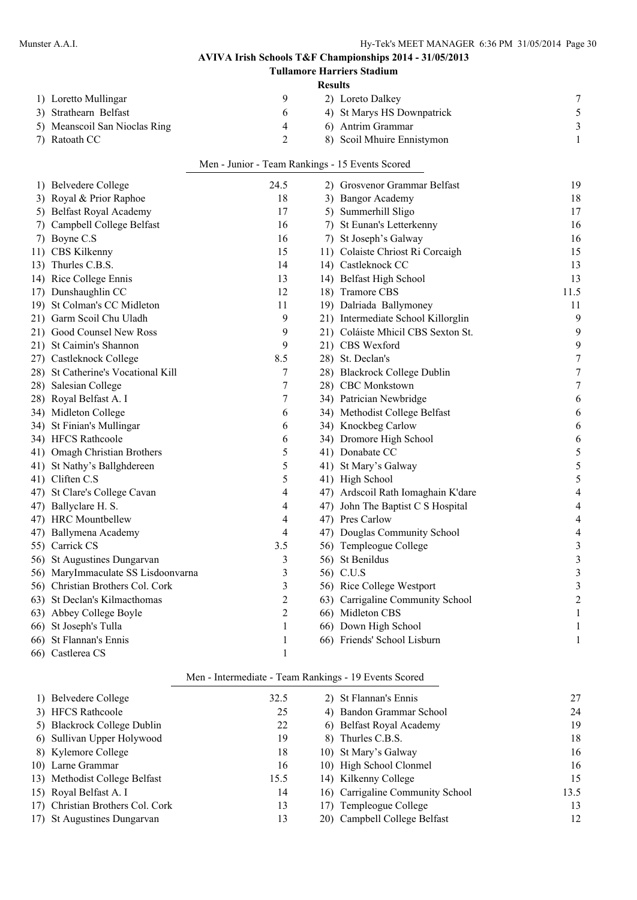**AVIVA Irish Schools T&F Championships 2014 - 31/05/2013**

**Tullamore Harriers Stadium**

**Results**

| Rank | School | Points | Rank | School | Points |
|---|---|---|---|---|---|
| 1) | Loretto Mullingar | 9 | 2) | Loreto Dalkey | 7 |
| 3) | Strathearn Belfast | 6 | 4) | St Marys HS Downpatrick | 5 |
| 5) | Meanscoil San Nioclas Ring | 4 | 6) | Antrim Grammar | 3 |
| 7) | Ratoath CC | 2 | 8) | Scoil Mhuire Ennistymon | 1 |

Men - Junior - Team Rankings - 15 Events Scored

| Rank | School | Points | Rank | School | Points |
|---|---|---|---|---|---|
| 1) | Belvedere College | 24.5 | 2) | Grosvenor Grammar Belfast | 19 |
| 3) | Royal & Prior Raphoe | 18 | 3) | Bangor Academy | 18 |
| 5) | Belfast Royal Academy | 17 | 5) | Summerhill Sligo | 17 |
| 7) | Campbell College Belfast | 16 | 7) | St Eunan's Letterkenny | 16 |
| 7) | Boyne C.S | 16 | 7) | St Joseph's Galway | 16 |
| 11) | CBS Kilkenny | 15 | 11) | Colaiste Chriost Ri Corcaigh | 15 |
| 13) | Thurles C.B.S. | 14 | 14) | Castleknock CC | 13 |
| 14) | Rice College Ennis | 13 | 14) | Belfast High School | 13 |
| 17) | Dunshaughlin CC | 12 | 18) | Tramore CBS | 11.5 |
| 19) | St Colman's CC Midleton | 11 | 19) | Dalriada Ballymoney | 11 |
| 21) | Garm Scoil Chu Uladh | 9 | 21) | Intermediate School Killorglin | 9 |
| 21) | Good Counsel New Ross | 9 | 21) | Coláiste Mhicil CBS Sexton St. | 9 |
| 21) | St Caimin's Shannon | 9 | 21) | CBS Wexford | 9 |
| 27) | Castleknock College | 8.5 | 28) | St. Declan's | 7 |
| 28) | St Catherine's Vocational Kill | 7 | 28) | Blackrock College Dublin | 7 |
| 28) | Salesian College | 7 | 28) | CBC Monkstown | 7 |
| 28) | Royal Belfast A. I | 7 | 34) | Patrician Newbridge | 6 |
| 34) | Midleton College | 6 | 34) | Methodist College Belfast | 6 |
| 34) | St Finian's Mullingar | 6 | 34) | Knockbeg Carlow | 6 |
| 34) | HFCS Rathcoole | 6 | 34) | Dromore High School | 6 |
| 41) | Omagh Christian Brothers | 5 | 41) | Donabate CC | 5 |
| 41) | St Nathy's Ballghdereen | 5 | 41) | St Mary's Galway | 5 |
| 41) | Cliften C.S | 5 | 41) | High School | 5 |
| 47) | St Clare's College Cavan | 4 | 47) | Ardscoil Rath Iomaghain K'dare | 4 |
| 47) | Ballyclare H. S. | 4 | 47) | John The Baptist C S Hospital | 4 |
| 47) | HRC Mountbellew | 4 | 47) | Pres Carlow | 4 |
| 47) | Ballymena Academy | 4 | 47) | Douglas Community School | 4 |
| 55) | Carrick CS | 3.5 | 56) | Templeogue College | 3 |
| 56) | St Augustines Dungarvan | 3 | 56) | St Benildus | 3 |
| 56) | MaryImmaculate SS Lisdoonvarna | 3 | 56) | C.U.S | 3 |
| 56) | Christian Brothers Col. Cork | 3 | 56) | Rice College Westport | 3 |
| 63) | St Declan's Kilmacthomas | 2 | 63) | Carrigaline Community School | 2 |
| 63) | Abbey College Boyle | 2 | 66) | Midleton CBS | 1 |
| 66) | St Joseph's Tulla | 1 | 66) | Down High School | 1 |
| 66) | St Flannan's Ennis | 1 | 66) | Friends' School Lisburn | 1 |
| 66) | Castlerea CS | 1 | | | |

Men - Intermediate - Team Rankings - 19 Events Scored

| Rank | School | Points | Rank | School | Points |
|---|---|---|---|---|---|
| 1) | Belvedere College | 32.5 | 2) | St Flannan's Ennis | 27 |
| 3) | HFCS Rathcoole | 25 | 4) | Bandon Grammar School | 24 |
| 5) | Blackrock College Dublin | 22 | 6) | Belfast Royal Academy | 19 |
| 6) | Sullivan Upper Holywood | 19 | 8) | Thurles C.B.S. | 18 |
| 8) | Kylemore College | 18 | 10) | St Mary's Galway | 16 |
| 10) | Larne Grammar | 16 | 10) | High School Clonmel | 16 |
| 13) | Methodist College Belfast | 15.5 | 14) | Kilkenny College | 15 |
| 15) | Royal Belfast A. I | 14 | 16) | Carrigaline Community School | 13.5 |
| 17) | Christian Brothers Col. Cork | 13 | 17) | Templeogue College | 13 |
| 17) | St Augustines Dungarvan | 13 | 20) | Campbell College Belfast | 12 |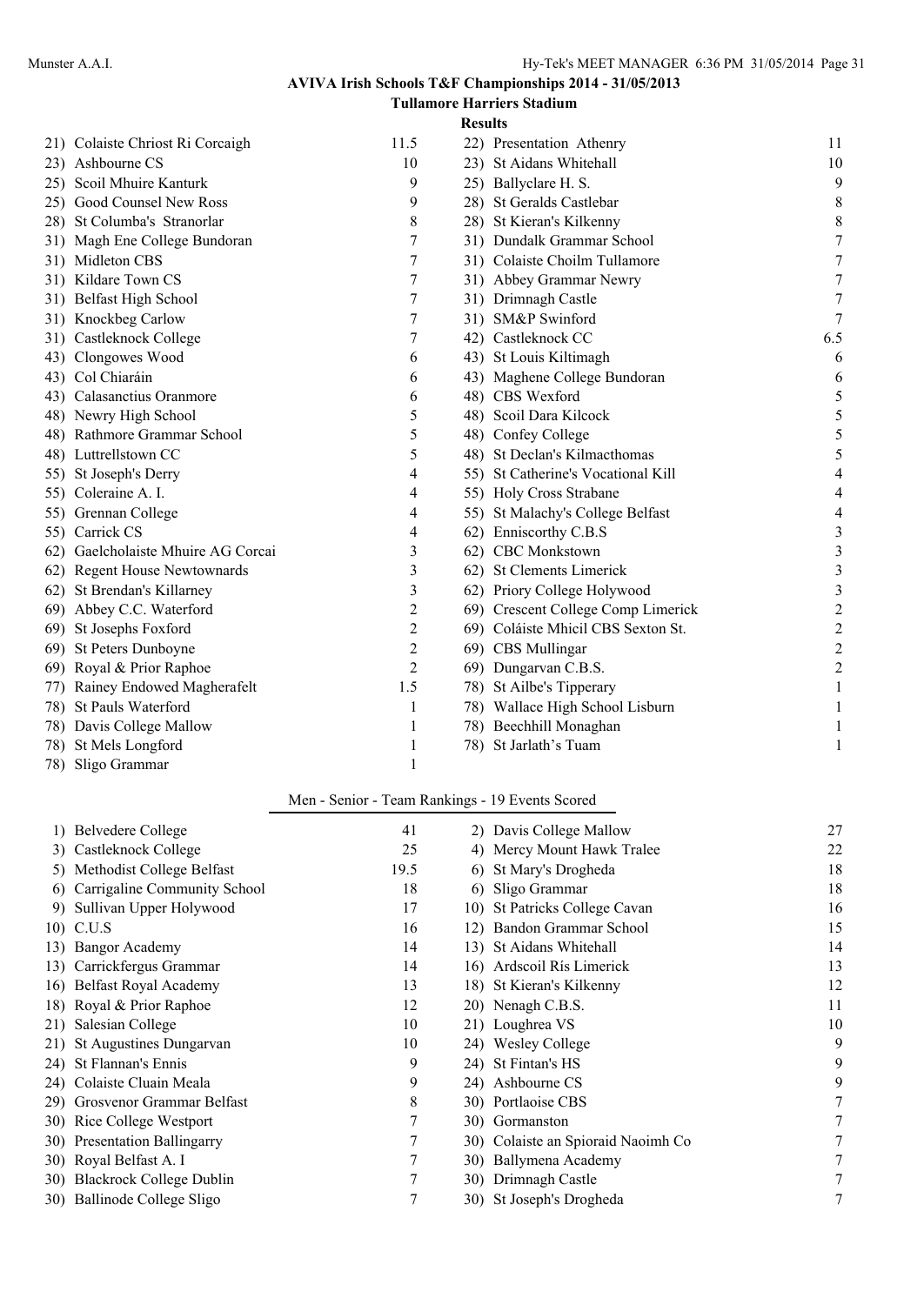## AVIVA Irish Schools T&F Championships 2014 - 31/05/2013

### Tullamore Harriers Stadium

### Results

| Place | School | Points | Place | School | Points |
|---|---|---|---|---|---|
| 21) | Colaiste Chriost Ri Corcaigh | 11.5 | 22) | Presentation Athenry | 11 |
| 23) | Ashbourne CS | 10 | 23) | St Aidans Whitehall | 10 |
| 25) | Scoil Mhuire Kanturk | 9 | 25) | Ballyclare H. S. | 9 |
| 25) | Good Counsel New Ross | 9 | 28) | St Geralds Castlebar | 8 |
| 28) | St Columba's Stranorlar | 8 | 28) | St Kieran's Kilkenny | 8 |
| 31) | Magh Ene College Bundoran | 7 | 31) | Dundalk Grammar School | 7 |
| 31) | Midleton CBS | 7 | 31) | Colaiste Choilm Tullamore | 7 |
| 31) | Kildare Town CS | 7 | 31) | Abbey Grammar Newry | 7 |
| 31) | Belfast High School | 7 | 31) | Drimnagh Castle | 7 |
| 31) | Knockbeg Carlow | 7 | 31) | SM&P Swinford | 7 |
| 31) | Castleknock College | 7 | 42) | Castleknock CC | 6.5 |
| 43) | Clongowes Wood | 6 | 43) | St Louis Kiltimagh | 6 |
| 43) | Col Chiaráin | 6 | 43) | Maghene College Bundoran | 6 |
| 43) | Calasanctius Oranmore | 6 | 48) | CBS Wexford | 5 |
| 48) | Newry High School | 5 | 48) | Scoil Dara Kilcock | 5 |
| 48) | Rathmore Grammar School | 5 | 48) | Confey College | 5 |
| 48) | Luttrellstown CC | 5 | 48) | St Declan's Kilmacthomas | 5 |
| 55) | St Joseph's Derry | 4 | 55) | St Catherine's Vocational Kill | 4 |
| 55) | Coleraine A. I. | 4 | 55) | Holy Cross Strabane | 4 |
| 55) | Grennan College | 4 | 55) | St Malachy's College Belfast | 4 |
| 55) | Carrick CS | 4 | 62) | Enniscorthy C.B.S | 3 |
| 62) | Gaelcholaiste Mhuire AG Corcai | 3 | 62) | CBC Monkstown | 3 |
| 62) | Regent House Newtownards | 3 | 62) | St Clements Limerick | 3 |
| 62) | St Brendan's Killarney | 3 | 62) | Priory College Holywood | 3 |
| 69) | Abbey C.C. Waterford | 2 | 69) | Crescent College Comp Limerick | 2 |
| 69) | St Josephs Foxford | 2 | 69) | Coláiste Mhicil CBS Sexton St. | 2 |
| 69) | St Peters Dunboyne | 2 | 69) | CBS Mullingar | 2 |
| 69) | Royal & Prior Raphoe | 2 | 69) | Dungarvan C.B.S. | 2 |
| 77) | Rainey Endowed Magherafelt | 1.5 | 78) | St Ailbe's Tipperary | 1 |
| 78) | St Pauls Waterford | 1 | 78) | Wallace High School Lisburn | 1 |
| 78) | Davis College Mallow | 1 | 78) | Beechhill Monaghan | 1 |
| 78) | St Mels Longford | 1 | 78) | St Jarlath's Tuam | 1 |
| 78) | Sligo Grammar | 1 | | | |

### Men - Senior - Team Rankings - 19 Events Scored

| Place | School | Points | Place | School | Points |
|---|---|---|---|---|---|
| 1) | Belvedere College | 41 | 2) | Davis College Mallow | 27 |
| 3) | Castleknock College | 25 | 4) | Mercy Mount Hawk Tralee | 22 |
| 5) | Methodist College Belfast | 19.5 | 6) | St Mary's Drogheda | 18 |
| 6) | Carrigaline Community School | 18 | 6) | Sligo Grammar | 18 |
| 9) | Sullivan Upper Holywood | 17 | 10) | St Patricks College Cavan | 16 |
| 10) | C.U.S | 16 | 12) | Bandon Grammar School | 15 |
| 13) | Bangor Academy | 14 | 13) | St Aidans Whitehall | 14 |
| 13) | Carrickfergus Grammar | 14 | 16) | Ardscoil Rís Limerick | 13 |
| 16) | Belfast Royal Academy | 13 | 18) | St Kieran's Kilkenny | 12 |
| 18) | Royal & Prior Raphoe | 12 | 20) | Nenagh C.B.S. | 11 |
| 21) | Salesian College | 10 | 21) | Loughrea VS | 10 |
| 21) | St Augustines Dungarvan | 10 | 24) | Wesley College | 9 |
| 24) | St Flannan's Ennis | 9 | 24) | St Fintan's HS | 9 |
| 24) | Colaiste Cluain Meala | 9 | 24) | Ashbourne CS | 9 |
| 29) | Grosvenor Grammar Belfast | 8 | 30) | Portlaoise CBS | 7 |
| 30) | Rice College Westport | 7 | 30) | Gormanston | 7 |
| 30) | Presentation Ballingarry | 7 | 30) | Colaiste an Spioraid Naoimh Co | 7 |
| 30) | Royal Belfast A. I | 7 | 30) | Ballymena Academy | 7 |
| 30) | Blackrock College Dublin | 7 | 30) | Drimnagh Castle | 7 |
| 30) | Ballinode College Sligo | 7 | 30) | St Joseph's Drogheda | 7 |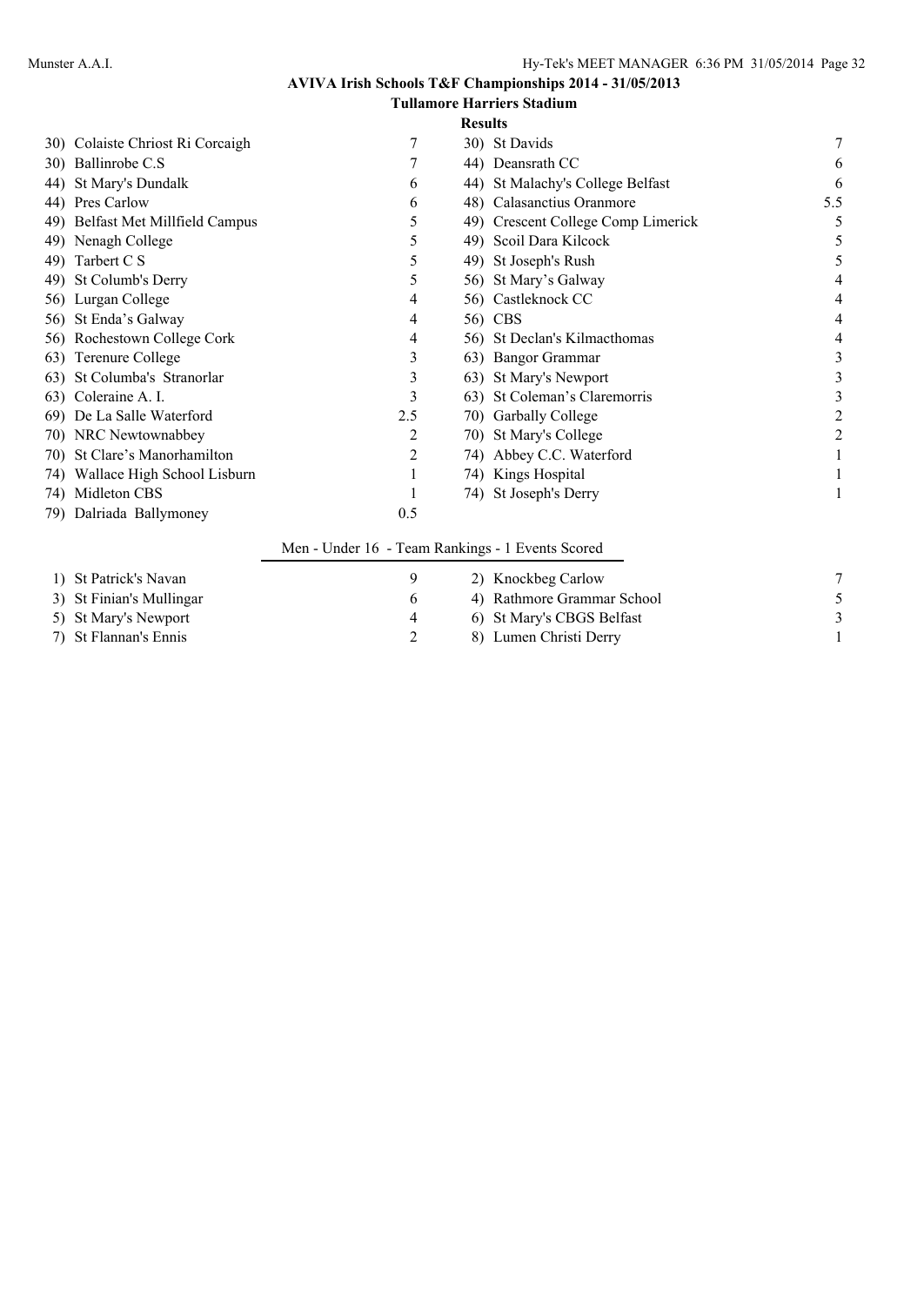**AVIVA Irish Schools T&F Championships 2014 - 31/05/2013**

**Tullamore Harriers Stadium**

**Results**

| | | | | | |
|---|---|---|---|---|---|
| 30) | Colaiste Chriost Ri Corcaigh | 7 | 30) | St Davids | 7 |
| 30) | Ballinrobe C.S | 7 | 44) | Deansrath CC | 6 |
| 44) | St Mary's Dundalk | 6 | 44) | St Malachy's College Belfast | 6 |
| 44) | Pres Carlow | 6 | 48) | Calasanctius Oranmore | 5.5 |
| 49) | Belfast Met Millfield Campus | 5 | 49) | Crescent College Comp Limerick | 5 |
| 49) | Nenagh College | 5 | 49) | Scoil Dara Kilcock | 5 |
| 49) | Tarbert C S | 5 | 49) | St Joseph's Rush | 5 |
| 49) | St Columb's Derry | 5 | 56) | St Mary's Galway | 4 |
| 56) | Lurgan College | 4 | 56) | Castleknock CC | 4 |
| 56) | St Enda's Galway | 4 | 56) | CBS | 4 |
| 56) | Rochestown College Cork | 4 | 56) | St Declan's Kilmacthomas | 4 |
| 63) | Terenure College | 3 | 63) | Bangor Grammar | 3 |
| 63) | St Columba's Stranorlar | 3 | 63) | St Mary's Newport | 3 |
| 63) | Coleraine A. I. | 3 | 63) | St Coleman's Claremorris | 3 |
| 69) | De La Salle Waterford | 2.5 | 70) | Garbally College | 2 |
| 70) | NRC Newtownabbey | 2 | 70) | St Mary's College | 2 |
| 70) | St Clare's Manorhamilton | 2 | 74) | Abbey C.C. Waterford | 1 |
| 74) | Wallace High School Lisburn | 1 | 74) | Kings Hospital | 1 |
| 74) | Midleton CBS | 1 | 74) | St Joseph's Derry | 1 |
| 79) | Dalriada Ballymoney | 0.5 | | | |

Men - Under 16 - Team Rankings - 1 Events Scored

| | | | | | |
|---|---|---|---|---|---|
| 1) | St Patrick's Navan | 9 | 2) | Knockbeg Carlow | 7 |
| 3) | St Finian's Mullingar | 6 | 4) | Rathmore Grammar School | 5 |
| 5) | St Mary's Newport | 4 | 6) | St Mary's CBGS Belfast | 3 |
| 7) | St Flannan's Ennis | 2 | 8) | Lumen Christi Derry | 1 |